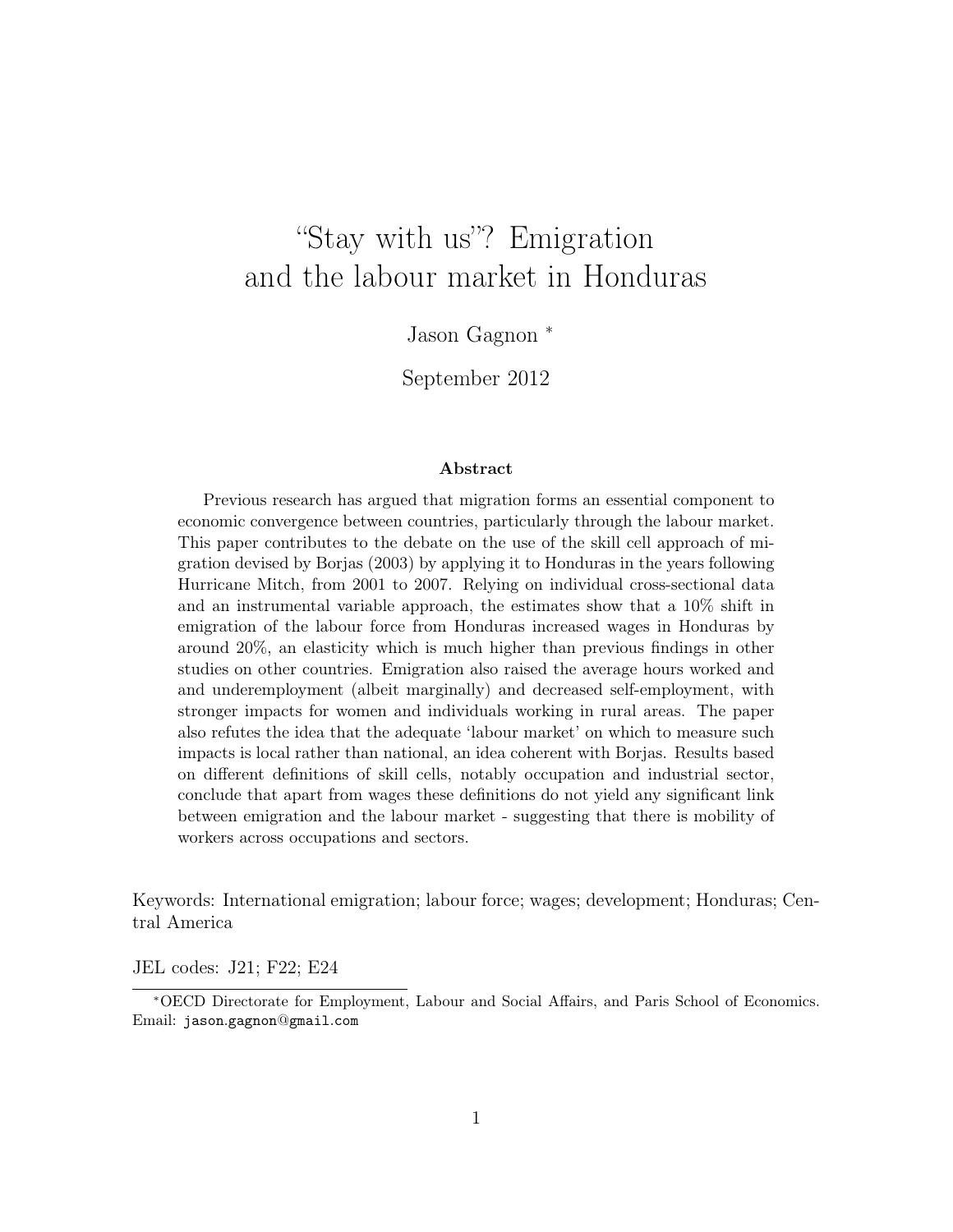# "Stay with us"? Emigration and the labour market in Honduras

Jason Gagnon [*]

September 2012

### Abstract

Previous research has argued that migration forms an essential component to economic convergence between countries, particularly through the labour market. This paper contributes to the debate on the use of the skill cell approach of migration devised by Borjas (2003) by applying it to Honduras in the years following Hurricane Mitch, from 2001 to 2007. Relying on individual cross-sectional data and an instrumental variable approach, the estimates show that a 10% shift in emigration of the labour force from Honduras increased wages in Honduras by around 20%, an elasticity which is much higher than previous findings in other studies on other countries. Emigration also raised the average hours worked and and underemployment (albeit marginally) and decreased self-employment, with stronger impacts for women and individuals working in rural areas. The paper also refutes the idea that the adequate 'labour market' on which to measure such impacts is local rather than national, an idea coherent with Borjas. Results based on different definitions of skill cells, notably occupation and industrial sector, conclude that apart from wages these definitions do not yield any significant link between emigration and the labour market - suggesting that there is mobility of workers across occupations and sectors.

Keywords: International emigration; labour force; wages; development; Honduras; Central America

JEL codes: J21; F22; E24

[*] OECD Directorate for Employment, Labour and Social Affairs, and Paris School of Economics. Email: jason.gagnon@gmail.com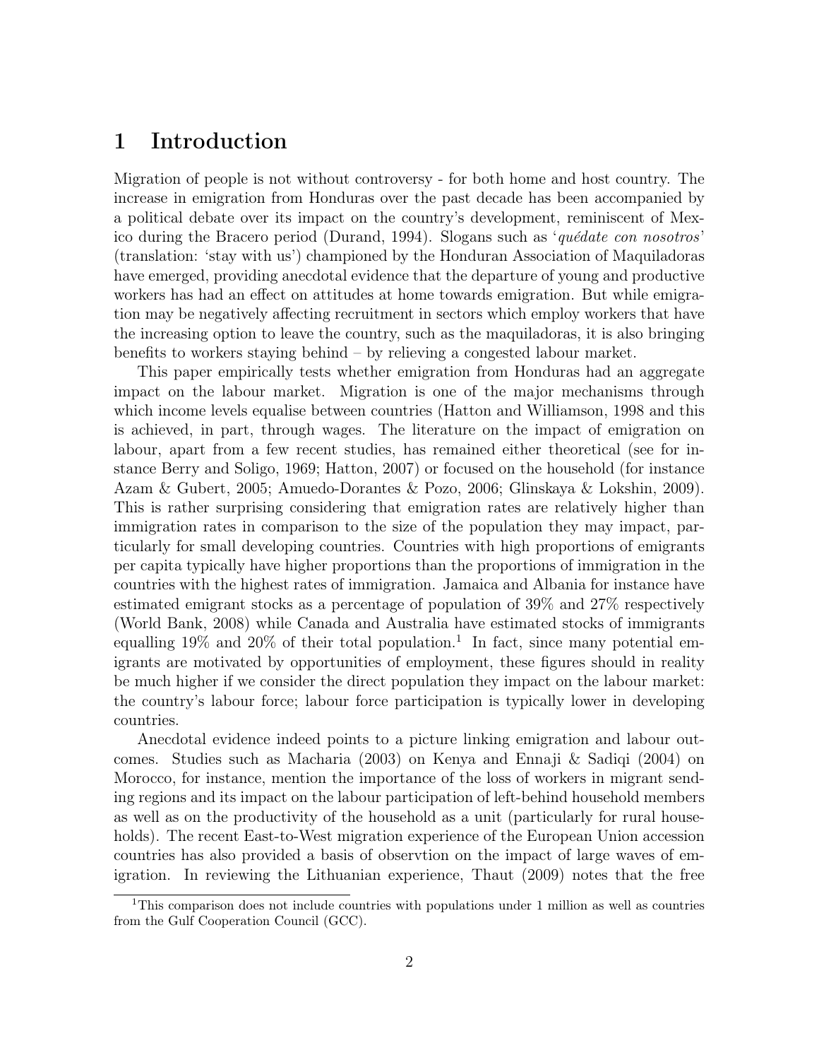# 1 Introduction

Migration of people is not without controversy - for both home and host country. The increase in emigration from Honduras over the past decade has been accompanied by a political debate over its impact on the country's development, reminiscent of Mexico during the Bracero period (Durand, 1994). Slogans such as '*quédate con nosotros*' (translation: 'stay with us') championed by the Honduran Association of Maquiladoras have emerged, providing anecdotal evidence that the departure of young and productive workers has had an effect on attitudes at home towards emigration. But while emigration may be negatively affecting recruitment in sectors which employ workers that have the increasing option to leave the country, such as the maquiladoras, it is also bringing benefits to workers staying behind – by relieving a congested labour market.

This paper empirically tests whether emigration from Honduras had an aggregate impact on the labour market. Migration is one of the major mechanisms through which income levels equalise between countries (Hatton and Williamson, 1998 and this is achieved, in part, through wages. The literature on the impact of emigration on labour, apart from a few recent studies, has remained either theoretical (see for instance Berry and Soligo, 1969; Hatton, 2007) or focused on the household (for instance Azam & Gubert, 2005; Amuedo-Dorantes & Pozo, 2006; Glinskaya & Lokshin, 2009). This is rather surprising considering that emigration rates are relatively higher than immigration rates in comparison to the size of the population they may impact, particularly for small developing countries. Countries with high proportions of emigrants per capita typically have higher proportions than the proportions of immigration in the countries with the highest rates of immigration. Jamaica and Albania for instance have estimated emigrant stocks as a percentage of population of 39% and 27% respectively (World Bank, 2008) while Canada and Australia have estimated stocks of immigrants equalling 19% and 20% of their total population.[1] In fact, since many potential emigrants are motivated by opportunities of employment, these figures should in reality be much higher if we consider the direct population they impact on the labour market: the country's labour force; labour force participation is typically lower in developing countries.

Anecdotal evidence indeed points to a picture linking emigration and labour outcomes. Studies such as Macharia (2003) on Kenya and Ennaji & Sadiqi (2004) on Morocco, for instance, mention the importance of the loss of workers in migrant sending regions and its impact on the labour participation of left-behind household members as well as on the productivity of the household as a unit (particularly for rural households). The recent East-to-West migration experience of the European Union accession countries has also provided a basis of observtion on the impact of large waves of emigration. In reviewing the Lithuanian experience, Thaut (2009) notes that the free

[1] This comparison does not include countries with populations under 1 million as well as countries from the Gulf Cooperation Council (GCC).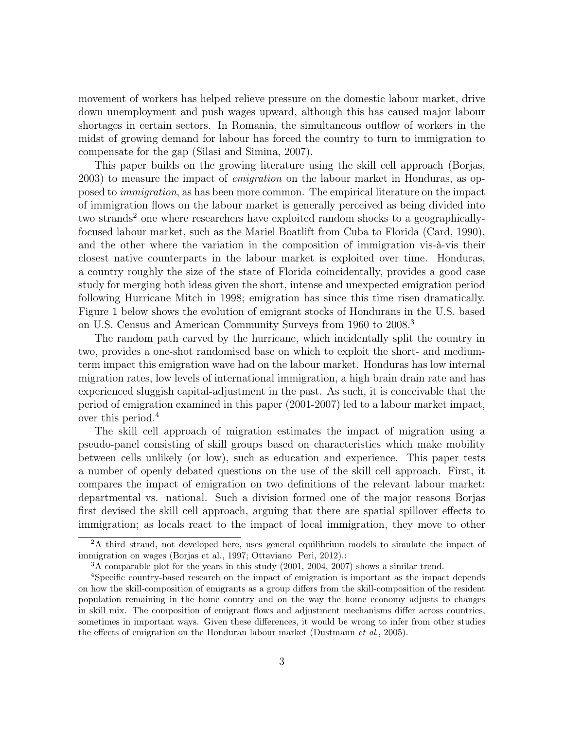movement of workers has helped relieve pressure on the domestic labour market, drive down unemployment and push wages upward, although this has caused major labour shortages in certain sectors. In Romania, the simultaneous outflow of workers in the midst of growing demand for labour has forced the country to turn to immigration to compensate for the gap (Silasi and Simina, 2007).

This paper builds on the growing literature using the skill cell approach (Borjas, 2003) to measure the impact of *emigration* on the labour market in Honduras, as opposed to *immigration*, as has been more common. The empirical literature on the impact of immigration flows on the labour market is generally perceived as being divided into two strands[2] one where researchers have exploited random shocks to a geographically-focused labour market, such as the Mariel Boatlift from Cuba to Florida (Card, 1990), and the other where the variation in the composition of immigration vis-à-vis their closest native counterparts in the labour market is exploited over time. Honduras, a country roughly the size of the state of Florida coincidentally, provides a good case study for merging both ideas given the short, intense and unexpected emigration period following Hurricane Mitch in 1998; emigration has since this time risen dramatically. Figure 1 below shows the evolution of emigrant stocks of Hondurans in the U.S. based on U.S. Census and American Community Surveys from 1960 to 2008.[3]

The random path carved by the hurricane, which incidentally split the country in two, provides a one-shot randomised base on which to exploit the short- and medium-term impact this emigration wave had on the labour market. Honduras has low internal migration rates, low levels of international immigration, a high brain drain rate and has experienced sluggish capital-adjustment in the past. As such, it is conceivable that the period of emigration examined in this paper (2001-2007) led to a labour market impact, over this period.[4]

The skill cell approach of migration estimates the impact of migration using a pseudo-panel consisting of skill groups based on characteristics which make mobility between cells unlikely (or low), such as education and experience. This paper tests a number of openly debated questions on the use of the skill cell approach. First, it compares the impact of emigration on two definitions of the relevant labour market: departmental vs. national. Such a division formed one of the major reasons Borjas first devised the skill cell approach, arguing that there are spatial spillover effects to immigration; as locals react to the impact of local immigration, they move to other

---

[2] A third strand, not developed here, uses general equilibrium models to simulate the impact of immigration on wages (Borjas et al., 1997; Ottaviano Peri, 2012).:

[3] A comparable plot for the years in this study (2001, 2004, 2007) shows a similar trend.

[4] Specific country-based research on the impact of emigration is important as the impact depends on how the skill-composition of emigrants as a group differs from the skill-composition of the resident population remaining in the home country and on the way the home economy adjusts to changes in skill mix. The composition of emigrant flows and adjustment mechanisms differ across countries, sometimes in important ways. Given these differences, it would be wrong to infer from other studies the effects of emigration on the Honduran labour market (Dustmann *et al.*, 2005).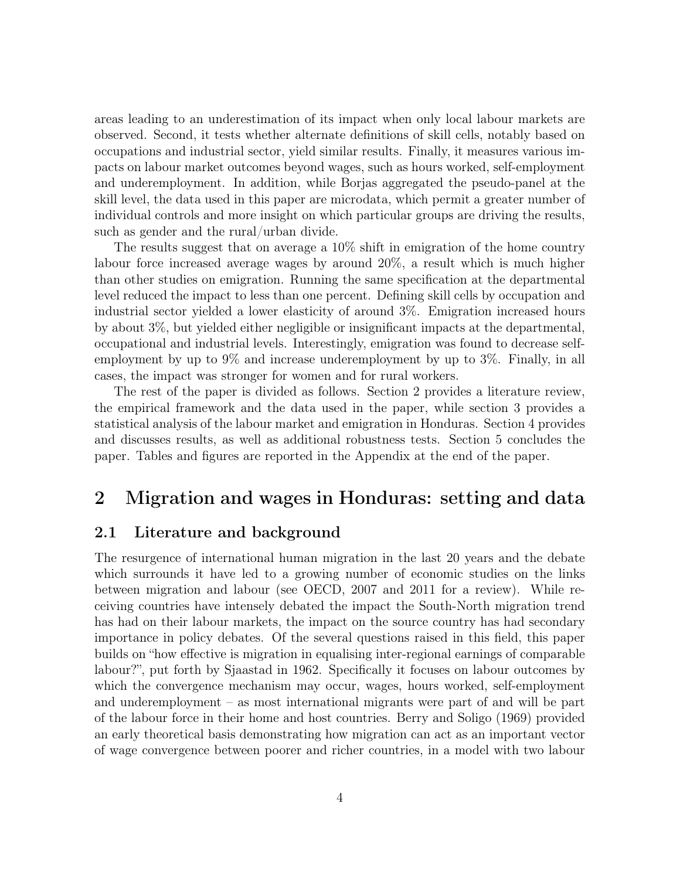areas leading to an underestimation of its impact when only local labour markets are observed. Second, it tests whether alternate definitions of skill cells, notably based on occupations and industrial sector, yield similar results. Finally, it measures various impacts on labour market outcomes beyond wages, such as hours worked, self-employment and underemployment. In addition, while Borjas aggregated the pseudo-panel at the skill level, the data used in this paper are microdata, which permit a greater number of individual controls and more insight on which particular groups are driving the results, such as gender and the rural/urban divide.

The results suggest that on average a 10% shift in emigration of the home country labour force increased average wages by around 20%, a result which is much higher than other studies on emigration. Running the same specification at the departmental level reduced the impact to less than one percent. Defining skill cells by occupation and industrial sector yielded a lower elasticity of around 3%. Emigration increased hours by about 3%, but yielded either negligible or insignificant impacts at the departmental, occupational and industrial levels. Interestingly, emigration was found to decrease self-employment by up to 9% and increase underemployment by up to 3%. Finally, in all cases, the impact was stronger for women and for rural workers.

The rest of the paper is divided as follows. Section 2 provides a literature review, the empirical framework and the data used in the paper, while section 3 provides a statistical analysis of the labour market and emigration in Honduras. Section 4 provides and discusses results, as well as additional robustness tests. Section 5 concludes the paper. Tables and figures are reported in the Appendix at the end of the paper.

# 2 Migration and wages in Honduras: setting and data

## 2.1 Literature and background

The resurgence of international human migration in the last 20 years and the debate which surrounds it have led to a growing number of economic studies on the links between migration and labour (see OECD, 2007 and 2011 for a review). While receiving countries have intensely debated the impact the South-North migration trend has had on their labour markets, the impact on the source country has had secondary importance in policy debates. Of the several questions raised in this field, this paper builds on "how effective is migration in equalising inter-regional earnings of comparable labour?", put forth by Sjaastad in 1962. Specifically it focuses on labour outcomes by which the convergence mechanism may occur, wages, hours worked, self-employment and underemployment – as most international migrants were part of and will be part of the labour force in their home and host countries. Berry and Soligo (1969) provided an early theoretical basis demonstrating how migration can act as an important vector of wage convergence between poorer and richer countries, in a model with two labour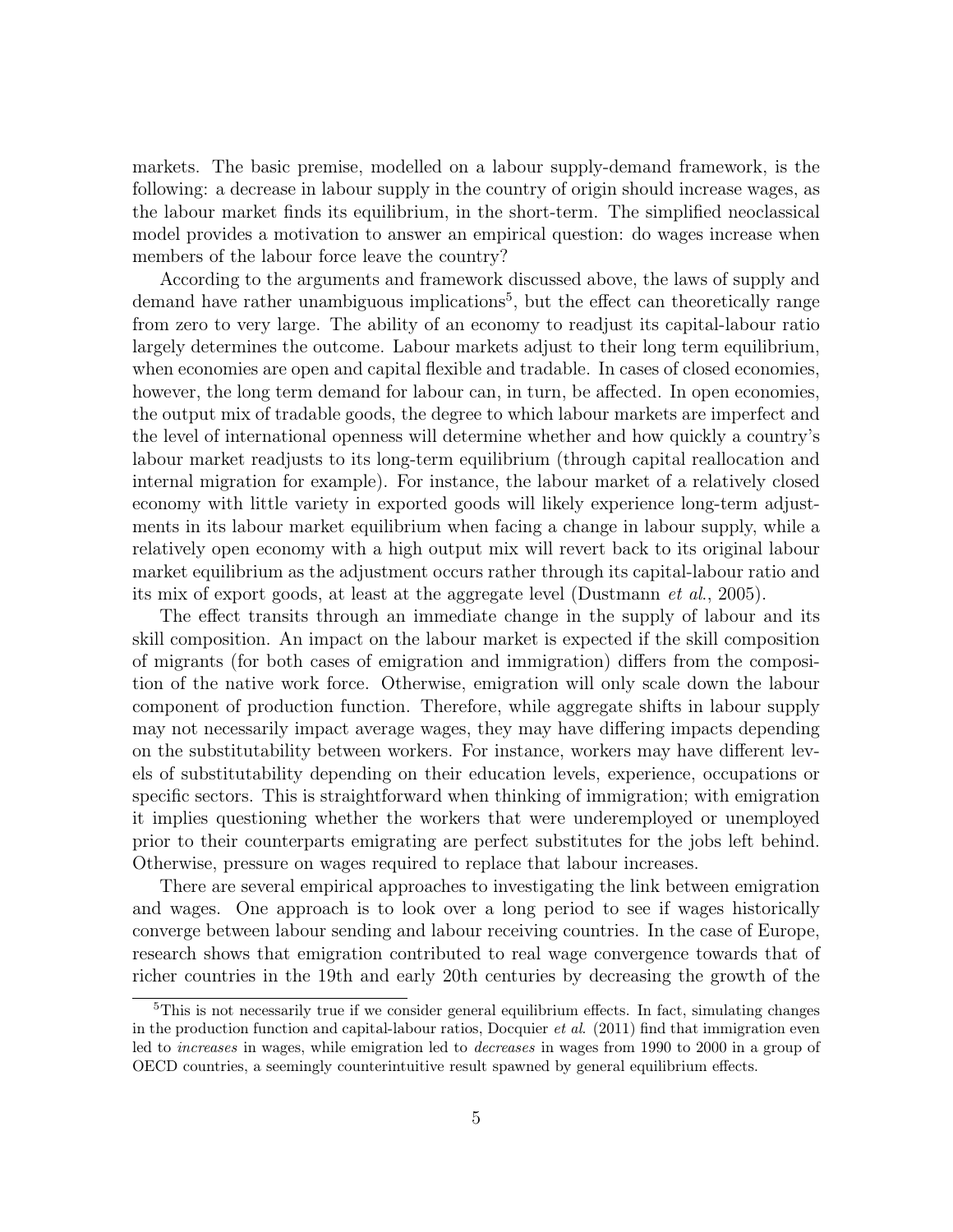markets. The basic premise, modelled on a labour supply-demand framework, is the following: a decrease in labour supply in the country of origin should increase wages, as the labour market finds its equilibrium, in the short-term. The simplified neoclassical model provides a motivation to answer an empirical question: do wages increase when members of the labour force leave the country?

According to the arguments and framework discussed above, the laws of supply and demand have rather unambiguous implications[5], but the effect can theoretically range from zero to very large. The ability of an economy to readjust its capital-labour ratio largely determines the outcome. Labour markets adjust to their long term equilibrium, when economies are open and capital flexible and tradable. In cases of closed economies, however, the long term demand for labour can, in turn, be affected. In open economies, the output mix of tradable goods, the degree to which labour markets are imperfect and the level of international openness will determine whether and how quickly a country's labour market readjusts to its long-term equilibrium (through capital reallocation and internal migration for example). For instance, the labour market of a relatively closed economy with little variety in exported goods will likely experience long-term adjustments in its labour market equilibrium when facing a change in labour supply, while a relatively open economy with a high output mix will revert back to its original labour market equilibrium as the adjustment occurs rather through its capital-labour ratio and its mix of export goods, at least at the aggregate level (Dustmann *et al.*, 2005).

The effect transits through an immediate change in the supply of labour and its skill composition. An impact on the labour market is expected if the skill composition of migrants (for both cases of emigration and immigration) differs from the composition of the native work force. Otherwise, emigration will only scale down the labour component of production function. Therefore, while aggregate shifts in labour supply may not necessarily impact average wages, they may have differing impacts depending on the substitutability between workers. For instance, workers may have different levels of substitutability depending on their education levels, experience, occupations or specific sectors. This is straightforward when thinking of immigration; with emigration it implies questioning whether the workers that were underemployed or unemployed prior to their counterparts emigrating are perfect substitutes for the jobs left behind. Otherwise, pressure on wages required to replace that labour increases.

There are several empirical approaches to investigating the link between emigration and wages. One approach is to look over a long period to see if wages historically converge between labour sending and labour receiving countries. In the case of Europe, research shows that emigration contributed to real wage convergence towards that of richer countries in the 19th and early 20th centuries by decreasing the growth of the

[5]This is not necessarily true if we consider general equilibrium effects. In fact, simulating changes in the production function and capital-labour ratios, Docquier *et al.* (2011) find that immigration even led to *increases* in wages, while emigration led to *decreases* in wages from 1990 to 2000 in a group of OECD countries, a seemingly counterintuitive result spawned by general equilibrium effects.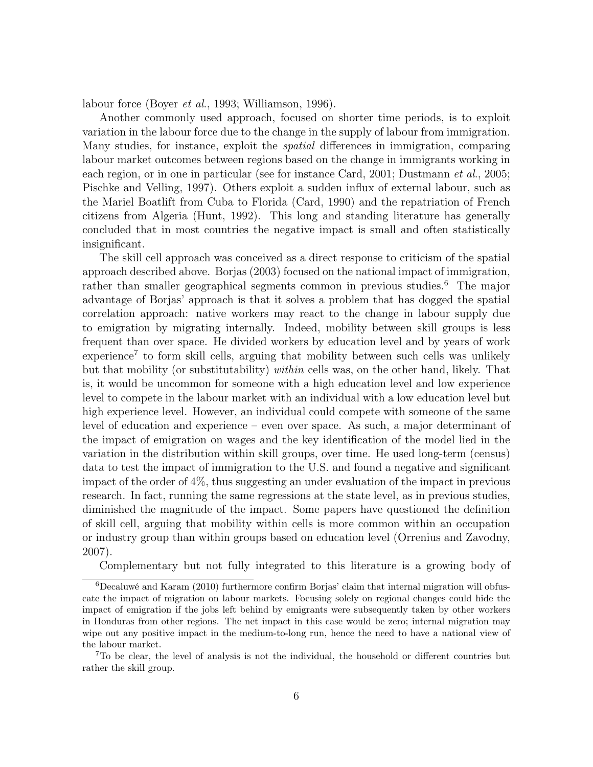labour force (Boyer *et al.*, 1993; Williamson, 1996).

Another commonly used approach, focused on shorter time periods, is to exploit variation in the labour force due to the change in the supply of labour from immigration. Many studies, for instance, exploit the *spatial* differences in immigration, comparing labour market outcomes between regions based on the change in immigrants working in each region, or in one in particular (see for instance Card, 2001; Dustmann *et al.*, 2005; Pischke and Velling, 1997). Others exploit a sudden influx of external labour, such as the Mariel Boatlift from Cuba to Florida (Card, 1990) and the repatriation of French citizens from Algeria (Hunt, 1992). This long and standing literature has generally concluded that in most countries the negative impact is small and often statistically insignificant.

The skill cell approach was conceived as a direct response to criticism of the spatial approach described above. Borjas (2003) focused on the national impact of immigration, rather than smaller geographical segments common in previous studies.[6] The major advantage of Borjas' approach is that it solves a problem that has dogged the spatial correlation approach: native workers may react to the change in labour supply due to emigration by migrating internally. Indeed, mobility between skill groups is less frequent than over space. He divided workers by education level and by years of work experience[7] to form skill cells, arguing that mobility between such cells was unlikely but that mobility (or substitutability) *within* cells was, on the other hand, likely. That is, it would be uncommon for someone with a high education level and low experience level to compete in the labour market with an individual with a low education level but high experience level. However, an individual could compete with someone of the same level of education and experience – even over space. As such, a major determinant of the impact of emigration on wages and the key identification of the model lied in the variation in the distribution within skill groups, over time. He used long-term (census) data to test the impact of immigration to the U.S. and found a negative and significant impact of the order of 4%, thus suggesting an under evaluation of the impact in previous research. In fact, running the same regressions at the state level, as in previous studies, diminished the magnitude of the impact. Some papers have questioned the definition of skill cell, arguing that mobility within cells is more common within an occupation or industry group than within groups based on education level (Orrenius and Zavodny, 2007).

Complementary but not fully integrated to this literature is a growing body of

[6] Decaluwé and Karam (2010) furthermore confirm Borjas' claim that internal migration will obfuscate the impact of migration on labour markets. Focusing solely on regional changes could hide the impact of emigration if the jobs left behind by emigrants were subsequently taken by other workers in Honduras from other regions. The net impact in this case would be zero; internal migration may wipe out any positive impact in the medium-to-long run, hence the need to have a national view of the labour market.

[7] To be clear, the level of analysis is not the individual, the household or different countries but rather the skill group.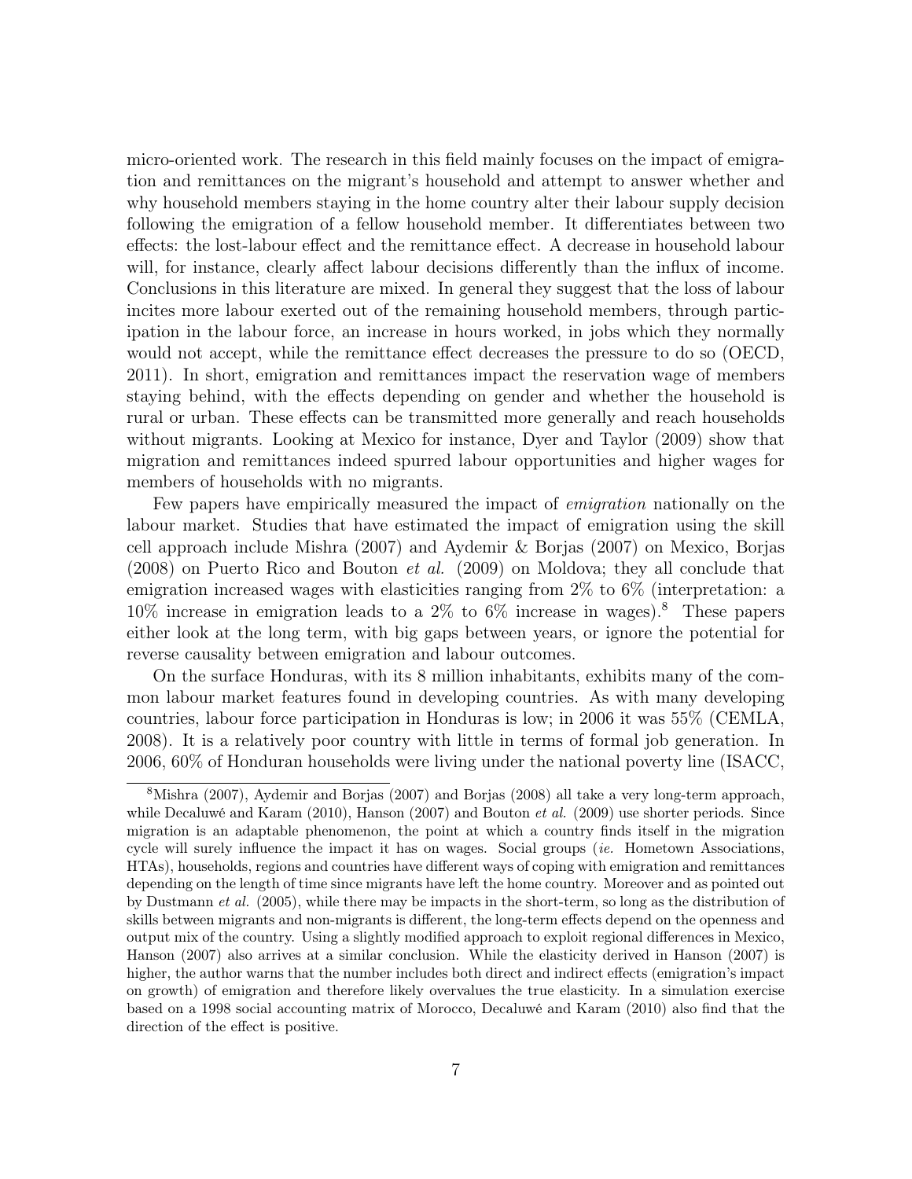micro-oriented work. The research in this field mainly focuses on the impact of emigration and remittances on the migrant's household and attempt to answer whether and why household members staying in the home country alter their labour supply decision following the emigration of a fellow household member. It differentiates between two effects: the lost-labour effect and the remittance effect. A decrease in household labour will, for instance, clearly affect labour decisions differently than the influx of income. Conclusions in this literature are mixed. In general they suggest that the loss of labour incites more labour exerted out of the remaining household members, through participation in the labour force, an increase in hours worked, in jobs which they normally would not accept, while the remittance effect decreases the pressure to do so (OECD, 2011). In short, emigration and remittances impact the reservation wage of members staying behind, with the effects depending on gender and whether the household is rural or urban. These effects can be transmitted more generally and reach households without migrants. Looking at Mexico for instance, Dyer and Taylor (2009) show that migration and remittances indeed spurred labour opportunities and higher wages for members of households with no migrants.

Few papers have empirically measured the impact of *emigration* nationally on the labour market. Studies that have estimated the impact of emigration using the skill cell approach include Mishra (2007) and Aydemir & Borjas (2007) on Mexico, Borjas (2008) on Puerto Rico and Bouton *et al.* (2009) on Moldova; they all conclude that emigration increased wages with elasticities ranging from 2% to 6% (interpretation: a 10% increase in emigration leads to a 2% to 6% increase in wages).[8] These papers either look at the long term, with big gaps between years, or ignore the potential for reverse causality between emigration and labour outcomes.

On the surface Honduras, with its 8 million inhabitants, exhibits many of the common labour market features found in developing countries. As with many developing countries, labour force participation in Honduras is low; in 2006 it was 55% (CEMLA, 2008). It is a relatively poor country with little in terms of formal job generation. In 2006, 60% of Honduran households were living under the national poverty line (ISACC,

---

[8] Mishra (2007), Aydemir and Borjas (2007) and Borjas (2008) all take a very long-term approach, while Decaluwé and Karam (2010), Hanson (2007) and Bouton *et al.* (2009) use shorter periods. Since migration is an adaptable phenomenon, the point at which a country finds itself in the migration cycle will surely influence the impact it has on wages. Social groups (*ie.* Hometown Associations, HTAs), households, regions and countries have different ways of coping with emigration and remittances depending on the length of time since migrants have left the home country. Moreover and as pointed out by Dustmann *et al.* (2005), while there may be impacts in the short-term, so long as the distribution of skills between migrants and non-migrants is different, the long-term effects depend on the openness and output mix of the country. Using a slightly modified approach to exploit regional differences in Mexico, Hanson (2007) also arrives at a similar conclusion. While the elasticity derived in Hanson (2007) is higher, the author warns that the number includes both direct and indirect effects (emigration's impact on growth) of emigration and therefore likely overvalues the true elasticity. In a simulation exercise based on a 1998 social accounting matrix of Morocco, Decaluwé and Karam (2010) also find that the direction of the effect is positive.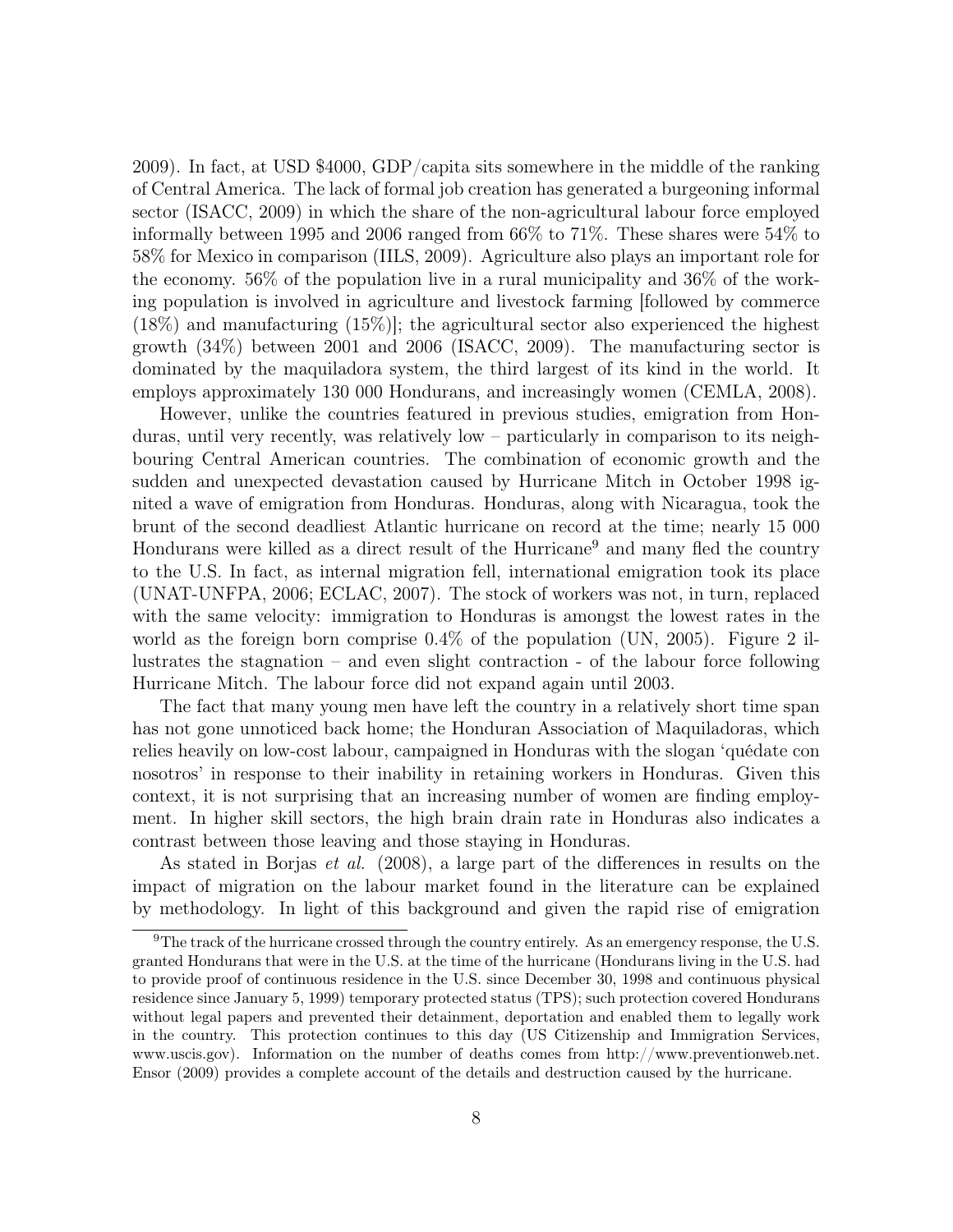2009). In fact, at USD \$4000, GDP/capita sits somewhere in the middle of the ranking of Central America. The lack of formal job creation has generated a burgeoning informal sector (ISACC, 2009) in which the share of the non-agricultural labour force employed informally between 1995 and 2006 ranged from 66% to 71%. These shares were 54% to 58% for Mexico in comparison (IILS, 2009). Agriculture also plays an important role for the economy. 56% of the population live in a rural municipality and 36% of the working population is involved in agriculture and livestock farming [followed by commerce (18%) and manufacturing (15%)]; the agricultural sector also experienced the highest growth (34%) between 2001 and 2006 (ISACC, 2009). The manufacturing sector is dominated by the maquiladora system, the third largest of its kind in the world. It employs approximately 130 000 Hondurans, and increasingly women (CEMLA, 2008).

However, unlike the countries featured in previous studies, emigration from Honduras, until very recently, was relatively low – particularly in comparison to its neighbouring Central American countries. The combination of economic growth and the sudden and unexpected devastation caused by Hurricane Mitch in October 1998 ignited a wave of emigration from Honduras. Honduras, along with Nicaragua, took the brunt of the second deadliest Atlantic hurricane on record at the time; nearly 15 000 Hondurans were killed as a direct result of the Hurricane[9] and many fled the country to the U.S. In fact, as internal migration fell, international emigration took its place (UNAT-UNFPA, 2006; ECLAC, 2007). The stock of workers was not, in turn, replaced with the same velocity: immigration to Honduras is amongst the lowest rates in the world as the foreign born comprise 0.4% of the population (UN, 2005). Figure 2 illustrates the stagnation – and even slight contraction - of the labour force following Hurricane Mitch. The labour force did not expand again until 2003.

The fact that many young men have left the country in a relatively short time span has not gone unnoticed back home; the Honduran Association of Maquiladoras, which relies heavily on low-cost labour, campaigned in Honduras with the slogan 'quédate con nosotros' in response to their inability in retaining workers in Honduras. Given this context, it is not surprising that an increasing number of women are finding employment. In higher skill sectors, the high brain drain rate in Honduras also indicates a contrast between those leaving and those staying in Honduras.

As stated in Borjas *et al.* (2008), a large part of the differences in results on the impact of migration on the labour market found in the literature can be explained by methodology. In light of this background and given the rapid rise of emigration

[9] The track of the hurricane crossed through the country entirely. As an emergency response, the U.S. granted Hondurans that were in the U.S. at the time of the hurricane (Hondurans living in the U.S. had to provide proof of continuous residence in the U.S. since December 30, 1998 and continuous physical residence since January 5, 1999) temporary protected status (TPS); such protection covered Hondurans without legal papers and prevented their detainment, deportation and enabled them to legally work in the country. This protection continues to this day (US Citizenship and Immigration Services, www.uscis.gov). Information on the number of deaths comes from http://www.preventionweb.net. Ensor (2009) provides a complete account of the details and destruction caused by the hurricane.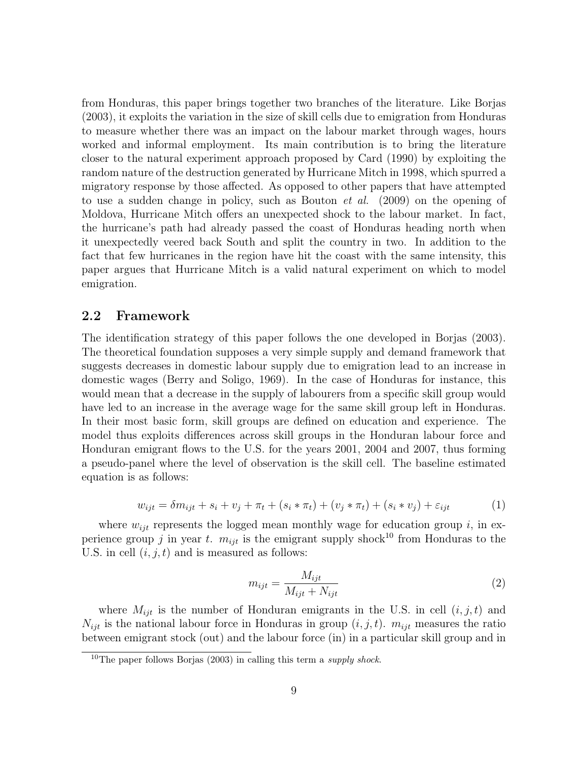from Honduras, this paper brings together two branches of the literature. Like Borjas (2003), it exploits the variation in the size of skill cells due to emigration from Honduras to measure whether there was an impact on the labour market through wages, hours worked and informal employment. Its main contribution is to bring the literature closer to the natural experiment approach proposed by Card (1990) by exploiting the random nature of the destruction generated by Hurricane Mitch in 1998, which spurred a migratory response by those affected. As opposed to other papers that have attempted to use a sudden change in policy, such as Bouton *et al.* (2009) on the opening of Moldova, Hurricane Mitch offers an unexpected shock to the labour market. In fact, the hurricane's path had already passed the coast of Honduras heading north when it unexpectedly veered back South and split the country in two. In addition to the fact that few hurricanes in the region have hit the coast with the same intensity, this paper argues that Hurricane Mitch is a valid natural experiment on which to model emigration.

## 2.2 Framework

The identification strategy of this paper follows the one developed in Borjas (2003). The theoretical foundation supposes a very simple supply and demand framework that suggests decreases in domestic labour supply due to emigration lead to an increase in domestic wages (Berry and Soligo, 1969). In the case of Honduras for instance, this would mean that a decrease in the supply of labourers from a specific skill group would have led to an increase in the average wage for the same skill group left in Honduras. In their most basic form, skill groups are defined on education and experience. The model thus exploits differences across skill groups in the Honduran labour force and Honduran emigrant flows to the U.S. for the years 2001, 2004 and 2007, thus forming a pseudo-panel where the level of observation is the skill cell. The baseline estimated equation is as follows:

$$w_{ijt} = \delta m_{ijt} + s_i + v_j + \pi_t + (s_i * \pi_t) + (v_j * \pi_t) + (s_i * v_j) + \varepsilon_{ijt} \tag{1}$$

where $w_{ijt}$ represents the logged mean monthly wage for education group $i$, in experience group $j$ in year $t$. $m_{ijt}$ is the emigrant supply shock[10] from Honduras to the U.S. in cell $(i, j, t)$ and is measured as follows:

$$m_{ijt} = \frac{M_{ijt}}{M_{ijt} + N_{ijt}} \tag{2}$$

where $M_{ijt}$ is the number of Honduran emigrants in the U.S. in cell $(i, j, t)$ and $N_{ijt}$ is the national labour force in Honduras in group $(i, j, t)$. $m_{ijt}$ measures the ratio between emigrant stock (out) and the labour force (in) in a particular skill group and in

[10] The paper follows Borjas (2003) in calling this term a *supply shock*.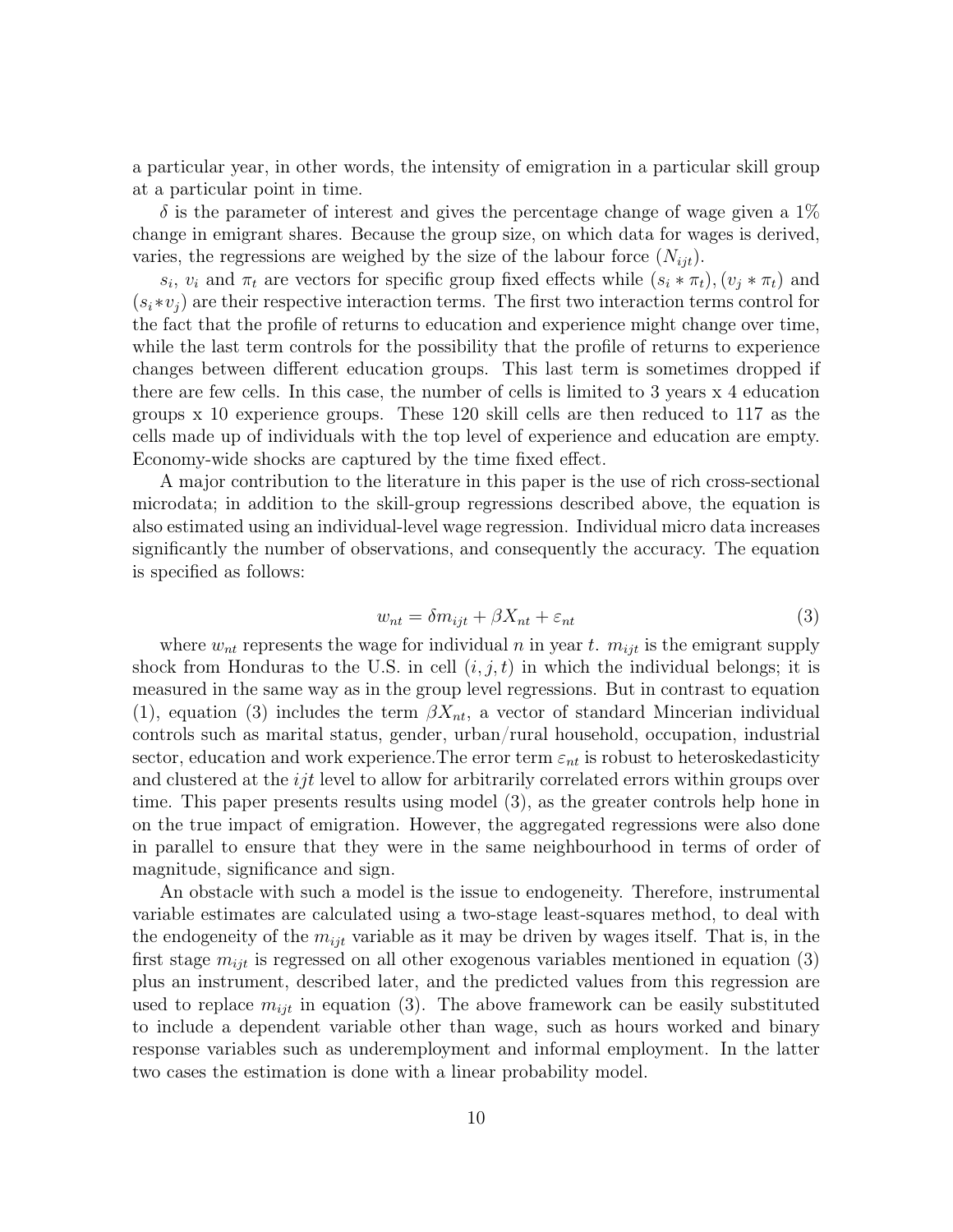a particular year, in other words, the intensity of emigration in a particular skill group at a particular point in time.

$\delta$ is the parameter of interest and gives the percentage change of wage given a 1% change in emigrant shares. Because the group size, on which data for wages is derived, varies, the regressions are weighed by the size of the labour force ($N_{ijt}$).

$s_i$, $v_i$ and $\pi_t$ are vectors for specific group fixed effects while $(s_i * \pi_t)$, $(v_j * \pi_t)$ and $(s_i * v_j)$ are their respective interaction terms. The first two interaction terms control for the fact that the profile of returns to education and experience might change over time, while the last term controls for the possibility that the profile of returns to experience changes between different education groups. This last term is sometimes dropped if there are few cells. In this case, the number of cells is limited to 3 years x 4 education groups x 10 experience groups. These 120 skill cells are then reduced to 117 as the cells made up of individuals with the top level of experience and education are empty. Economy-wide shocks are captured by the time fixed effect.

A major contribution to the literature in this paper is the use of rich cross-sectional microdata; in addition to the skill-group regressions described above, the equation is also estimated using an individual-level wage regression. Individual micro data increases significantly the number of observations, and consequently the accuracy. The equation is specified as follows:

$$w_{nt} = \delta m_{ijt} + \beta X_{nt} + \varepsilon_{nt} \tag{3}$$

where $w_{nt}$ represents the wage for individual $n$ in year $t$. $m_{ijt}$ is the emigrant supply shock from Honduras to the U.S. in cell $(i, j, t)$ in which the individual belongs; it is measured in the same way as in the group level regressions. But in contrast to equation (1), equation (3) includes the term $\beta X_{nt}$, a vector of standard Mincerian individual controls such as marital status, gender, urban/rural household, occupation, industrial sector, education and work experience.The error term $\varepsilon_{nt}$ is robust to heteroskedasticity and clustered at the $ijt$ level to allow for arbitrarily correlated errors within groups over time. This paper presents results using model (3), as the greater controls help hone in on the true impact of emigration. However, the aggregated regressions were also done in parallel to ensure that they were in the same neighbourhood in terms of order of magnitude, significance and sign.

An obstacle with such a model is the issue to endogeneity. Therefore, instrumental variable estimates are calculated using a two-stage least-squares method, to deal with the endogeneity of the $m_{ijt}$ variable as it may be driven by wages itself. That is, in the first stage $m_{ijt}$ is regressed on all other exogenous variables mentioned in equation (3) plus an instrument, described later, and the predicted values from this regression are used to replace $m_{ijt}$ in equation (3). The above framework can be easily substituted to include a dependent variable other than wage, such as hours worked and binary response variables such as underemployment and informal employment. In the latter two cases the estimation is done with a linear probability model.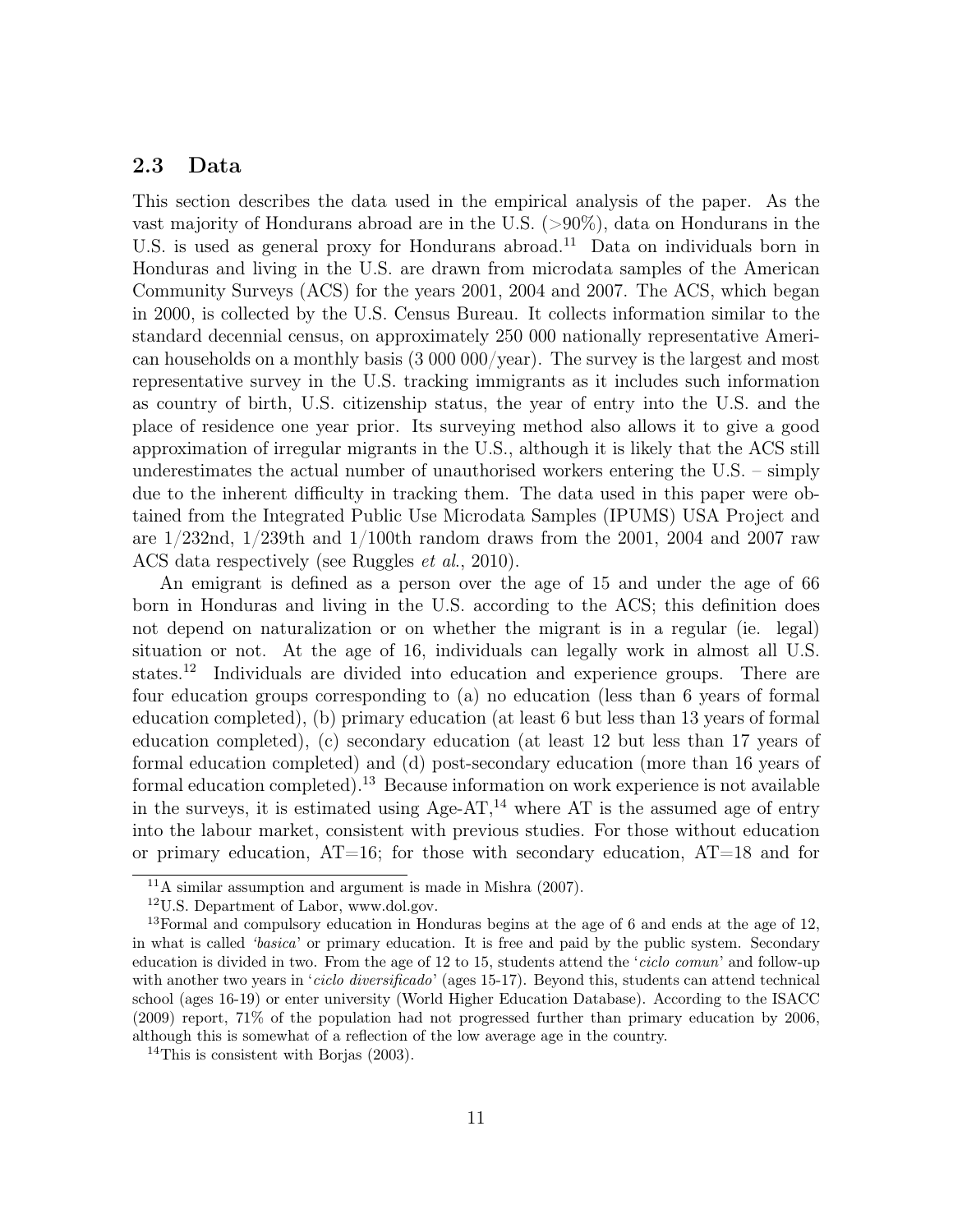## 2.3 Data

This section describes the data used in the empirical analysis of the paper. As the vast majority of Hondurans abroad are in the U.S. (>90%), data on Hondurans in the U.S. is used as general proxy for Hondurans abroad.[11] Data on individuals born in Honduras and living in the U.S. are drawn from microdata samples of the American Community Surveys (ACS) for the years 2001, 2004 and 2007. The ACS, which began in 2000, is collected by the U.S. Census Bureau. It collects information similar to the standard decennial census, on approximately 250 000 nationally representative American households on a monthly basis (3 000 000/year). The survey is the largest and most representative survey in the U.S. tracking immigrants as it includes such information as country of birth, U.S. citizenship status, the year of entry into the U.S. and the place of residence one year prior. Its surveying method also allows it to give a good approximation of irregular migrants in the U.S., although it is likely that the ACS still underestimates the actual number of unauthorised workers entering the U.S. – simply due to the inherent difficulty in tracking them. The data used in this paper were obtained from the Integrated Public Use Microdata Samples (IPUMS) USA Project and are 1/232nd, 1/239th and 1/100th random draws from the 2001, 2004 and 2007 raw ACS data respectively (see Ruggles *et al.*, 2010).

An emigrant is defined as a person over the age of 15 and under the age of 66 born in Honduras and living in the U.S. according to the ACS; this definition does not depend on naturalization or on whether the migrant is in a regular (ie. legal) situation or not. At the age of 16, individuals can legally work in almost all U.S. states.[12] Individuals are divided into education and experience groups. There are four education groups corresponding to (a) no education (less than 6 years of formal education completed), (b) primary education (at least 6 but less than 13 years of formal education completed), (c) secondary education (at least 12 but less than 17 years of formal education completed) and (d) post-secondary education (more than 16 years of formal education completed).[13] Because information on work experience is not available in the surveys, it is estimated using Age-AT,[14] where AT is the assumed age of entry into the labour market, consistent with previous studies. For those without education or primary education, AT=16; for those with secondary education, AT=18 and for

[11] A similar assumption and argument is made in Mishra (2007).

[12] U.S. Department of Labor, www.dol.gov.

[13] Formal and compulsory education in Honduras begins at the age of 6 and ends at the age of 12, in what is called *'basica'* or primary education. It is free and paid by the public system. Secondary education is divided in two. From the age of 12 to 15, students attend the '*ciclo comun*' and follow-up with another two years in '*ciclo diversificado*' (ages 15-17). Beyond this, students can attend technical school (ages 16-19) or enter university (World Higher Education Database). According to the ISACC (2009) report, 71% of the population had not progressed further than primary education by 2006, although this is somewhat of a reflection of the low average age in the country.

[14] This is consistent with Borjas (2003).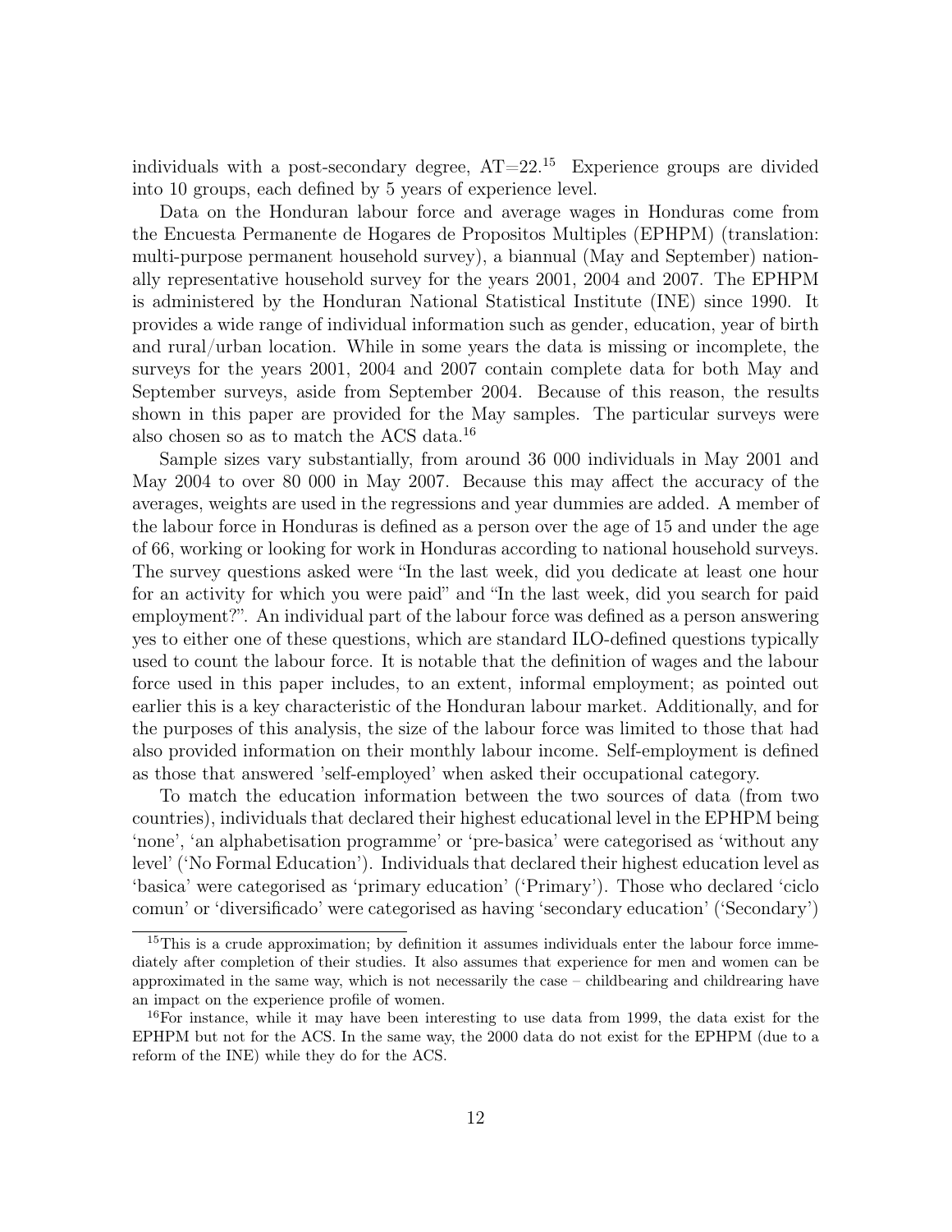individuals with a post-secondary degree, AT=22.[15] Experience groups are divided into 10 groups, each defined by 5 years of experience level.

Data on the Honduran labour force and average wages in Honduras come from the Encuesta Permanente de Hogares de Propositos Multiples (EPHPM) (translation: multi-purpose permanent household survey), a biannual (May and September) nationally representative household survey for the years 2001, 2004 and 2007. The EPHPM is administered by the Honduran National Statistical Institute (INE) since 1990. It provides a wide range of individual information such as gender, education, year of birth and rural/urban location. While in some years the data is missing or incomplete, the surveys for the years 2001, 2004 and 2007 contain complete data for both May and September surveys, aside from September 2004. Because of this reason, the results shown in this paper are provided for the May samples. The particular surveys were also chosen so as to match the ACS data.[16]

Sample sizes vary substantially, from around 36 000 individuals in May 2001 and May 2004 to over 80 000 in May 2007. Because this may affect the accuracy of the averages, weights are used in the regressions and year dummies are added. A member of the labour force in Honduras is defined as a person over the age of 15 and under the age of 66, working or looking for work in Honduras according to national household surveys. The survey questions asked were "In the last week, did you dedicate at least one hour for an activity for which you were paid" and "In the last week, did you search for paid employment?". An individual part of the labour force was defined as a person answering yes to either one of these questions, which are standard ILO-defined questions typically used to count the labour force. It is notable that the definition of wages and the labour force used in this paper includes, to an extent, informal employment; as pointed out earlier this is a key characteristic of the Honduran labour market. Additionally, and for the purposes of this analysis, the size of the labour force was limited to those that had also provided information on their monthly labour income. Self-employment is defined as those that answered 'self-employed' when asked their occupational category.

To match the education information between the two sources of data (from two countries), individuals that declared their highest educational level in the EPHPM being 'none', 'an alphabetisation programme' or 'pre-basica' were categorised as 'without any level' ('No Formal Education'). Individuals that declared their highest education level as 'basica' were categorised as 'primary education' ('Primary'). Those who declared 'ciclo comun' or 'diversificado' were categorised as having 'secondary education' ('Secondary')

---

[15] This is a crude approximation; by definition it assumes individuals enter the labour force immediately after completion of their studies. It also assumes that experience for men and women can be approximated in the same way, which is not necessarily the case – childbearing and childrearing have an impact on the experience profile of women.

[16] For instance, while it may have been interesting to use data from 1999, the data exist for the EPHPM but not for the ACS. In the same way, the 2000 data do not exist for the EPHPM (due to a reform of the INE) while they do for the ACS.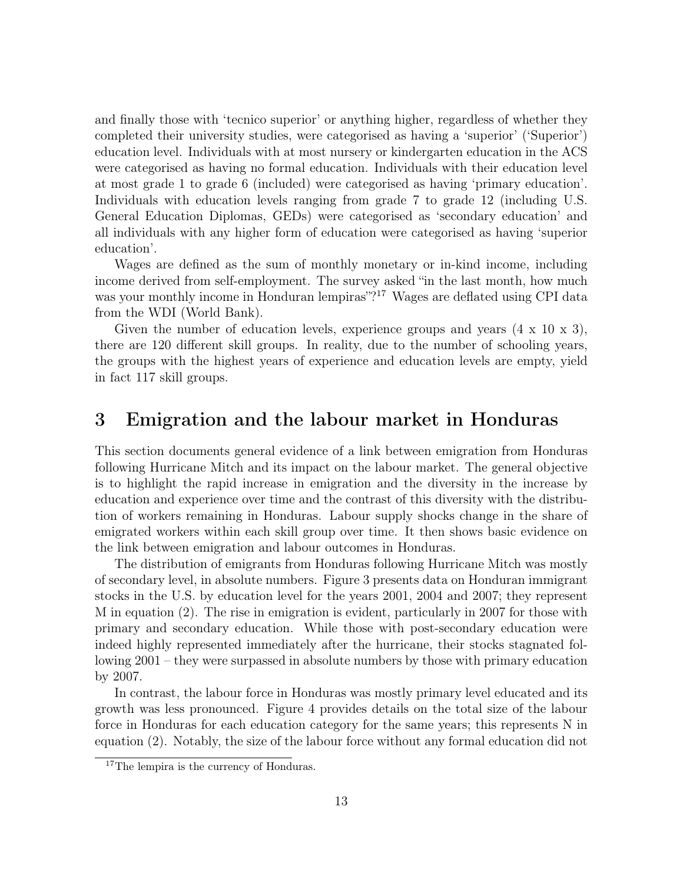and finally those with 'tecnico superior' or anything higher, regardless of whether they completed their university studies, were categorised as having a 'superior' ('Superior') education level. Individuals with at most nursery or kindergarten education in the ACS were categorised as having no formal education. Individuals with their education level at most grade 1 to grade 6 (included) were categorised as having 'primary education'. Individuals with education levels ranging from grade 7 to grade 12 (including U.S. General Education Diplomas, GEDs) were categorised as 'secondary education' and all individuals with any higher form of education were categorised as having 'superior education'.

Wages are defined as the sum of monthly monetary or in-kind income, including income derived from self-employment. The survey asked "in the last month, how much was your monthly income in Honduran lempiras"?[17] Wages are deflated using CPI data from the WDI (World Bank).

Given the number of education levels, experience groups and years (4 x 10 x 3), there are 120 different skill groups. In reality, due to the number of schooling years, the groups with the highest years of experience and education levels are empty, yield in fact 117 skill groups.

# 3 Emigration and the labour market in Honduras

This section documents general evidence of a link between emigration from Honduras following Hurricane Mitch and its impact on the labour market. The general objective is to highlight the rapid increase in emigration and the diversity in the increase by education and experience over time and the contrast of this diversity with the distribution of workers remaining in Honduras. Labour supply shocks change in the share of emigrated workers within each skill group over time. It then shows basic evidence on the link between emigration and labour outcomes in Honduras.

The distribution of emigrants from Honduras following Hurricane Mitch was mostly of secondary level, in absolute numbers. Figure 3 presents data on Honduran immigrant stocks in the U.S. by education level for the years 2001, 2004 and 2007; they represent M in equation (2). The rise in emigration is evident, particularly in 2007 for those with primary and secondary education. While those with post-secondary education were indeed highly represented immediately after the hurricane, their stocks stagnated following 2001 – they were surpassed in absolute numbers by those with primary education by 2007.

In contrast, the labour force in Honduras was mostly primary level educated and its growth was less pronounced. Figure 4 provides details on the total size of the labour force in Honduras for each education category for the same years; this represents N in equation (2). Notably, the size of the labour force without any formal education did not

[17] The lempira is the currency of Honduras.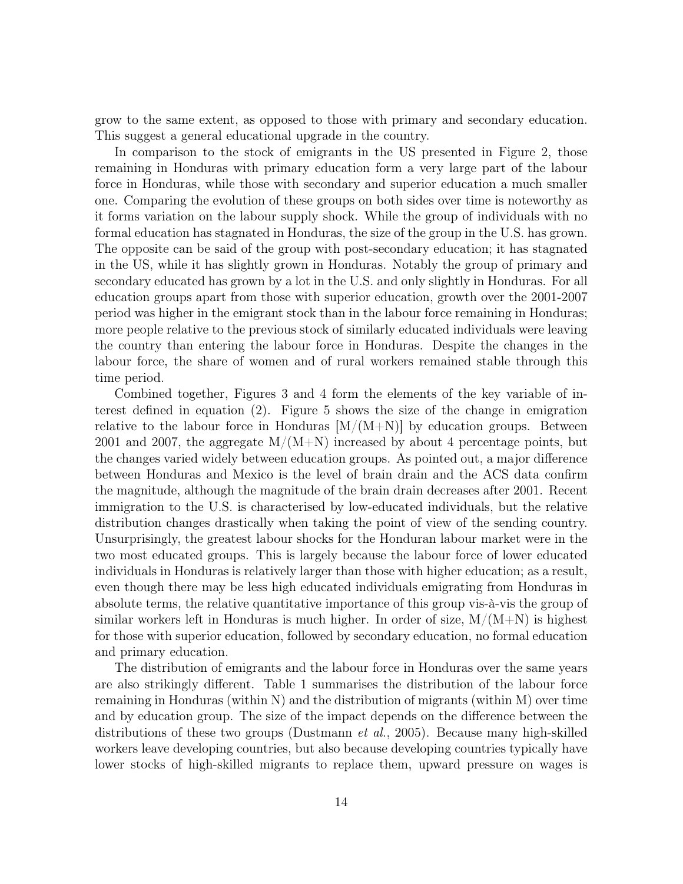grow to the same extent, as opposed to those with primary and secondary education. This suggest a general educational upgrade in the country.

In comparison to the stock of emigrants in the US presented in Figure 2, those remaining in Honduras with primary education form a very large part of the labour force in Honduras, while those with secondary and superior education a much smaller one. Comparing the evolution of these groups on both sides over time is noteworthy as it forms variation on the labour supply shock. While the group of individuals with no formal education has stagnated in Honduras, the size of the group in the U.S. has grown. The opposite can be said of the group with post-secondary education; it has stagnated in the US, while it has slightly grown in Honduras. Notably the group of primary and secondary educated has grown by a lot in the U.S. and only slightly in Honduras. For all education groups apart from those with superior education, growth over the 2001-2007 period was higher in the emigrant stock than in the labour force remaining in Honduras; more people relative to the previous stock of similarly educated individuals were leaving the country than entering the labour force in Honduras. Despite the changes in the labour force, the share of women and of rural workers remained stable through this time period.

Combined together, Figures 3 and 4 form the elements of the key variable of interest defined in equation (2). Figure 5 shows the size of the change in emigration relative to the labour force in Honduras [M/(M+N)] by education groups. Between 2001 and 2007, the aggregate M/(M+N) increased by about 4 percentage points, but the changes varied widely between education groups. As pointed out, a major difference between Honduras and Mexico is the level of brain drain and the ACS data confirm the magnitude, although the magnitude of the brain drain decreases after 2001. Recent immigration to the U.S. is characterised by low-educated individuals, but the relative distribution changes drastically when taking the point of view of the sending country. Unsurprisingly, the greatest labour shocks for the Honduran labour market were in the two most educated groups. This is largely because the labour force of lower educated individuals in Honduras is relatively larger than those with higher education; as a result, even though there may be less high educated individuals emigrating from Honduras in absolute terms, the relative quantitative importance of this group vis-à-vis the group of similar workers left in Honduras is much higher. In order of size, M/(M+N) is highest for those with superior education, followed by secondary education, no formal education and primary education.

The distribution of emigrants and the labour force in Honduras over the same years are also strikingly different. Table 1 summarises the distribution of the labour force remaining in Honduras (within N) and the distribution of migrants (within M) over time and by education group. The size of the impact depends on the difference between the distributions of these two groups (Dustmann *et al.*, 2005). Because many high-skilled workers leave developing countries, but also because developing countries typically have lower stocks of high-skilled migrants to replace them, upward pressure on wages is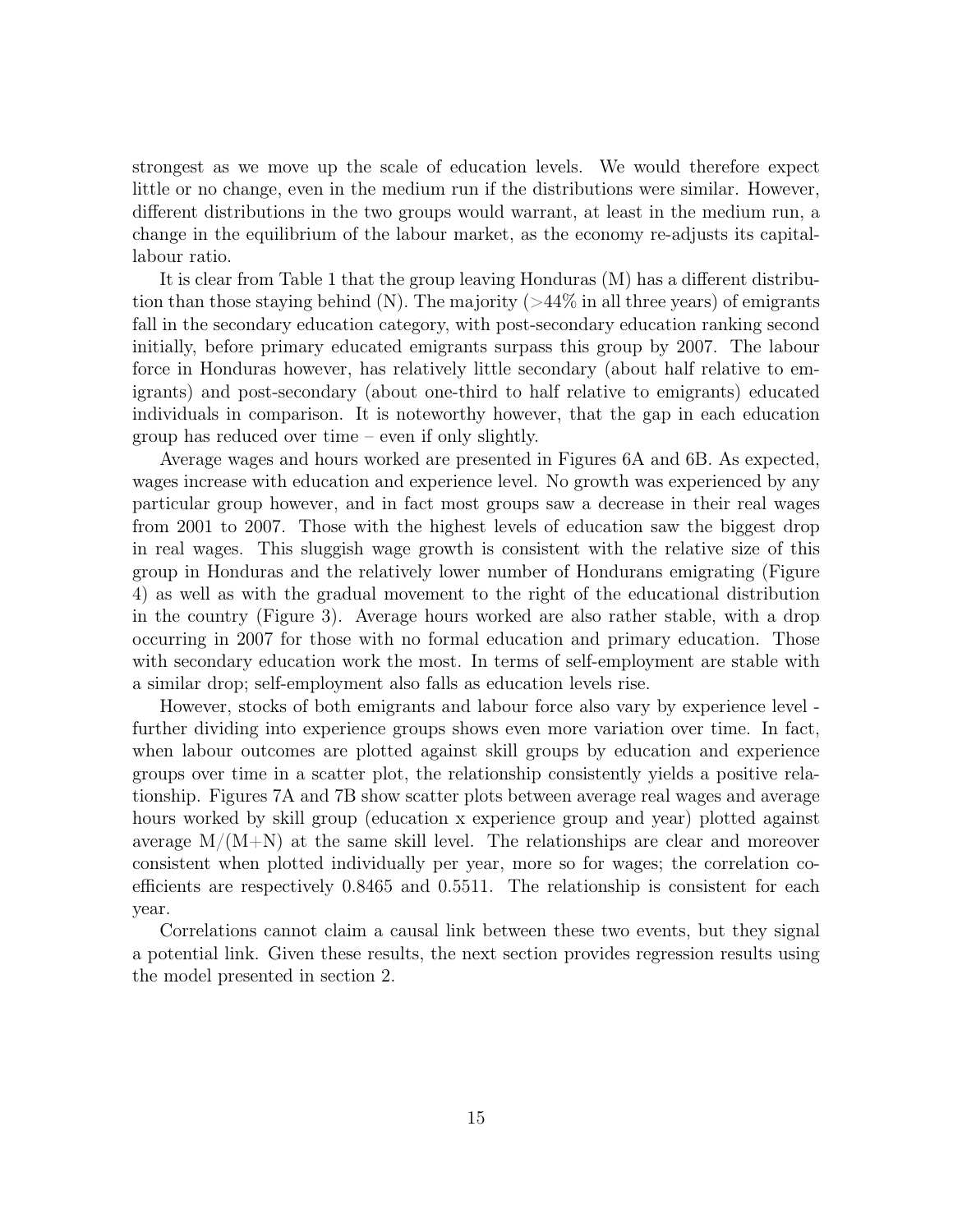strongest as we move up the scale of education levels. We would therefore expect little or no change, even in the medium run if the distributions were similar. However, different distributions in the two groups would warrant, at least in the medium run, a change in the equilibrium of the labour market, as the economy re-adjusts its capital-labour ratio.

It is clear from Table 1 that the group leaving Honduras (M) has a different distribution than those staying behind (N). The majority (>44% in all three years) of emigrants fall in the secondary education category, with post-secondary education ranking second initially, before primary educated emigrants surpass this group by 2007. The labour force in Honduras however, has relatively little secondary (about half relative to emigrants) and post-secondary (about one-third to half relative to emigrants) educated individuals in comparison. It is noteworthy however, that the gap in each education group has reduced over time – even if only slightly.

Average wages and hours worked are presented in Figures 6A and 6B. As expected, wages increase with education and experience level. No growth was experienced by any particular group however, and in fact most groups saw a decrease in their real wages from 2001 to 2007. Those with the highest levels of education saw the biggest drop in real wages. This sluggish wage growth is consistent with the relative size of this group in Honduras and the relatively lower number of Hondurans emigrating (Figure 4) as well as with the gradual movement to the right of the educational distribution in the country (Figure 3). Average hours worked are also rather stable, with a drop occurring in 2007 for those with no formal education and primary education. Those with secondary education work the most. In terms of self-employment are stable with a similar drop; self-employment also falls as education levels rise.

However, stocks of both emigrants and labour force also vary by experience level - further dividing into experience groups shows even more variation over time. In fact, when labour outcomes are plotted against skill groups by education and experience groups over time in a scatter plot, the relationship consistently yields a positive relationship. Figures 7A and 7B show scatter plots between average real wages and average hours worked by skill group (education x experience group and year) plotted against average M/(M+N) at the same skill level. The relationships are clear and moreover consistent when plotted individually per year, more so for wages; the correlation coefficients are respectively 0.8465 and 0.5511. The relationship is consistent for each year.

Correlations cannot claim a causal link between these two events, but they signal a potential link. Given these results, the next section provides regression results using the model presented in section 2.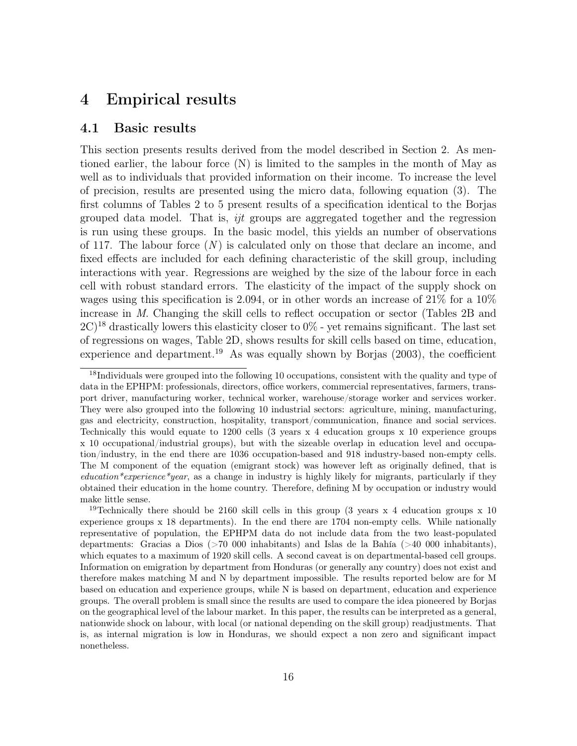# 4 Empirical results

## 4.1 Basic results

This section presents results derived from the model described in Section 2. As mentioned earlier, the labour force (N) is limited to the samples in the month of May as well as to individuals that provided information on their income. To increase the level of precision, results are presented using the micro data, following equation (3). The first columns of Tables 2 to 5 present results of a specification identical to the Borjas grouped data model. That is, *ijt* groups are aggregated together and the regression is run using these groups. In the basic model, this yields an number of observations of 117. The labour force ($N$) is calculated only on those that declare an income, and fixed effects are included for each defining characteristic of the skill group, including interactions with year. Regressions are weighed by the size of the labour force in each cell with robust standard errors. The elasticity of the impact of the supply shock on wages using this specification is 2.094, or in other words an increase of 21% for a 10% increase in *M*. Changing the skill cells to reflect occupation or sector (Tables 2B and 2C)[18] drastically lowers this elasticity closer to 0% - yet remains significant. The last set of regressions on wages, Table 2D, shows results for skill cells based on time, education, experience and department.[19] As was equally shown by Borjas (2003), the coefficient

[18] Individuals were grouped into the following 10 occupations, consistent with the quality and type of data in the EPHPM: professionals, directors, office workers, commercial representatives, farmers, transport driver, manufacturing worker, technical worker, warehouse/storage worker and services worker. They were also grouped into the following 10 industrial sectors: agriculture, mining, manufacturing, gas and electricity, construction, hospitality, transport/communication, finance and social services. Technically this would equate to 1200 cells (3 years x 4 education groups x 10 experience groups x 10 occupational/industrial groups), but with the sizeable overlap in education level and occupation/industry, in the end there are 1036 occupation-based and 918 industry-based non-empty cells. The M component of the equation (emigrant stock) was however left as originally defined, that is *education\*experience\*year*, as a change in industry is highly likely for migrants, particularly if they obtained their education in the home country. Therefore, defining M by occupation or industry would make little sense.

[19] Technically there should be 2160 skill cells in this group (3 years x 4 education groups x 10 experience groups x 18 departments). In the end there are 1704 non-empty cells. While nationally representative of population, the EPHPM data do not include data from the two least-populated departments: Gracias a Dios (>70 000 inhabitants) and Islas de la Bahía (>40 000 inhabitants), which equates to a maximum of 1920 skill cells. A second caveat is on departmental-based cell groups. Information on emigration by department from Honduras (or generally any country) does not exist and therefore makes matching M and N by department impossible. The results reported below are for M based on education and experience groups, while N is based on department, education and experience groups. The overall problem is small since the results are used to compare the idea pioneered by Borjas on the geographical level of the labour market. In this paper, the results can be interpreted as a general, nationwide shock on labour, with local (or national depending on the skill group) readjustments. That is, as internal migration is low in Honduras, we should expect a non zero and significant impact nonetheless.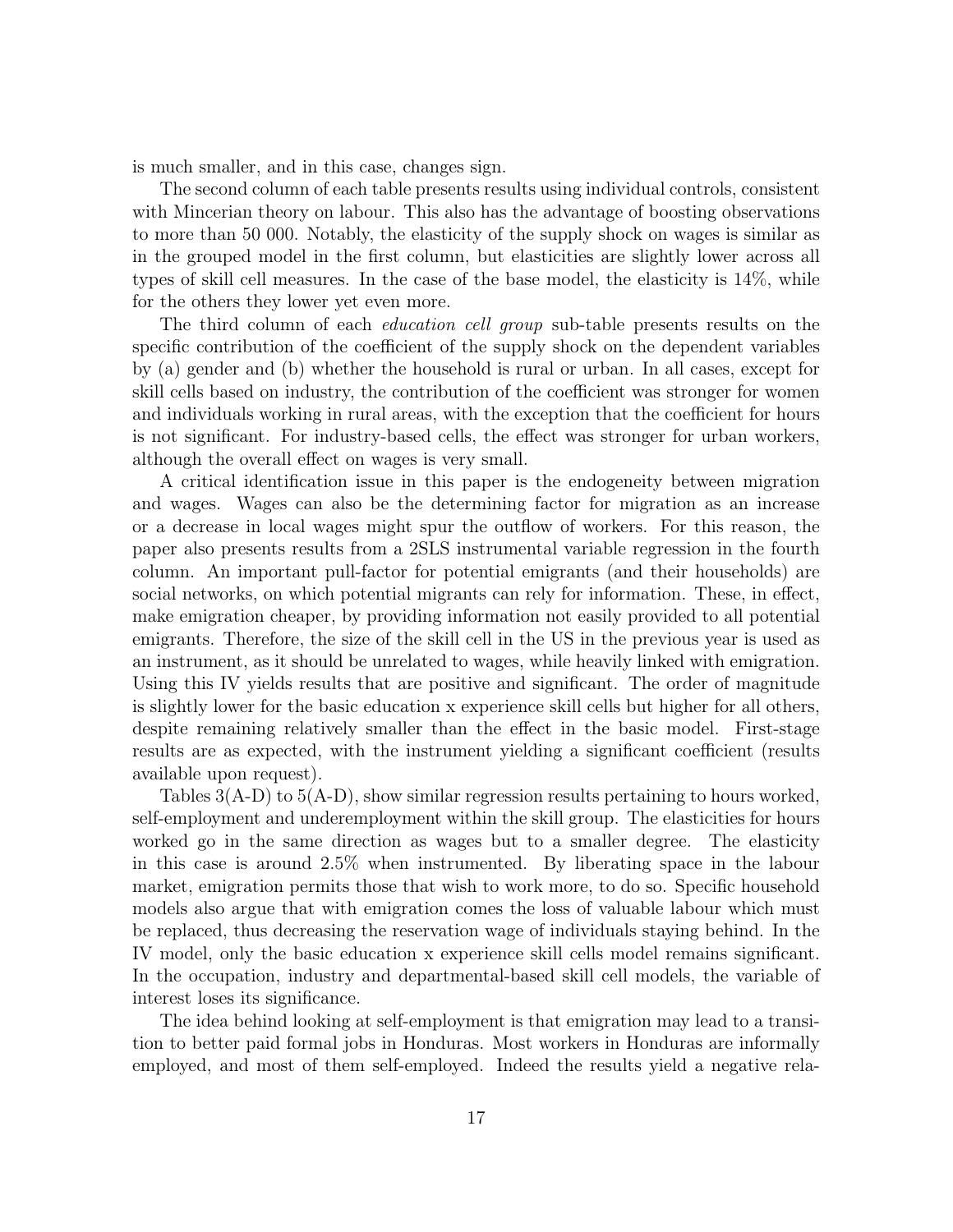is much smaller, and in this case, changes sign.

The second column of each table presents results using individual controls, consistent with Mincerian theory on labour. This also has the advantage of boosting observations to more than 50 000. Notably, the elasticity of the supply shock on wages is similar as in the grouped model in the first column, but elasticities are slightly lower across all types of skill cell measures. In the case of the base model, the elasticity is 14%, while for the others they lower yet even more.

The third column of each *education cell group* sub-table presents results on the specific contribution of the coefficient of the supply shock on the dependent variables by (a) gender and (b) whether the household is rural or urban. In all cases, except for skill cells based on industry, the contribution of the coefficient was stronger for women and individuals working in rural areas, with the exception that the coefficient for hours is not significant. For industry-based cells, the effect was stronger for urban workers, although the overall effect on wages is very small.

A critical identification issue in this paper is the endogeneity between migration and wages. Wages can also be the determining factor for migration as an increase or a decrease in local wages might spur the outflow of workers. For this reason, the paper also presents results from a 2SLS instrumental variable regression in the fourth column. An important pull-factor for potential emigrants (and their households) are social networks, on which potential migrants can rely for information. These, in effect, make emigration cheaper, by providing information not easily provided to all potential emigrants. Therefore, the size of the skill cell in the US in the previous year is used as an instrument, as it should be unrelated to wages, while heavily linked with emigration. Using this IV yields results that are positive and significant. The order of magnitude is slightly lower for the basic education x experience skill cells but higher for all others, despite remaining relatively smaller than the effect in the basic model. First-stage results are as expected, with the instrument yielding a significant coefficient (results available upon request).

Tables 3(A-D) to 5(A-D), show similar regression results pertaining to hours worked, self-employment and underemployment within the skill group. The elasticities for hours worked go in the same direction as wages but to a smaller degree. The elasticity in this case is around 2.5% when instrumented. By liberating space in the labour market, emigration permits those that wish to work more, to do so. Specific household models also argue that with emigration comes the loss of valuable labour which must be replaced, thus decreasing the reservation wage of individuals staying behind. In the IV model, only the basic education x experience skill cells model remains significant. In the occupation, industry and departmental-based skill cell models, the variable of interest loses its significance.

The idea behind looking at self-employment is that emigration may lead to a transition to better paid formal jobs in Honduras. Most workers in Honduras are informally employed, and most of them self-employed. Indeed the results yield a negative rela-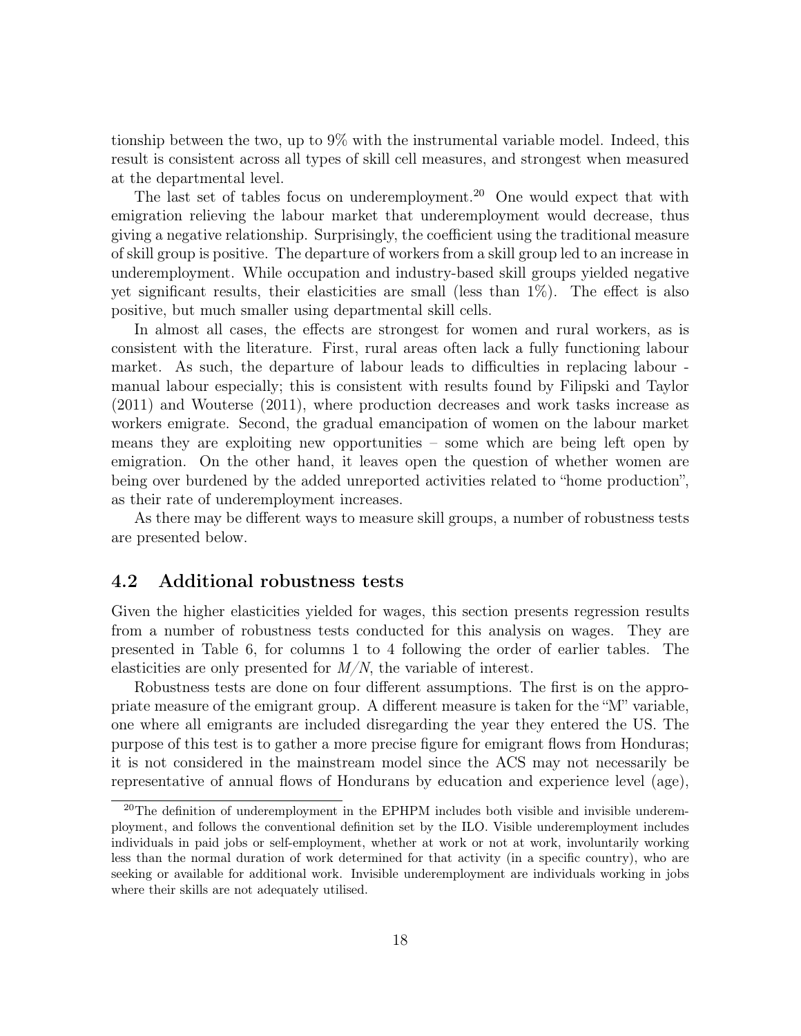tionship between the two, up to 9% with the instrumental variable model. Indeed, this result is consistent across all types of skill cell measures, and strongest when measured at the departmental level.

The last set of tables focus on underemployment.[20] One would expect that with emigration relieving the labour market that underemployment would decrease, thus giving a negative relationship. Surprisingly, the coefficient using the traditional measure of skill group is positive. The departure of workers from a skill group led to an increase in underemployment. While occupation and industry-based skill groups yielded negative yet significant results, their elasticities are small (less than 1%). The effect is also positive, but much smaller using departmental skill cells.

In almost all cases, the effects are strongest for women and rural workers, as is consistent with the literature. First, rural areas often lack a fully functioning labour market. As such, the departure of labour leads to difficulties in replacing labour - manual labour especially; this is consistent with results found by Filipski and Taylor (2011) and Wouterse (2011), where production decreases and work tasks increase as workers emigrate. Second, the gradual emancipation of women on the labour market means they are exploiting new opportunities – some which are being left open by emigration. On the other hand, it leaves open the question of whether women are being over burdened by the added unreported activities related to "home production", as their rate of underemployment increases.

As there may be different ways to measure skill groups, a number of robustness tests are presented below.

## 4.2 Additional robustness tests

Given the higher elasticities yielded for wages, this section presents regression results from a number of robustness tests conducted for this analysis on wages. They are presented in Table 6, for columns 1 to 4 following the order of earlier tables. The elasticities are only presented for $M/N$, the variable of interest.

Robustness tests are done on four different assumptions. The first is on the appropriate measure of the emigrant group. A different measure is taken for the "M" variable, one where all emigrants are included disregarding the year they entered the US. The purpose of this test is to gather a more precise figure for emigrant flows from Honduras; it is not considered in the mainstream model since the ACS may not necessarily be representative of annual flows of Hondurans by education and experience level (age),

[20] The definition of underemployment in the EPHPM includes both visible and invisible underemployment, and follows the conventional definition set by the ILO. Visible underemployment includes individuals in paid jobs or self-employment, whether at work or not at work, involuntarily working less than the normal duration of work determined for that activity (in a specific country), who are seeking or available for additional work. Invisible underemployment are individuals working in jobs where their skills are not adequately utilised.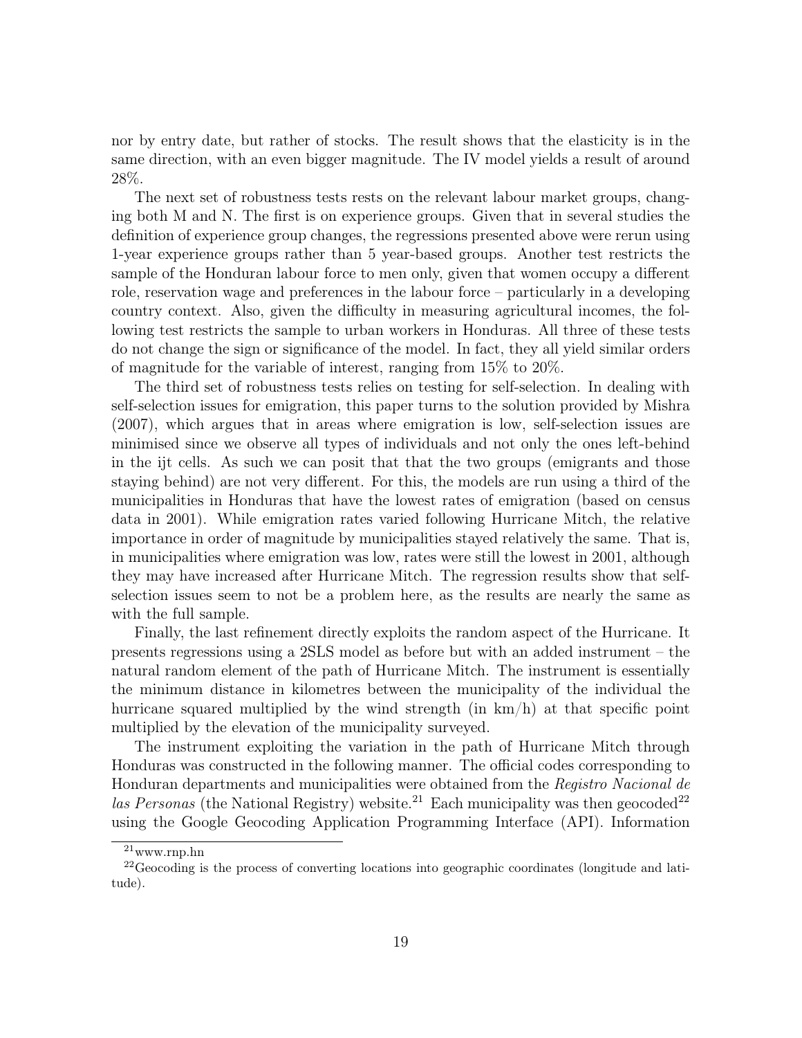nor by entry date, but rather of stocks. The result shows that the elasticity is in the same direction, with an even bigger magnitude. The IV model yields a result of around 28%.

The next set of robustness tests rests on the relevant labour market groups, changing both M and N. The first is on experience groups. Given that in several studies the definition of experience group changes, the regressions presented above were rerun using 1-year experience groups rather than 5 year-based groups. Another test restricts the sample of the Honduran labour force to men only, given that women occupy a different role, reservation wage and preferences in the labour force – particularly in a developing country context. Also, given the difficulty in measuring agricultural incomes, the following test restricts the sample to urban workers in Honduras. All three of these tests do not change the sign or significance of the model. In fact, they all yield similar orders of magnitude for the variable of interest, ranging from 15% to 20%.

The third set of robustness tests relies on testing for self-selection. In dealing with self-selection issues for emigration, this paper turns to the solution provided by Mishra (2007), which argues that in areas where emigration is low, self-selection issues are minimised since we observe all types of individuals and not only the ones left-behind in the ijt cells. As such we can posit that that the two groups (emigrants and those staying behind) are not very different. For this, the models are run using a third of the municipalities in Honduras that have the lowest rates of emigration (based on census data in 2001). While emigration rates varied following Hurricane Mitch, the relative importance in order of magnitude by municipalities stayed relatively the same. That is, in municipalities where emigration was low, rates were still the lowest in 2001, although they may have increased after Hurricane Mitch. The regression results show that self-selection issues seem to not be a problem here, as the results are nearly the same as with the full sample.

Finally, the last refinement directly exploits the random aspect of the Hurricane. It presents regressions using a 2SLS model as before but with an added instrument – the natural random element of the path of Hurricane Mitch. The instrument is essentially the minimum distance in kilometres between the municipality of the individual the hurricane squared multiplied by the wind strength (in km/h) at that specific point multiplied by the elevation of the municipality surveyed.

The instrument exploiting the variation in the path of Hurricane Mitch through Honduras was constructed in the following manner. The official codes corresponding to Honduran departments and municipalities were obtained from the *Registro Nacional de las Personas* (the National Registry) website.[21] Each municipality was then geocoded[22] using the Google Geocoding Application Programming Interface (API). Information

[21] www.rnp.hn

[22] Geocoding is the process of converting locations into geographic coordinates (longitude and latitude).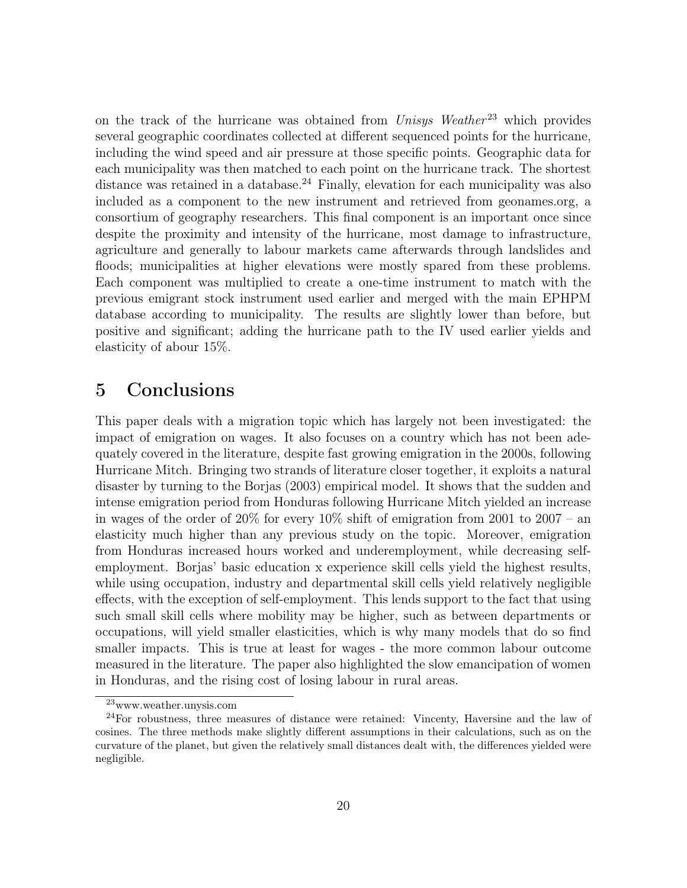on the track of the hurricane was obtained from *Unisys Weather*[23] which provides several geographic coordinates collected at different sequenced points for the hurricane, including the wind speed and air pressure at those specific points. Geographic data for each municipality was then matched to each point on the hurricane track. The shortest distance was retained in a database.[24] Finally, elevation for each municipality was also included as a component to the new instrument and retrieved from geonames.org, a consortium of geography researchers. This final component is an important once since despite the proximity and intensity of the hurricane, most damage to infrastructure, agriculture and generally to labour markets came afterwards through landslides and floods; municipalities at higher elevations were mostly spared from these problems. Each component was multiplied to create a one-time instrument to match with the previous emigrant stock instrument used earlier and merged with the main EPHPM database according to municipality. The results are slightly lower than before, but positive and significant; adding the hurricane path to the IV used earlier yields and elasticity of abour 15%.

# 5 Conclusions

This paper deals with a migration topic which has largely not been investigated: the impact of emigration on wages. It also focuses on a country which has not been adequately covered in the literature, despite fast growing emigration in the 2000s, following Hurricane Mitch. Bringing two strands of literature closer together, it exploits a natural disaster by turning to the Borjas (2003) empirical model. It shows that the sudden and intense emigration period from Honduras following Hurricane Mitch yielded an increase in wages of the order of 20% for every 10% shift of emigration from 2001 to 2007 – an elasticity much higher than any previous study on the topic. Moreover, emigration from Honduras increased hours worked and underemployment, while decreasing self-employment. Borjas' basic education x experience skill cells yield the highest results, while using occupation, industry and departmental skill cells yield relatively negligible effects, with the exception of self-employment. This lends support to the fact that using such small skill cells where mobility may be higher, such as between departments or occupations, will yield smaller elasticities, which is why many models that do so find smaller impacts. This is true at least for wages - the more common labour outcome measured in the literature. The paper also highlighted the slow emancipation of women in Honduras, and the rising cost of losing labour in rural areas.

---

[23] www.weather.unysis.com

[24] For robustness, three measures of distance were retained: Vincenty, Haversine and the law of cosines. The three methods make slightly different assumptions in their calculations, such as on the curvature of the planet, but given the relatively small distances dealt with, the differences yielded were negligible.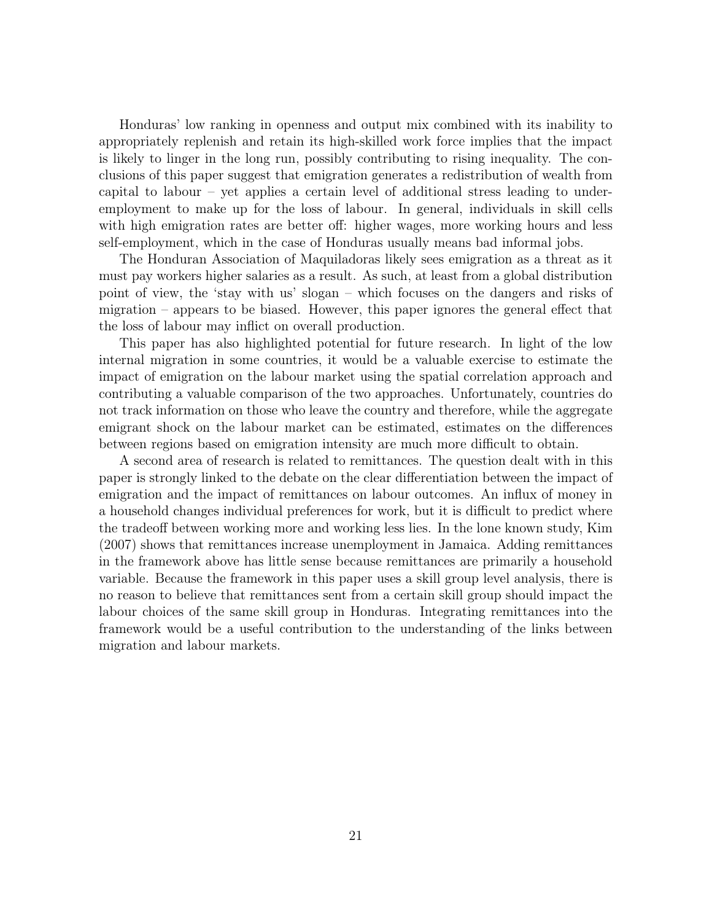Honduras' low ranking in openness and output mix combined with its inability to appropriately replenish and retain its high-skilled work force implies that the impact is likely to linger in the long run, possibly contributing to rising inequality. The conclusions of this paper suggest that emigration generates a redistribution of wealth from capital to labour – yet applies a certain level of additional stress leading to underemployment to make up for the loss of labour. In general, individuals in skill cells with high emigration rates are better off: higher wages, more working hours and less self-employment, which in the case of Honduras usually means bad informal jobs.

The Honduran Association of Maquiladoras likely sees emigration as a threat as it must pay workers higher salaries as a result. As such, at least from a global distribution point of view, the 'stay with us' slogan – which focuses on the dangers and risks of migration – appears to be biased. However, this paper ignores the general effect that the loss of labour may inflict on overall production.

This paper has also highlighted potential for future research. In light of the low internal migration in some countries, it would be a valuable exercise to estimate the impact of emigration on the labour market using the spatial correlation approach and contributing a valuable comparison of the two approaches. Unfortunately, countries do not track information on those who leave the country and therefore, while the aggregate emigrant shock on the labour market can be estimated, estimates on the differences between regions based on emigration intensity are much more difficult to obtain.

A second area of research is related to remittances. The question dealt with in this paper is strongly linked to the debate on the clear differentiation between the impact of emigration and the impact of remittances on labour outcomes. An influx of money in a household changes individual preferences for work, but it is difficult to predict where the tradeoff between working more and working less lies. In the lone known study, Kim (2007) shows that remittances increase unemployment in Jamaica. Adding remittances in the framework above has little sense because remittances are primarily a household variable. Because the framework in this paper uses a skill group level analysis, there is no reason to believe that remittances sent from a certain skill group should impact the labour choices of the same skill group in Honduras. Integrating remittances into the framework would be a useful contribution to the understanding of the links between migration and labour markets.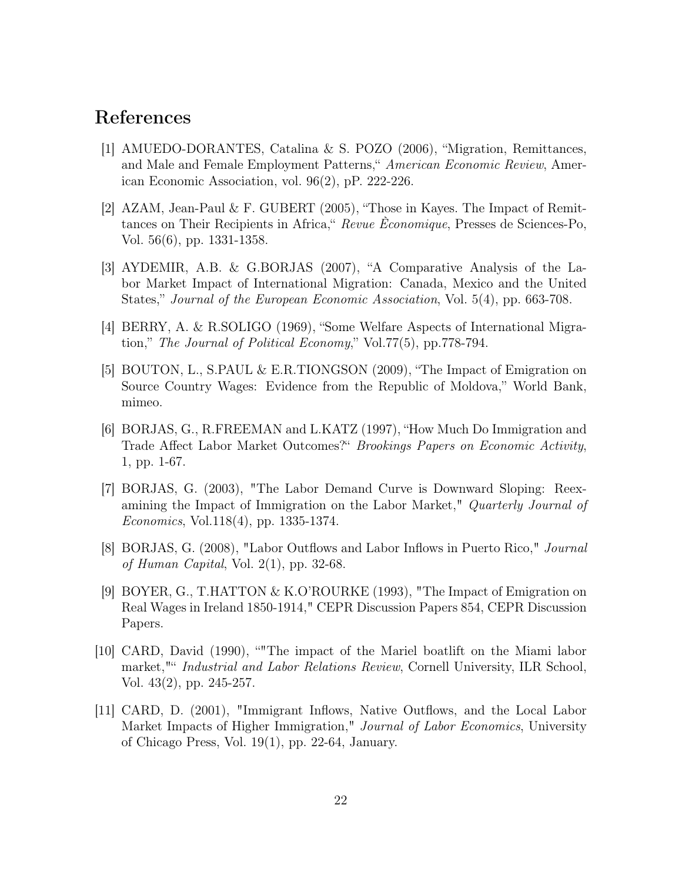# References

[1] AMUEDO-DORANTES, Catalina & S. POZO (2006), "Migration, Remittances, and Male and Female Employment Patterns," *American Economic Review*, American Economic Association, vol. 96(2), pP. 222-226.

[2] AZAM, Jean-Paul & F. GUBERT (2005), "Those in Kayes. The Impact of Remittances on Their Recipients in Africa," *Revue Ègonomique*, Presses de Sciences-Po, Vol. 56(6), pp. 1331-1358.

[3] AYDEMIR, A.B. & G.BORJAS (2007), "A Comparative Analysis of the Labor Market Impact of International Migration: Canada, Mexico and the United States," *Journal of the European Economic Association*, Vol. 5(4), pp. 663-708.

[4] BERRY, A. & R.SOLIGO (1969), "Some Welfare Aspects of International Migration," *The Journal of Political Economy*," Vol.77(5), pp.778-794.

[5] BOUTON, L., S.PAUL & E.R.TIONGSON (2009), "The Impact of Emigration on Source Country Wages: Evidence from the Republic of Moldova," World Bank, mimeo.

[6] BORJAS, G., R.FREEMAN and L.KATZ (1997), "How Much Do Immigration and Trade Affect Labor Market Outcomes?" *Brookings Papers on Economic Activity*, 1, pp. 1-67.

[7] BORJAS, G. (2003), "The Labor Demand Curve is Downward Sloping: Reexamining the Impact of Immigration on the Labor Market," *Quarterly Journal of Economics*, Vol.118(4), pp. 1335-1374.

[8] BORJAS, G. (2008), "Labor Outflows and Labor Inflows in Puerto Rico," *Journal of Human Capital*, Vol. 2(1), pp. 32-68.

[9] BOYER, G., T.HATTON & K.O'ROURKE (1993), "The Impact of Emigration on Real Wages in Ireland 1850-1914," CEPR Discussion Papers 854, CEPR Discussion Papers.

[10] CARD, David (1990), ""The impact of the Mariel boatlift on the Miami labor market,"" *Industrial and Labor Relations Review*, Cornell University, ILR School, Vol. 43(2), pp. 245-257.

[11] CARD, D. (2001), "Immigrant Inflows, Native Outflows, and the Local Labor Market Impacts of Higher Immigration," *Journal of Labor Economics*, University of Chicago Press, Vol. 19(1), pp. 22-64, January.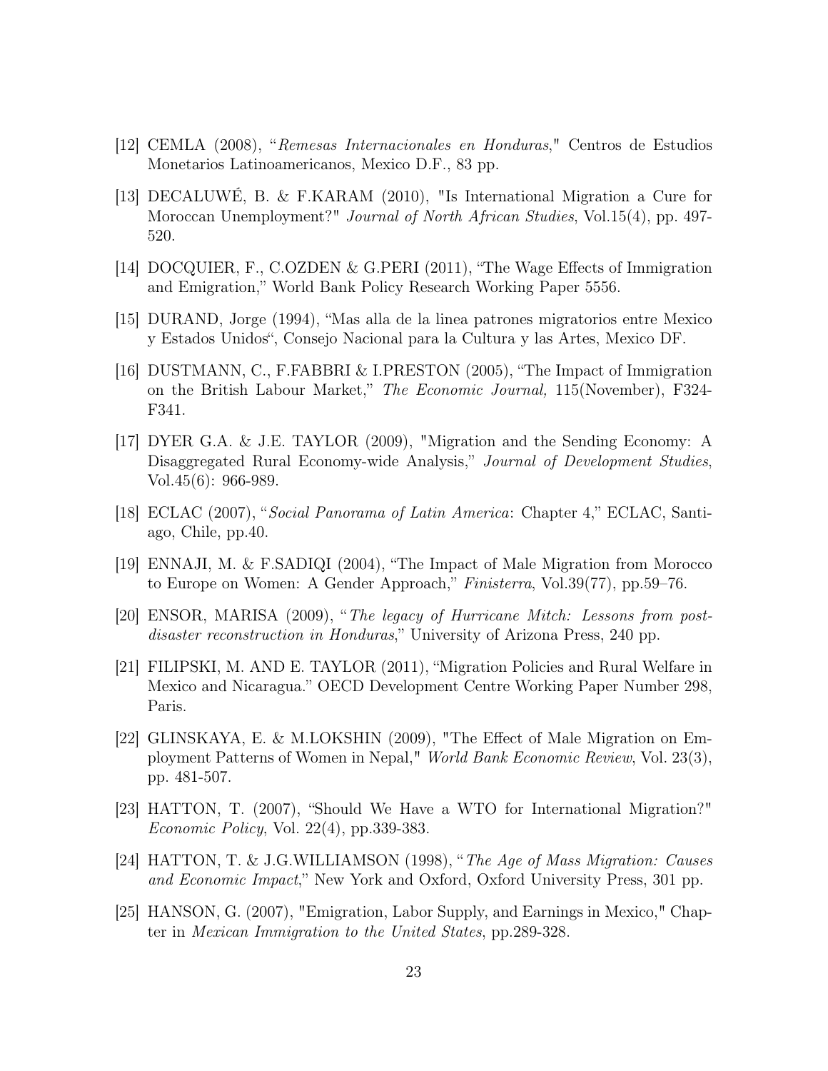[12] CEMLA (2008), "*Remesas Internacionales en Honduras*," Centros de Estudios Monetarios Latinoamericanos, Mexico D.F., 83 pp.

[13] DECALUWÉ, B. & F.KARAM (2010), "Is International Migration a Cure for Moroccan Unemployment?" *Journal of North African Studies*, Vol.15(4), pp. 497-520.

[14] DOCQUIER, F., C.OZDEN & G.PERI (2011), "The Wage Effects of Immigration and Emigration," World Bank Policy Research Working Paper 5556.

[15] DURAND, Jorge (1994), "Mas alla de la linea patrones migratorios entre Mexico y Estados Unidos", Consejo Nacional para la Cultura y las Artes, Mexico DF.

[16] DUSTMANN, C., F.FABBRI & I.PRESTON (2005), "The Impact of Immigration on the British Labour Market," *The Economic Journal,* 115(November), F324-F341.

[17] DYER G.A. & J.E. TAYLOR (2009), "Migration and the Sending Economy: A Disaggregated Rural Economy-wide Analysis," *Journal of Development Studies*, Vol.45(6): 966-989.

[18] ECLAC (2007), "*Social Panorama of Latin America*: Chapter 4," ECLAC, Santiago, Chile, pp.40.

[19] ENNAJI, M. & F.SADIQI (2004), "The Impact of Male Migration from Morocco to Europe on Women: A Gender Approach," *Finisterra*, Vol.39(77), pp.59–76.

[20] ENSOR, MARISA (2009), "*The legacy of Hurricane Mitch: Lessons from post-disaster reconstruction in Honduras*," University of Arizona Press, 240 pp.

[21] FILIPSKI, M. AND E. TAYLOR (2011), "Migration Policies and Rural Welfare in Mexico and Nicaragua." OECD Development Centre Working Paper Number 298, Paris.

[22] GLINSKAYA, E. & M.LOKSHIN (2009), "The Effect of Male Migration on Employment Patterns of Women in Nepal," *World Bank Economic Review*, Vol. 23(3), pp. 481-507.

[23] HATTON, T. (2007), "Should We Have a WTO for International Migration?" *Economic Policy*, Vol. 22(4), pp.339-383.

[24] HATTON, T. & J.G.WILLIAMSON (1998), "*The Age of Mass Migration: Causes and Economic Impact*," New York and Oxford, Oxford University Press, 301 pp.

[25] HANSON, G. (2007), "Emigration, Labor Supply, and Earnings in Mexico," Chapter in *Mexican Immigration to the United States*, pp.289-328.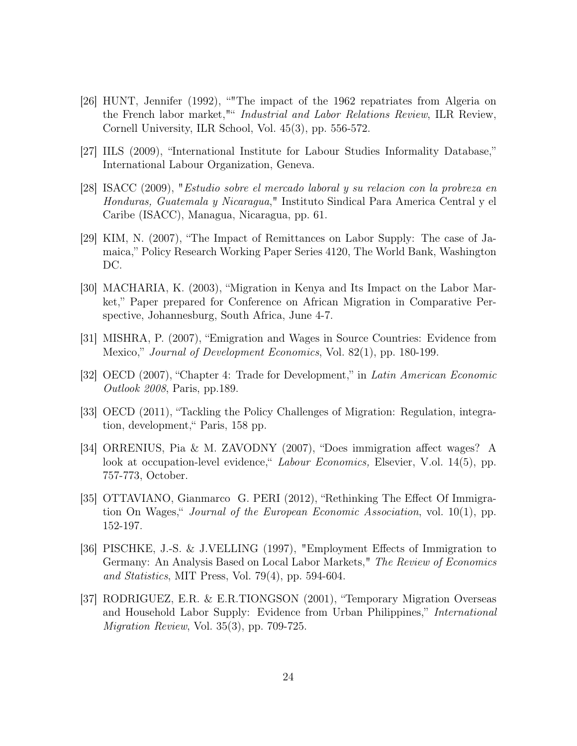[26] HUNT, Jennifer (1992), ""The impact of the 1962 repatriates from Algeria on the French labor market,"" *Industrial and Labor Relations Review*, ILR Review, Cornell University, ILR School, Vol. 45(3), pp. 556-572.

[27] IILS (2009), "International Institute for Labour Studies Informality Database," International Labour Organization, Geneva.

[28] ISACC (2009), "*Estudio sobre el mercado laboral y su relacion con la probreza en Honduras, Guatemala y Nicaragua*," Instituto Sindical Para America Central y el Caribe (ISACC), Managua, Nicaragua, pp. 61.

[29] KIM, N. (2007), "The Impact of Remittances on Labor Supply: The case of Jamaica," Policy Research Working Paper Series 4120, The World Bank, Washington DC.

[30] MACHARIA, K. (2003), "Migration in Kenya and Its Impact on the Labor Market," Paper prepared for Conference on African Migration in Comparative Perspective, Johannesburg, South Africa, June 4-7.

[31] MISHRA, P. (2007), "Emigration and Wages in Source Countries: Evidence from Mexico," *Journal of Development Economics*, Vol. 82(1), pp. 180-199.

[32] OECD (2007), "Chapter 4: Trade for Development," in *Latin American Economic Outlook 2008*, Paris, pp.189.

[33] OECD (2011), "Tackling the Policy Challenges of Migration: Regulation, integration, development," Paris, 158 pp.

[34] ORRENIUS, Pia & M. ZAVODNY (2007), "Does immigration affect wages? A look at occupation-level evidence," *Labour Economics,* Elsevier, V.ol. 14(5), pp. 757-773, October.

[35] OTTAVIANO, Gianmarco G. PERI (2012), "Rethinking The Effect Of Immigration On Wages," *Journal of the European Economic Association*, vol. 10(1), pp. 152-197.

[36] PISCHKE, J.-S. & J.VELLING (1997), "Employment Effects of Immigration to Germany: An Analysis Based on Local Labor Markets," *The Review of Economics and Statistics*, MIT Press, Vol. 79(4), pp. 594-604.

[37] RODRIGUEZ, E.R. & E.R.TIONGSON (2001), "Temporary Migration Overseas and Household Labor Supply: Evidence from Urban Philippines," *International Migration Review*, Vol. 35(3), pp. 709-725.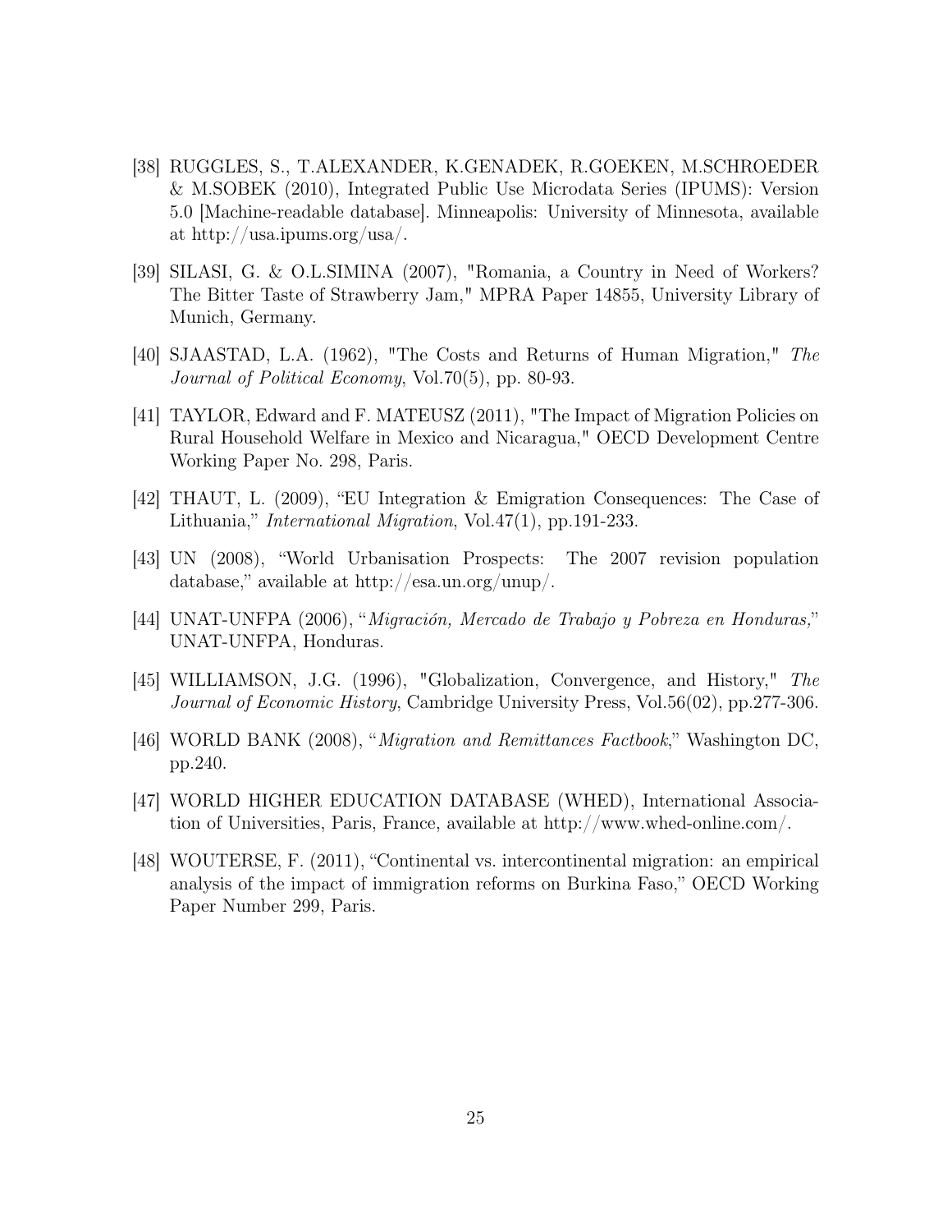[38] RUGGLES, S., T.ALEXANDER, K.GENADEK, R.GOEKEN, M.SCHROEDER & M.SOBEK (2010), Integrated Public Use Microdata Series (IPUMS): Version 5.0 [Machine-readable database]. Minneapolis: University of Minnesota, available at http://usa.ipums.org/usa/.

[39] SILASI, G. & O.L.SIMINA (2007), "Romania, a Country in Need of Workers? The Bitter Taste of Strawberry Jam," MPRA Paper 14855, University Library of Munich, Germany.

[40] SJAASTAD, L.A. (1962), "The Costs and Returns of Human Migration," *The Journal of Political Economy*, Vol.70(5), pp. 80-93.

[41] TAYLOR, Edward and F. MATEUSZ (2011), "The Impact of Migration Policies on Rural Household Welfare in Mexico and Nicaragua," OECD Development Centre Working Paper No. 298, Paris.

[42] THAUT, L. (2009), "EU Integration & Emigration Consequences: The Case of Lithuania," *International Migration*, Vol.47(1), pp.191-233.

[43] UN (2008), "World Urbanisation Prospects: The 2007 revision population database," available at http://esa.un.org/unup/.

[44] UNAT-UNFPA (2006), "*Migración, Mercado de Trabajo y Pobreza en Honduras,*" UNAT-UNFPA, Honduras.

[45] WILLIAMSON, J.G. (1996), "Globalization, Convergence, and History," *The Journal of Economic History*, Cambridge University Press, Vol.56(02), pp.277-306.

[46] WORLD BANK (2008), "*Migration and Remittances Factbook*," Washington DC, pp.240.

[47] WORLD HIGHER EDUCATION DATABASE (WHED), International Association of Universities, Paris, France, available at http://www.whed-online.com/.

[48] WOUTERSE, F. (2011), "Continental vs. intercontinental migration: an empirical analysis of the impact of immigration reforms on Burkina Faso," OECD Working Paper Number 299, Paris.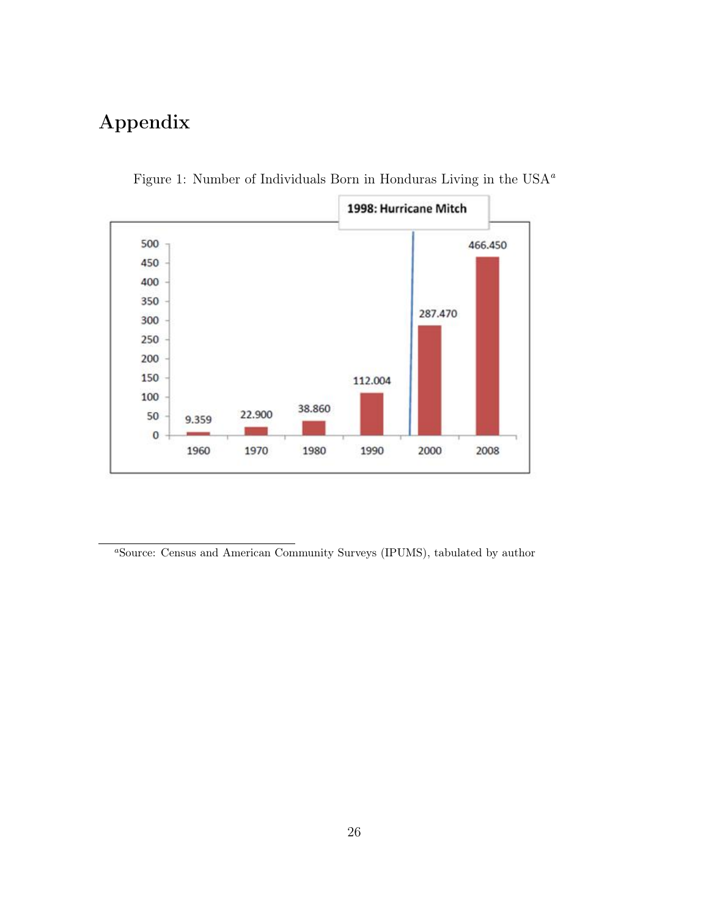# Appendix

Figure 1: Number of Individuals Born in Honduras Living in the USA[a]

[a]Source: Census and American Community Surveys (IPUMS), tabulated by author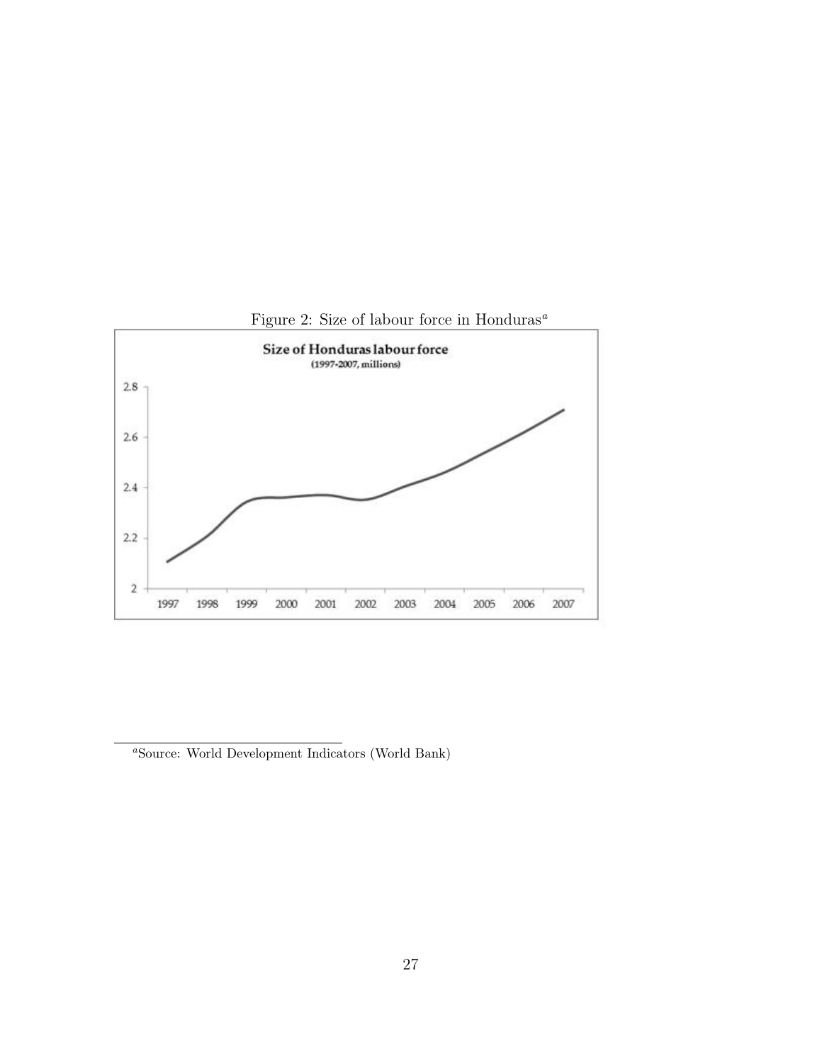Figure 2: Size of labour force in Honduras[a]

[a]Source: World Development Indicators (World Bank)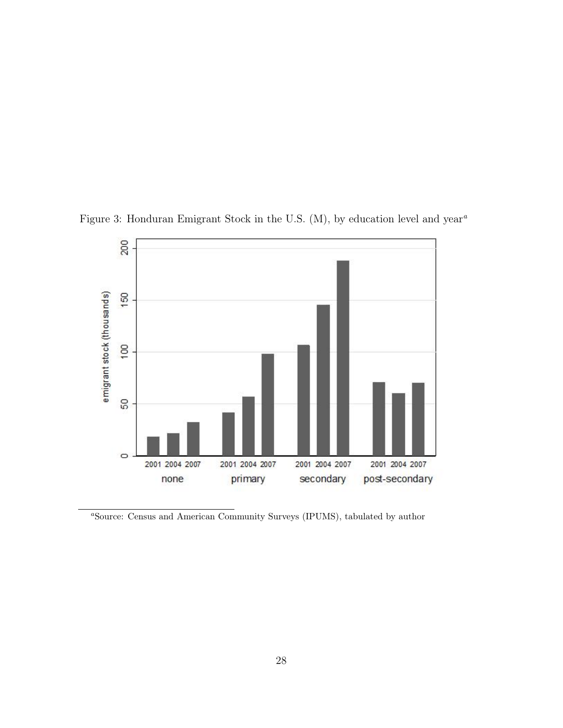Figure 3: Honduran Emigrant Stock in the U.S. (M), by education level and year[a]

[a]Source: Census and American Community Surveys (IPUMS), tabulated by author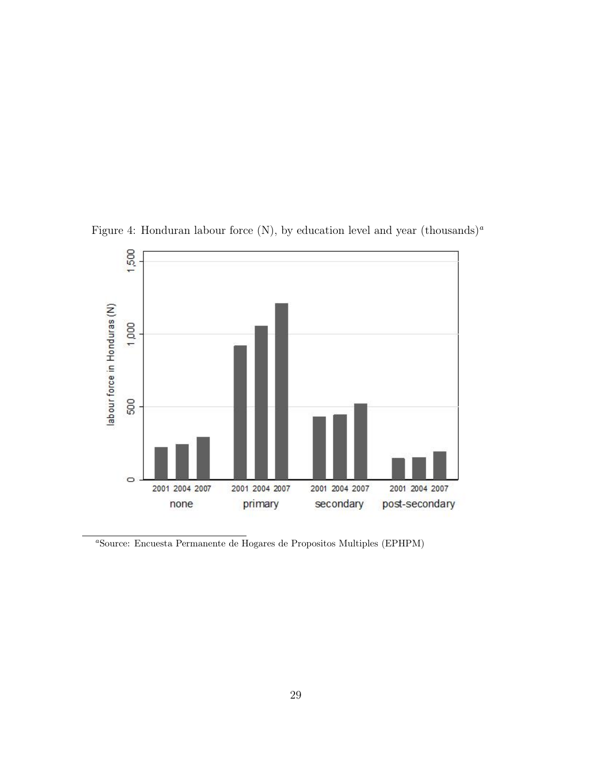Figure 4: Honduran labour force (N), by education level and year (thousands)[a]

[a]Source: Encuesta Permanente de Hogares de Propositos Multiples (EPHPM)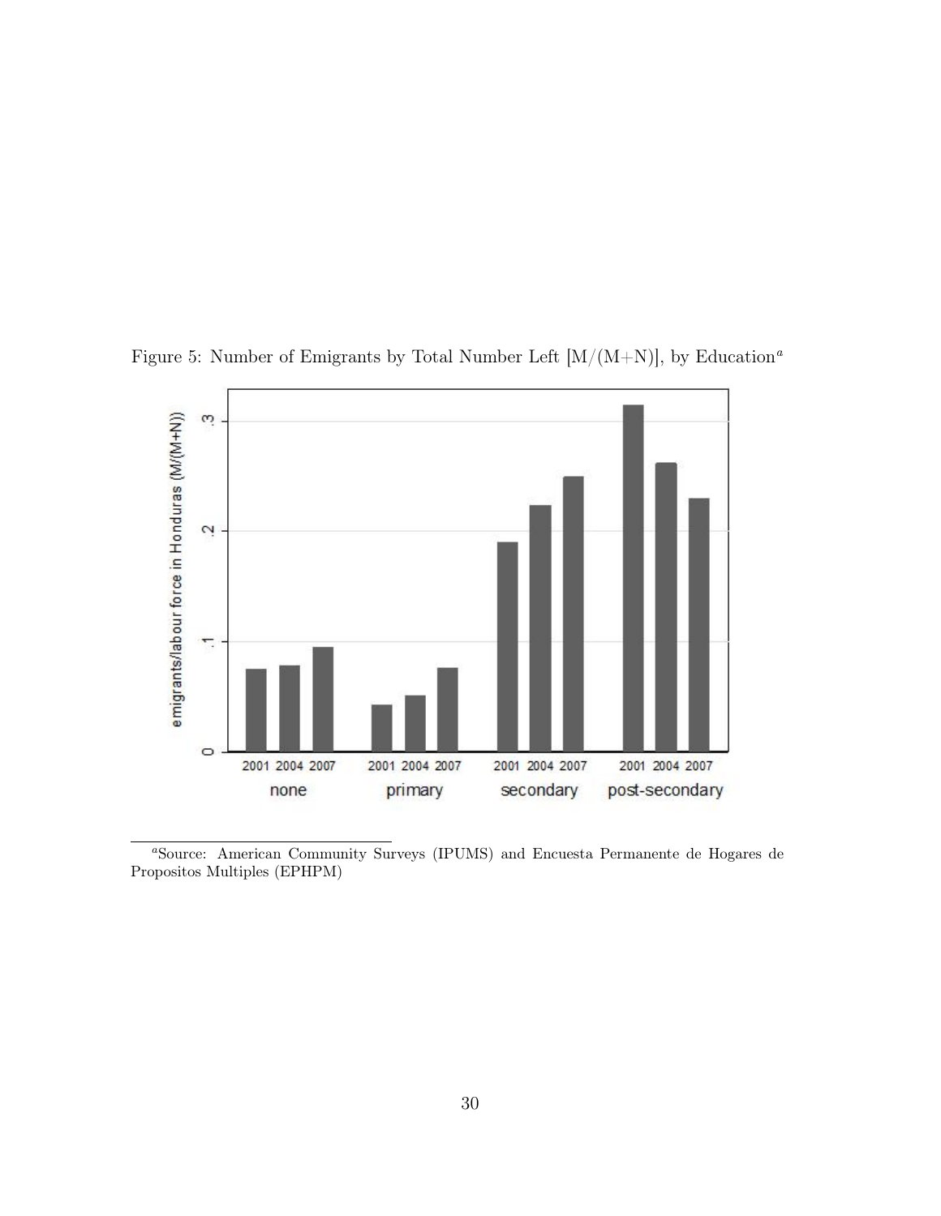Figure 5: Number of Emigrants by Total Number Left [M/(M+N)], by Education[a]

[a]Source: American Community Surveys (IPUMS) and Encuesta Permanente de Hogares de Propositos Multiples (EPHPM)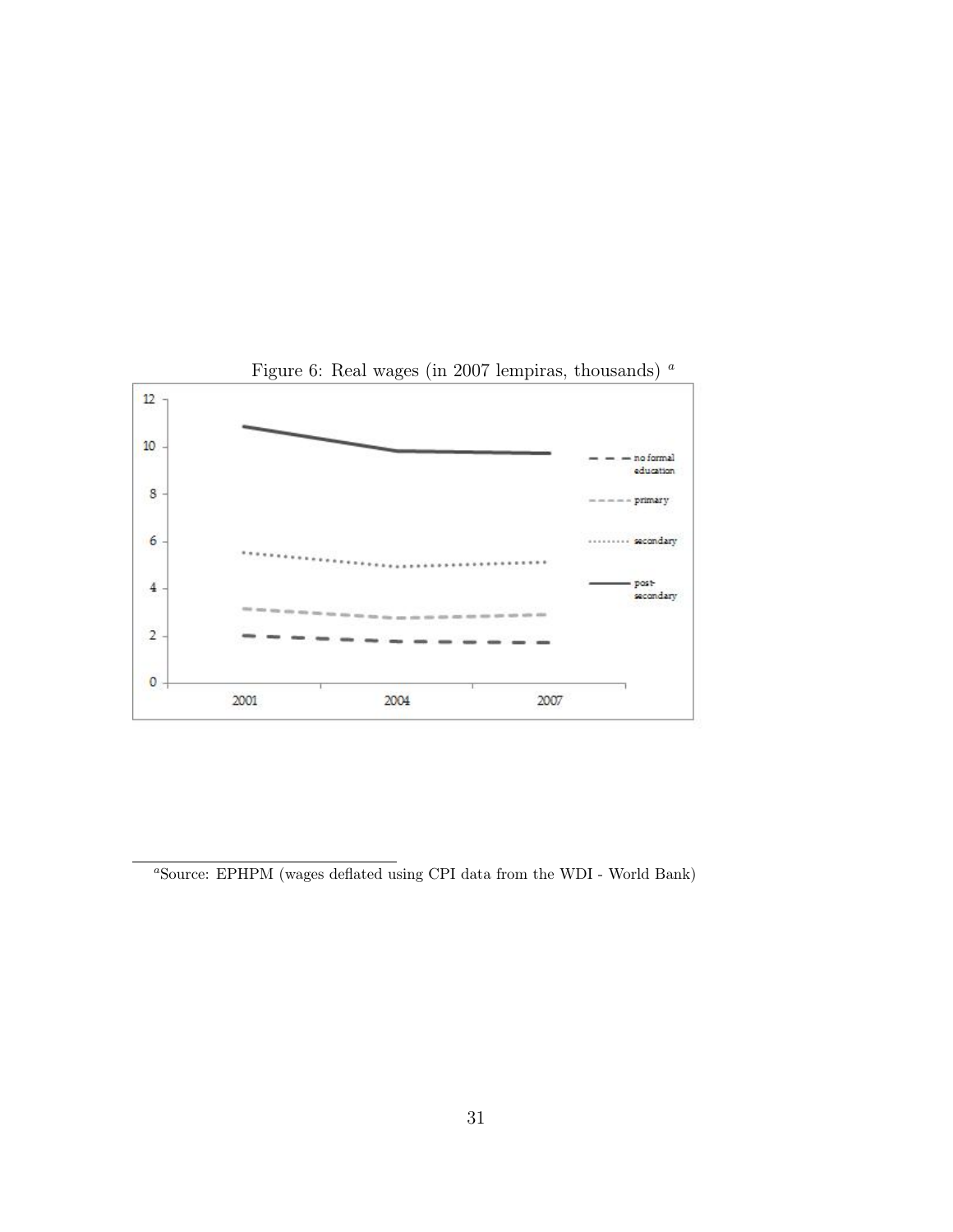Figure 6: Real wages (in 2007 lempiras, thousands) [a]

[a]Source: EPHPM (wages deflated using CPI data from the WDI - World Bank)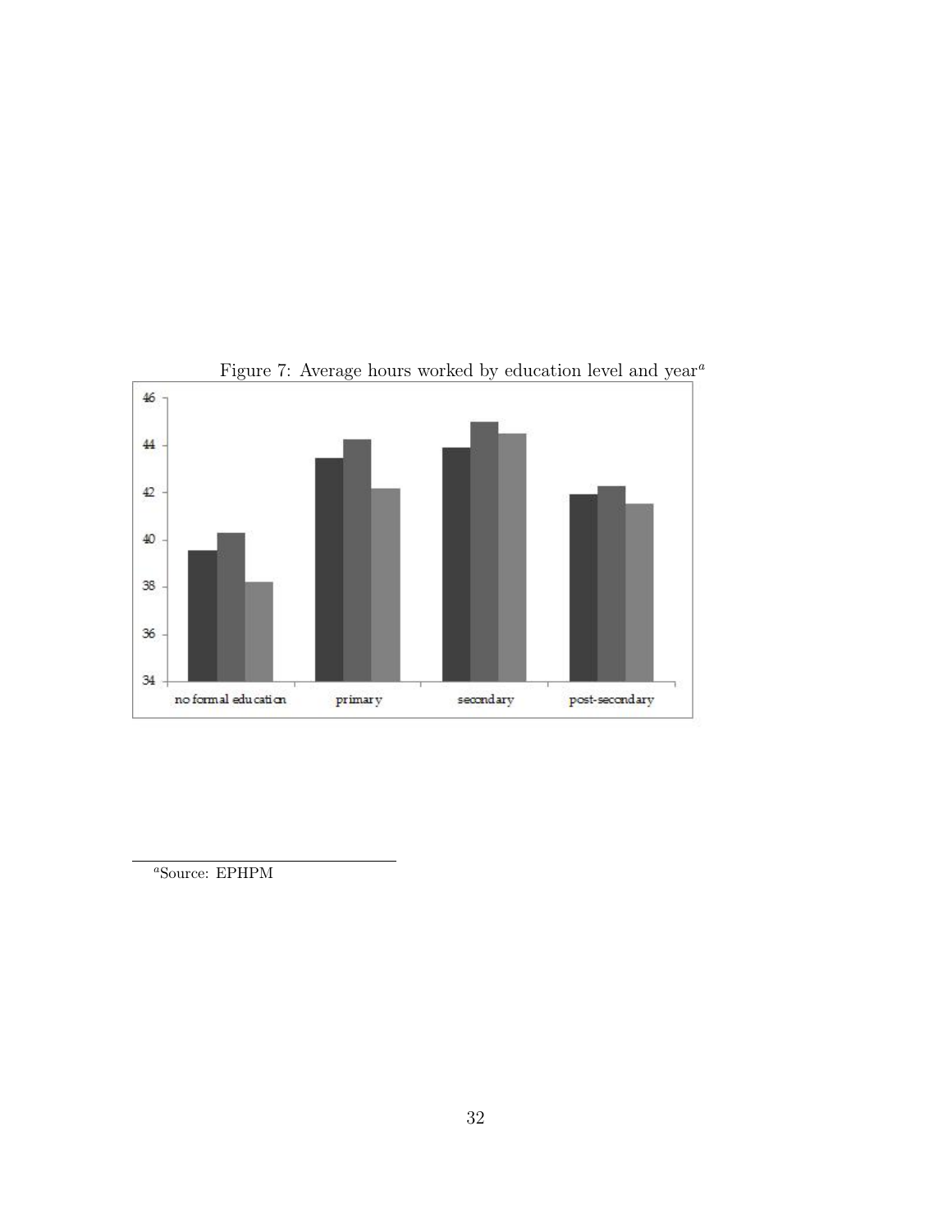Figure 7: Average hours worked by education level and year[a]

[a]Source: EPHPM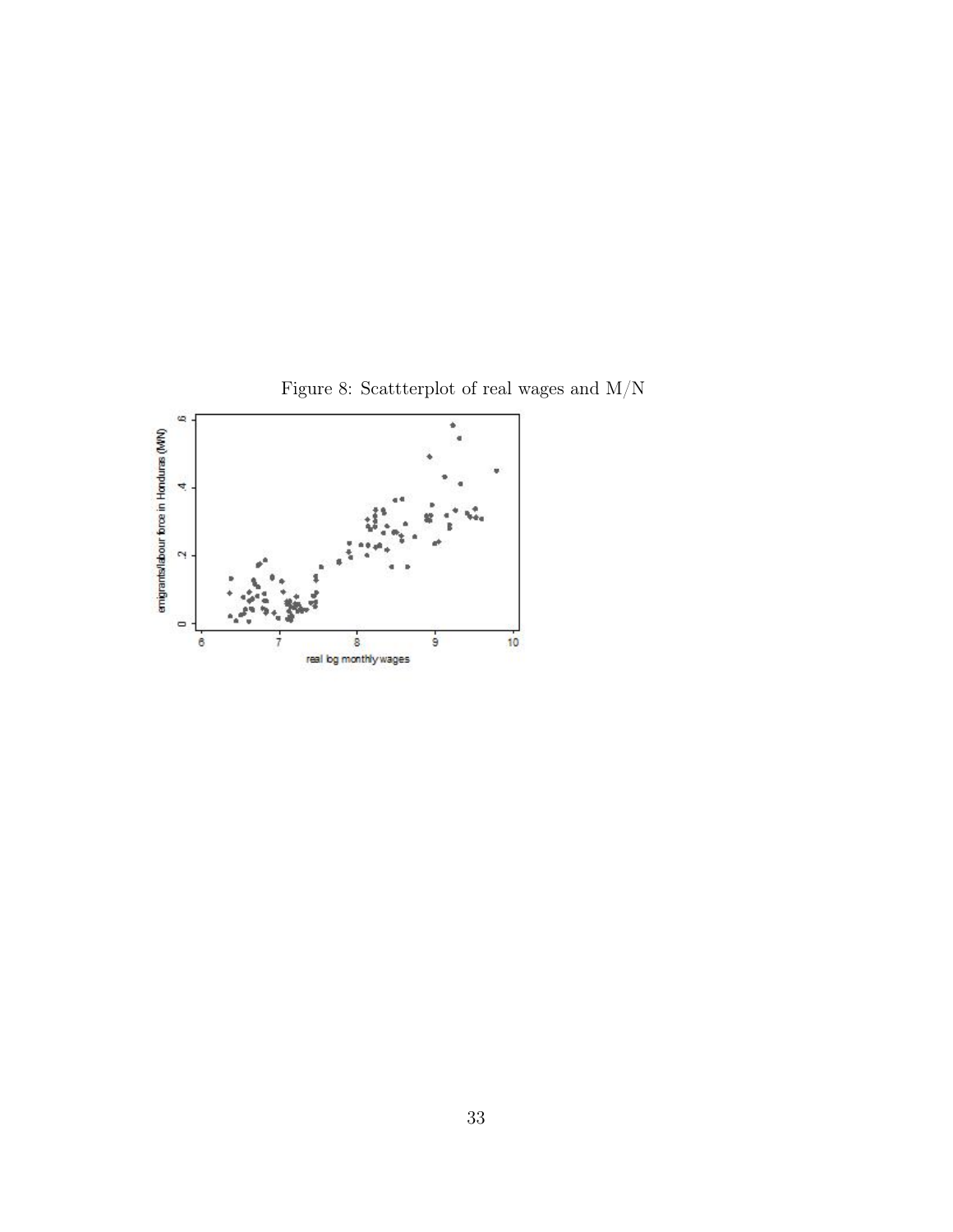Figure 8: Scattterplot of real wages and M/N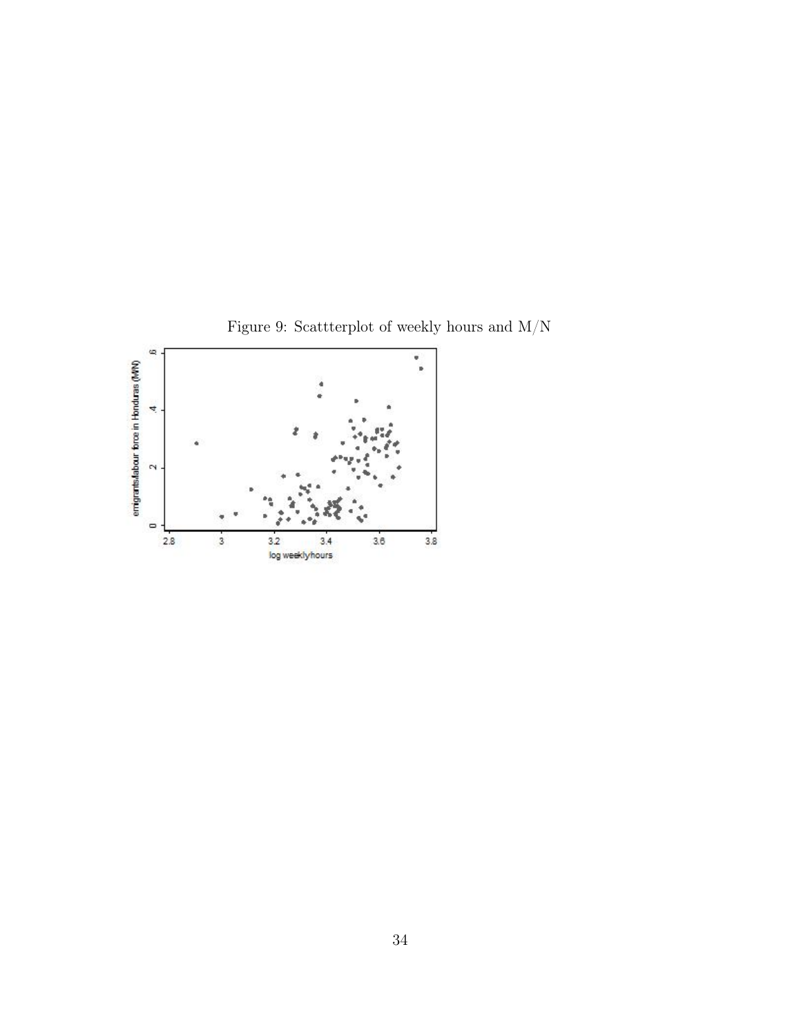Figure 9: Scattterplot of weekly hours and M/N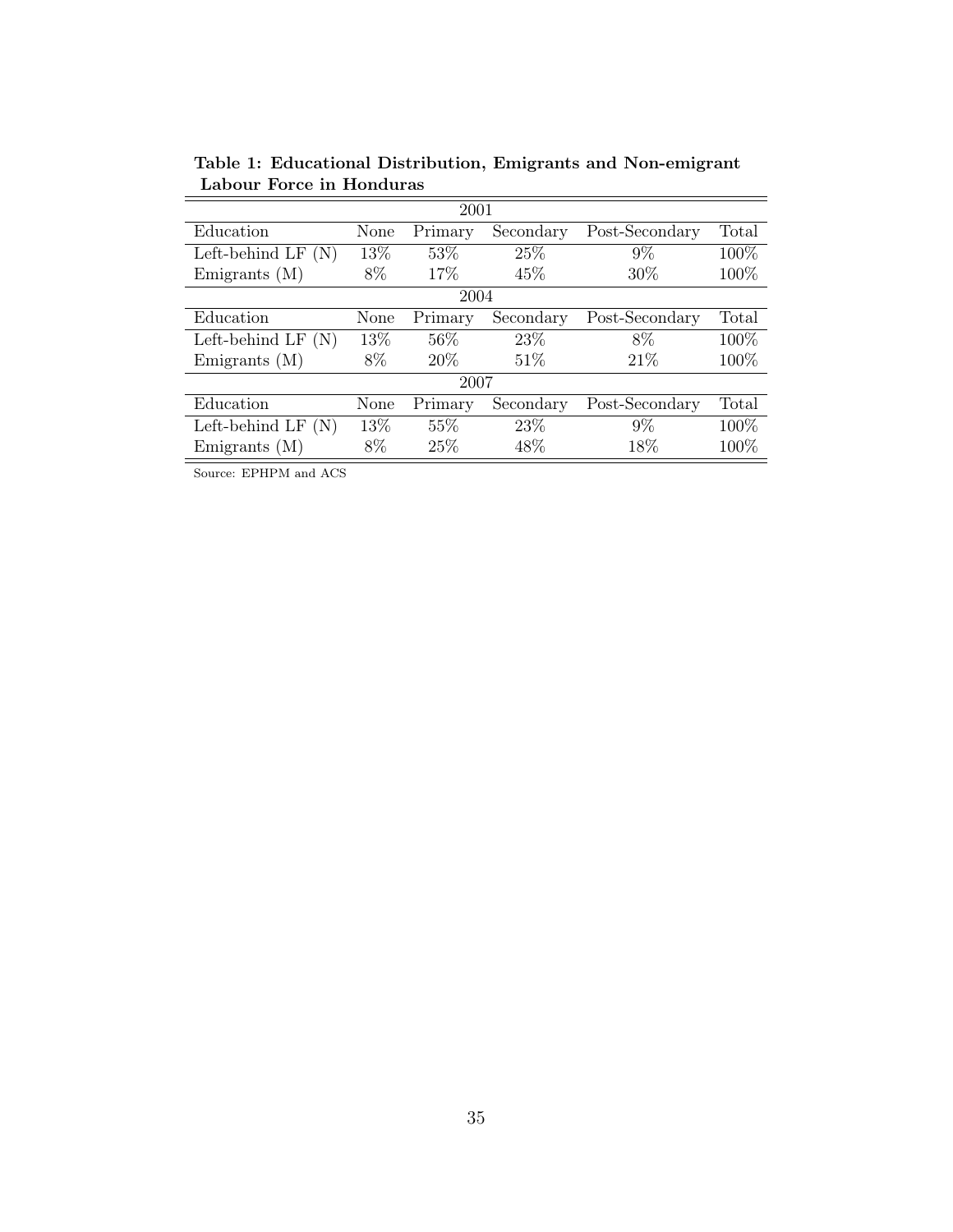**Table 1: Educational Distribution, Emigrants and Non-emigrant Labour Force in Honduras**

| 2001 | | | | | |
|---|---|---|---|---|---|
| Education | None | Primary | Secondary | Post-Secondary | Total |
| Left-behind LF (N) | 13% | 53% | 25% | 9% | 100% |
| Emigrants (M) | 8% | 17% | 45% | 30% | 100% |
| **2004** | | | | | |
| Education | None | Primary | Secondary | Post-Secondary | Total |
| Left-behind LF (N) | 13% | 56% | 23% | 8% | 100% |
| Emigrants (M) | 8% | 20% | 51% | 21% | 100% |
| **2007** | | | | | |
| Education | None | Primary | Secondary | Post-Secondary | Total |
| Left-behind LF (N) | 13% | 55% | 23% | 9% | 100% |
| Emigrants (M) | 8% | 25% | 48% | 18% | 100% |

Source: EPHPM and ACS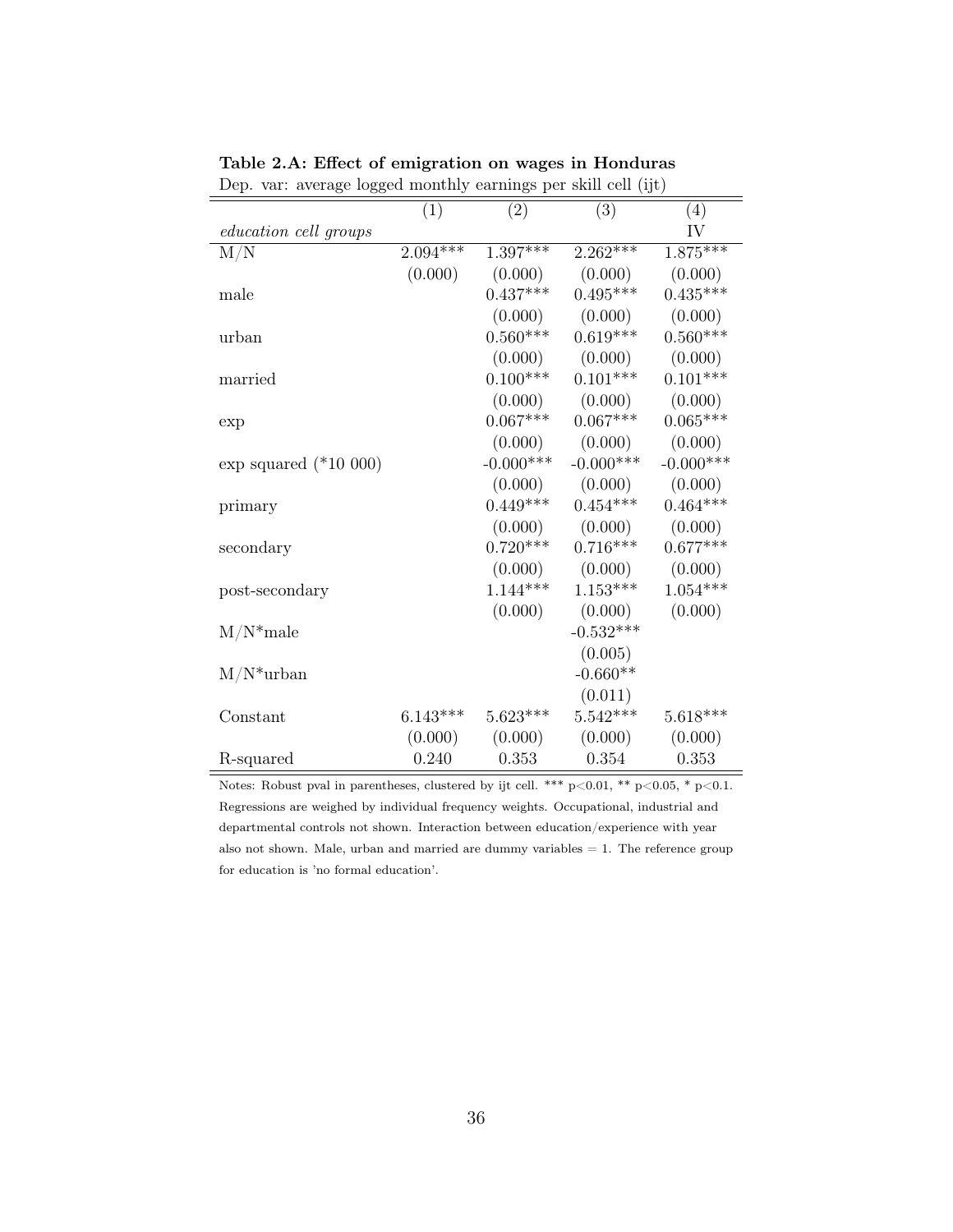**Table 2.A: Effect of emigration on wages in Honduras**

Dep. var: average logged monthly earnings per skill cell (ijt)

| | (1) | (2) | (3) | (4) |
|---|---|---|---|---|
| *education cell groups* | | | | IV |
| M/N | 2.094*** | 1.397*** | 2.262*** | 1.875*** |
| | (0.000) | (0.000) | (0.000) | (0.000) |
| male | | 0.437*** | 0.495*** | 0.435*** |
| | | (0.000) | (0.000) | (0.000) |
| urban | | 0.560*** | 0.619*** | 0.560*** |
| | | (0.000) | (0.000) | (0.000) |
| married | | 0.100*** | 0.101*** | 0.101*** |
| | | (0.000) | (0.000) | (0.000) |
| exp | | 0.067*** | 0.067*** | 0.065*** |
| | | (0.000) | (0.000) | (0.000) |
| exp squared (*10 000) | | -0.000*** | -0.000*** | -0.000*** |
| | | (0.000) | (0.000) | (0.000) |
| primary | | 0.449*** | 0.454*** | 0.464*** |
| | | (0.000) | (0.000) | (0.000) |
| secondary | | 0.720*** | 0.716*** | 0.677*** |
| | | (0.000) | (0.000) | (0.000) |
| post-secondary | | 1.144*** | 1.153*** | 1.054*** |
| | | (0.000) | (0.000) | (0.000) |
| M/N*male | | | -0.532*** | |
| | | | (0.005) | |
| M/N*urban | | | -0.660** | |
| | | | (0.011) | |
| Constant | 6.143*** | 5.623*** | 5.542*** | 5.618*** |
| | (0.000) | (0.000) | (0.000) | (0.000) |
| R-squared | 0.240 | 0.353 | 0.354 | 0.353 |

Notes: Robust pval in parentheses, clustered by ijt cell. *** p<0.01, ** p<0.05, * p<0.1. Regressions are weighed by individual frequency weights. Occupational, industrial and departmental controls not shown. Interaction between education/experience with year also not shown. Male, urban and married are dummy variables = 1. The reference group for education is 'no formal education'.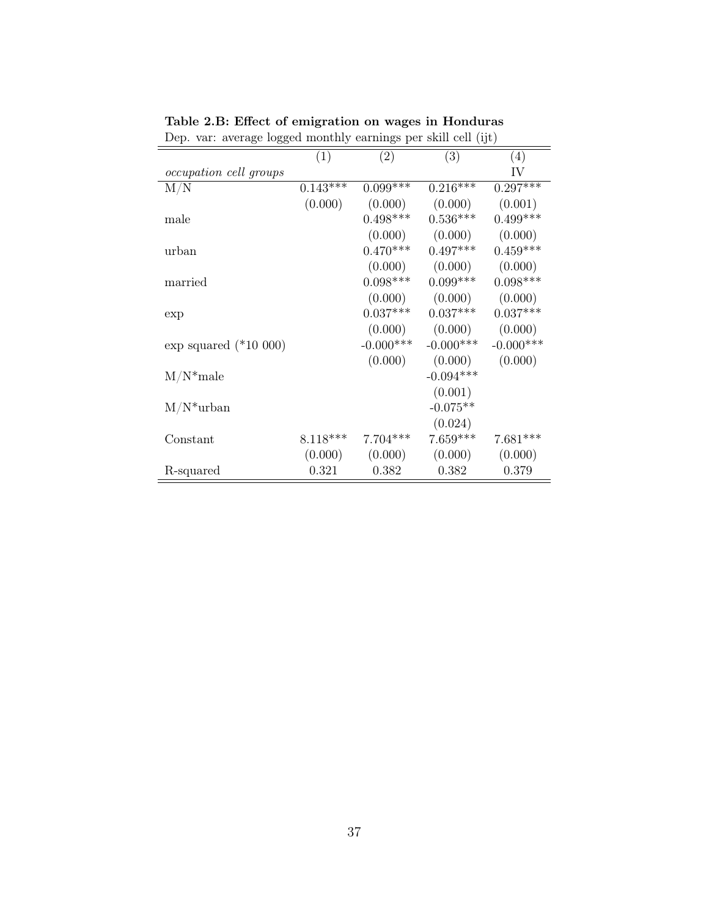**Table 2.B: Effect of emigration on wages in Honduras**

Dep. var: average logged monthly earnings per skill cell (ijt)

| | (1) | (2) | (3) | (4) |
|---|---|---|---|---|
| *occupation cell groups* | | | | IV |
| M/N | 0.143*** | 0.099*** | 0.216*** | 0.297*** |
| | (0.000) | (0.000) | (0.000) | (0.001) |
| male | | 0.498*** | 0.536*** | 0.499*** |
| | | (0.000) | (0.000) | (0.000) |
| urban | | 0.470*** | 0.497*** | 0.459*** |
| | | (0.000) | (0.000) | (0.000) |
| married | | 0.098*** | 0.099*** | 0.098*** |
| | | (0.000) | (0.000) | (0.000) |
| exp | | 0.037*** | 0.037*** | 0.037*** |
| | | (0.000) | (0.000) | (0.000) |
| exp squared (*10 000) | | -0.000*** | -0.000*** | -0.000*** |
| | | (0.000) | (0.000) | (0.000) |
| M/N*male | | | -0.094*** | |
| | | | (0.001) | |
| M/N*urban | | | -0.075** | |
| | | | (0.024) | |
| Constant | 8.118*** | 7.704*** | 7.659*** | 7.681*** |
| | (0.000) | (0.000) | (0.000) | (0.000) |
| R-squared | 0.321 | 0.382 | 0.382 | 0.379 |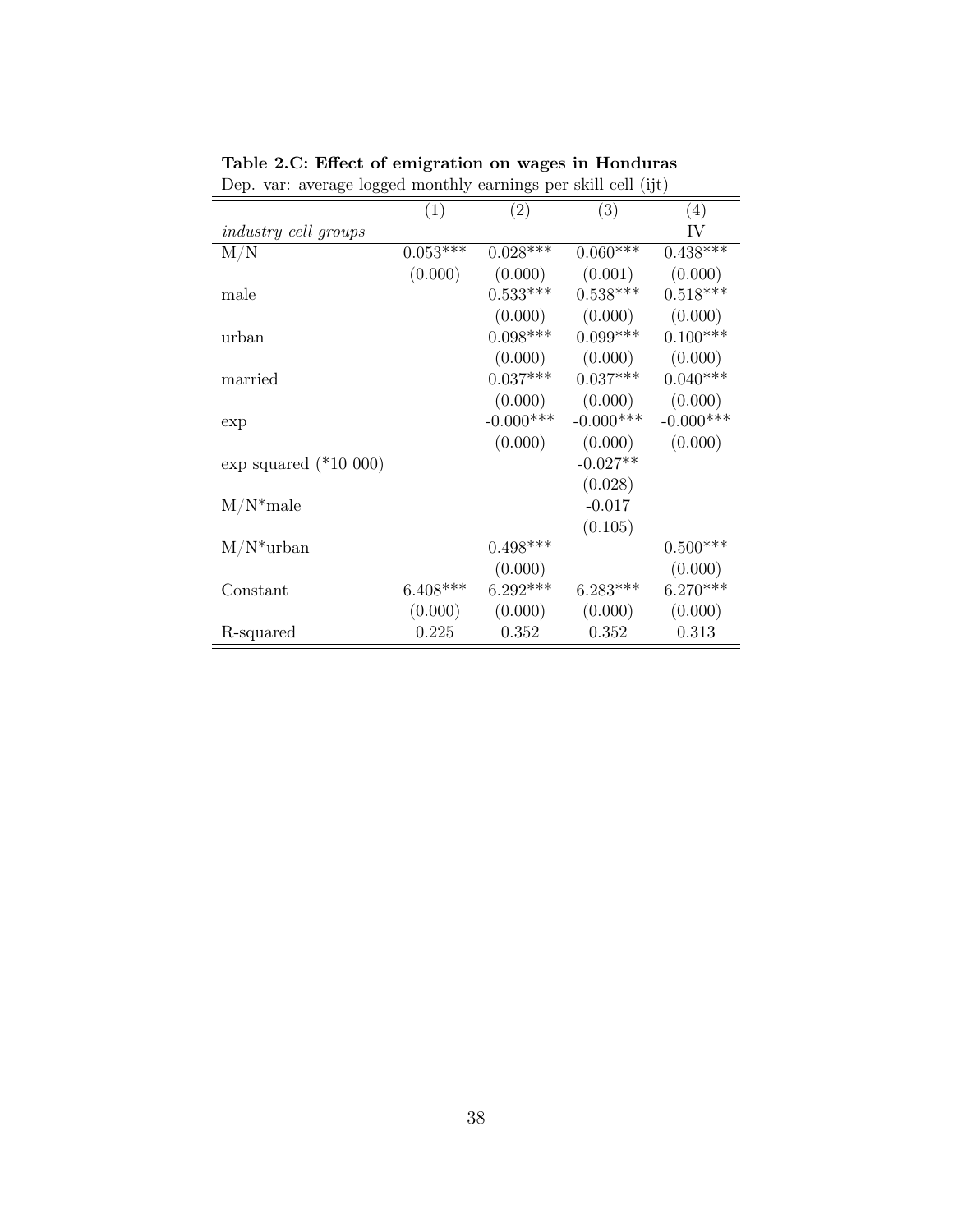**Table 2.C: Effect of emigration on wages in Honduras**

Dep. var: average logged monthly earnings per skill cell (ijt)

| | (1) | (2) | (3) | (4) |
|---|---|---|---|---|
| *industry cell groups* | | | | IV |
| M/N | 0.053*** | 0.028*** | 0.060*** | 0.438*** |
| | (0.000) | (0.000) | (0.001) | (0.000) |
| male | | 0.533*** | 0.538*** | 0.518*** |
| | | (0.000) | (0.000) | (0.000) |
| urban | | 0.098*** | 0.099*** | 0.100*** |
| | | (0.000) | (0.000) | (0.000) |
| married | | 0.037*** | 0.037*** | 0.040*** |
| | | (0.000) | (0.000) | (0.000) |
| exp | | -0.000*** | -0.000*** | -0.000*** |
| | | (0.000) | (0.000) | (0.000) |
| exp squared (*10 000) | | | -0.027** | |
| | | | (0.028) | |
| M/N*male | | | -0.017 | |
| | | | (0.105) | |
| M/N*urban | | 0.498*** | | 0.500*** |
| | | (0.000) | | (0.000) |
| Constant | 6.408*** | 6.292*** | 6.283*** | 6.270*** |
| | (0.000) | (0.000) | (0.000) | (0.000) |
| R-squared | 0.225 | 0.352 | 0.352 | 0.313 |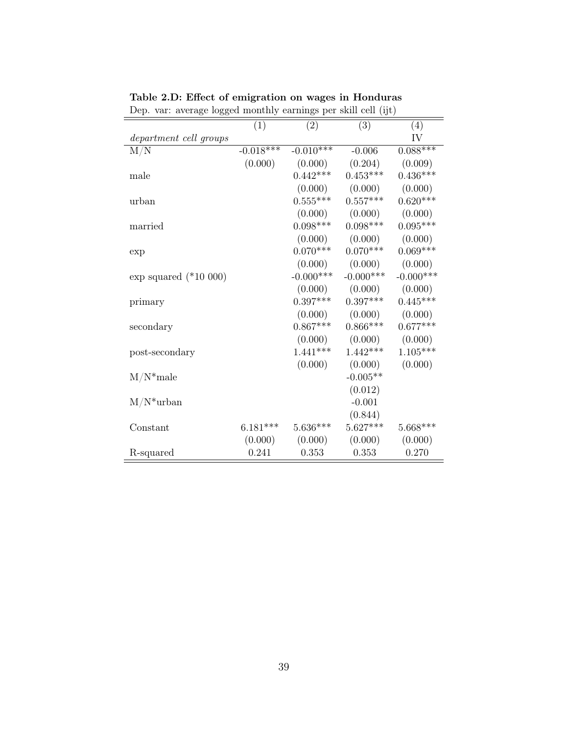**Table 2.D: Effect of emigration on wages in Honduras**

Dep. var: average logged monthly earnings per skill cell (ijt)

| | (1) | (2) | (3) | (4) |
|---|---|---|---|---|
| *department cell groups* | | | | IV |
| M/N | -0.018*** | -0.010*** | -0.006 | 0.088*** |
| | (0.000) | (0.000) | (0.204) | (0.009) |
| male | | 0.442*** | 0.453*** | 0.436*** |
| | | (0.000) | (0.000) | (0.000) |
| urban | | 0.555*** | 0.557*** | 0.620*** |
| | | (0.000) | (0.000) | (0.000) |
| married | | 0.098*** | 0.098*** | 0.095*** |
| | | (0.000) | (0.000) | (0.000) |
| exp | | 0.070*** | 0.070*** | 0.069*** |
| | | (0.000) | (0.000) | (0.000) |
| exp squared (*10 000) | | -0.000*** | -0.000*** | -0.000*** |
| | | (0.000) | (0.000) | (0.000) |
| primary | | 0.397*** | 0.397*** | 0.445*** |
| | | (0.000) | (0.000) | (0.000) |
| secondary | | 0.867*** | 0.866*** | 0.677*** |
| | | (0.000) | (0.000) | (0.000) |
| post-secondary | | 1.441*** | 1.442*** | 1.105*** |
| | | (0.000) | (0.000) | (0.000) |
| M/N*male | | | -0.005** | |
| | | | (0.012) | |
| M/N*urban | | | -0.001 | |
| | | | (0.844) | |
| Constant | 6.181*** | 5.636*** | 5.627*** | 5.668*** |
| | (0.000) | (0.000) | (0.000) | (0.000) |
| R-squared | 0.241 | 0.353 | 0.353 | 0.270 |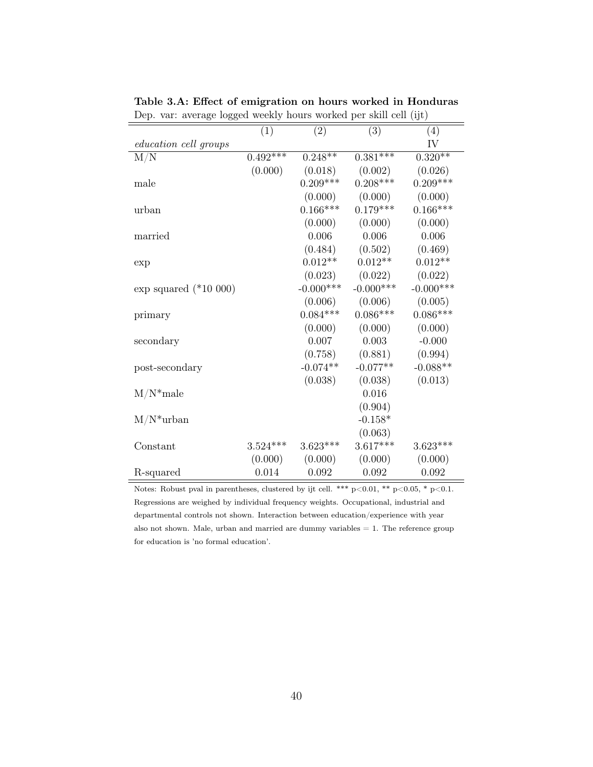**Table 3.A: Effect of emigration on hours worked in Honduras**

Dep. var: average logged weekly hours worked per skill cell (ijt)

| | (1) | (2) | (3) | (4) |
|---|---|---|---|---|
| *education cell groups* | | | | IV |
| M/N | 0.492*** | 0.248** | 0.381*** | 0.320** |
| | (0.000) | (0.018) | (0.002) | (0.026) |
| male | | 0.209*** | 0.208*** | 0.209*** |
| | | (0.000) | (0.000) | (0.000) |
| urban | | 0.166*** | 0.179*** | 0.166*** |
| | | (0.000) | (0.000) | (0.000) |
| married | | 0.006 | 0.006 | 0.006 |
| | | (0.484) | (0.502) | (0.469) |
| exp | | 0.012** | 0.012** | 0.012** |
| | | (0.023) | (0.022) | (0.022) |
| exp squared (*10 000) | | -0.000*** | -0.000*** | -0.000*** |
| | | (0.006) | (0.006) | (0.005) |
| primary | | 0.084*** | 0.086*** | 0.086*** |
| | | (0.000) | (0.000) | (0.000) |
| secondary | | 0.007 | 0.003 | -0.000 |
| | | (0.758) | (0.881) | (0.994) |
| post-secondary | | -0.074** | -0.077** | -0.088** |
| | | (0.038) | (0.038) | (0.013) |
| M/N*male | | | 0.016 | |
| | | | (0.904) | |
| M/N*urban | | | -0.158* | |
| | | | (0.063) | |
| Constant | 3.524*** | 3.623*** | 3.617*** | 3.623*** |
| | (0.000) | (0.000) | (0.000) | (0.000) |
| R-squared | 0.014 | 0.092 | 0.092 | 0.092 |

Notes: Robust pval in parentheses, clustered by ijt cell. *** $p<0.01$, ** $p<0.05$, * $p<0.1$. Regressions are weighed by individual frequency weights. Occupational, industrial and departmental controls not shown. Interaction between education/experience with year also not shown. Male, urban and married are dummy variables = 1. The reference group for education is 'no formal education'.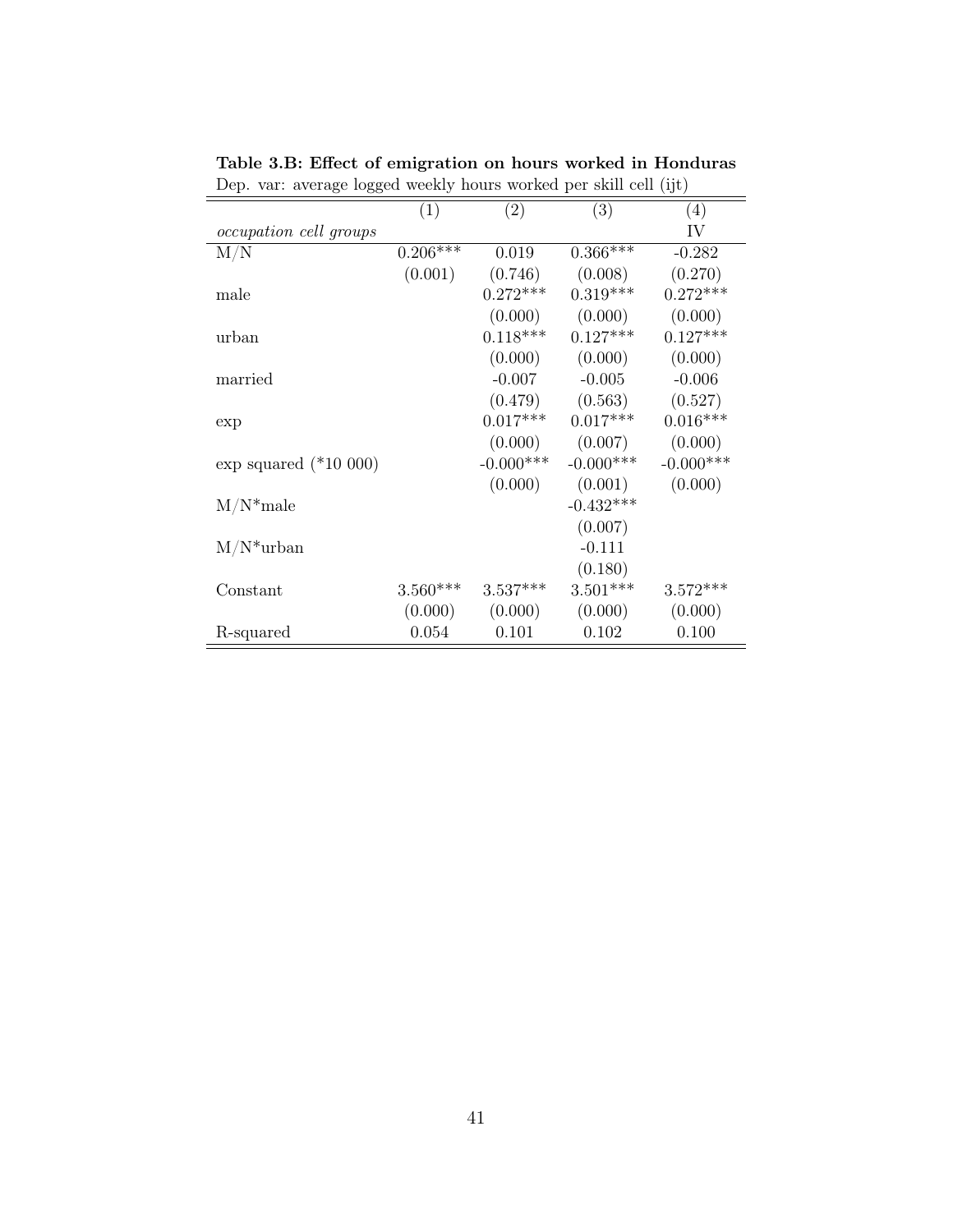**Table 3.B: Effect of emigration on hours worked in Honduras**

Dep. var: average logged weekly hours worked per skill cell (ijt)

| | (1) | (2) | (3) | (4) |
|---|---|---|---|---|
| *occupation cell groups* | | | | IV |
| M/N | 0.206*** | 0.019 | 0.366*** | -0.282 |
| | (0.001) | (0.746) | (0.008) | (0.270) |
| male | | 0.272*** | 0.319*** | 0.272*** |
| | | (0.000) | (0.000) | (0.000) |
| urban | | 0.118*** | 0.127*** | 0.127*** |
| | | (0.000) | (0.000) | (0.000) |
| married | | -0.007 | -0.005 | -0.006 |
| | | (0.479) | (0.563) | (0.527) |
| exp | | 0.017*** | 0.017*** | 0.016*** |
| | | (0.000) | (0.007) | (0.000) |
| exp squared (*10 000) | | -0.000*** | -0.000*** | -0.000*** |
| | | (0.000) | (0.001) | (0.000) |
| M/N*male | | | -0.432*** | |
| | | | (0.007) | |
| M/N*urban | | | -0.111 | |
| | | | (0.180) | |
| Constant | 3.560*** | 3.537*** | 3.501*** | 3.572*** |
| | (0.000) | (0.000) | (0.000) | (0.000) |
| R-squared | 0.054 | 0.101 | 0.102 | 0.100 |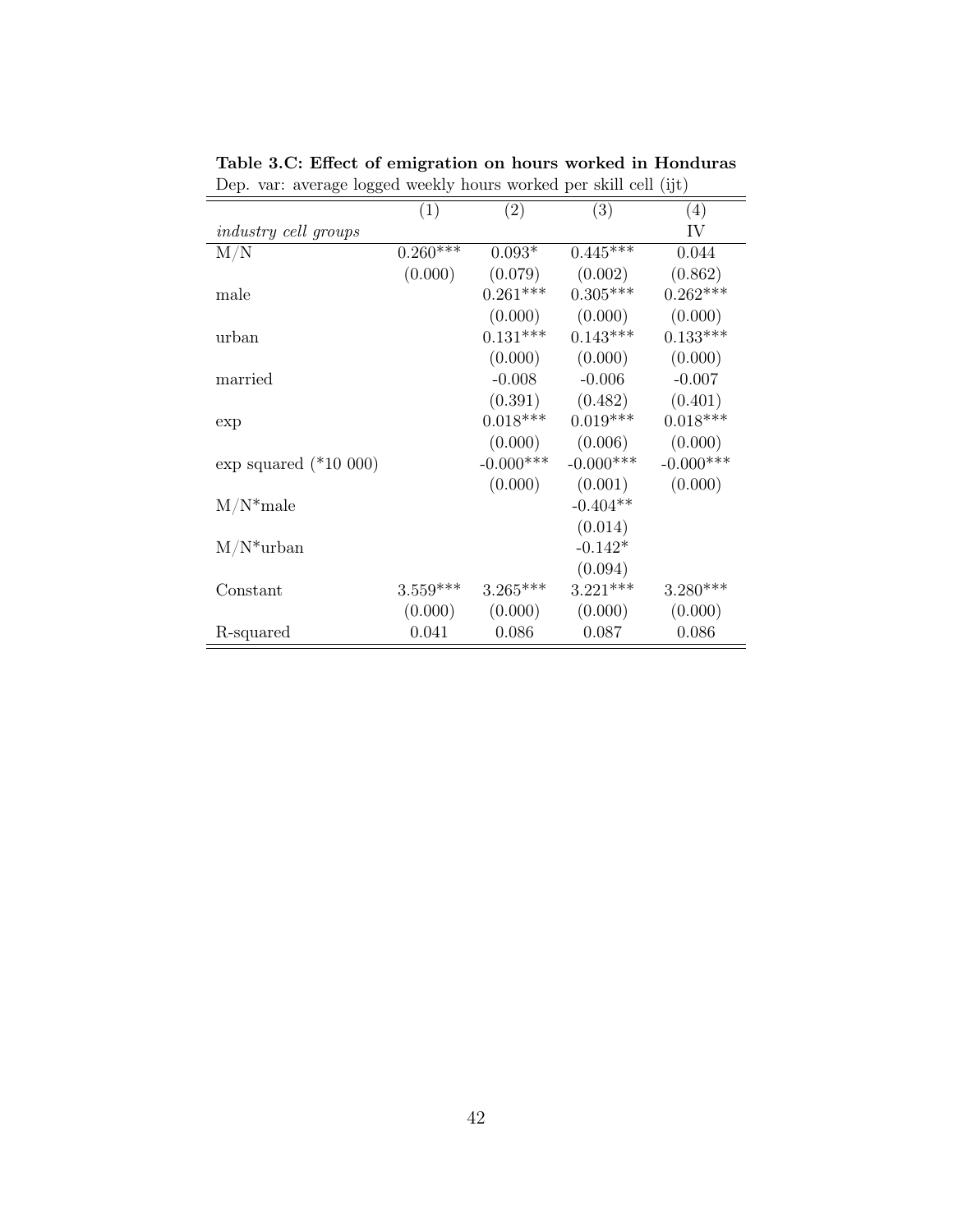**Table 3.C: Effect of emigration on hours worked in Honduras**

Dep. var: average logged weekly hours worked per skill cell (ijt)

| | (1) | (2) | (3) | (4) |
|---|---|---|---|---|
| *industry cell groups* | | | | IV |
| M/N | 0.260*** | 0.093* | 0.445*** | 0.044 |
| | (0.000) | (0.079) | (0.002) | (0.862) |
| male | | 0.261*** | 0.305*** | 0.262*** |
| | | (0.000) | (0.000) | (0.000) |
| urban | | 0.131*** | 0.143*** | 0.133*** |
| | | (0.000) | (0.000) | (0.000) |
| married | | -0.008 | -0.006 | -0.007 |
| | | (0.391) | (0.482) | (0.401) |
| exp | | 0.018*** | 0.019*** | 0.018*** |
| | | (0.000) | (0.006) | (0.000) |
| exp squared (*10 000) | | -0.000*** | -0.000*** | -0.000*** |
| | | (0.000) | (0.001) | (0.000) |
| M/N*male | | | -0.404** | |
| | | | (0.014) | |
| M/N*urban | | | -0.142* | |
| | | | (0.094) | |
| Constant | 3.559*** | 3.265*** | 3.221*** | 3.280*** |
| | (0.000) | (0.000) | (0.000) | (0.000) |
| R-squared | 0.041 | 0.086 | 0.087 | 0.086 |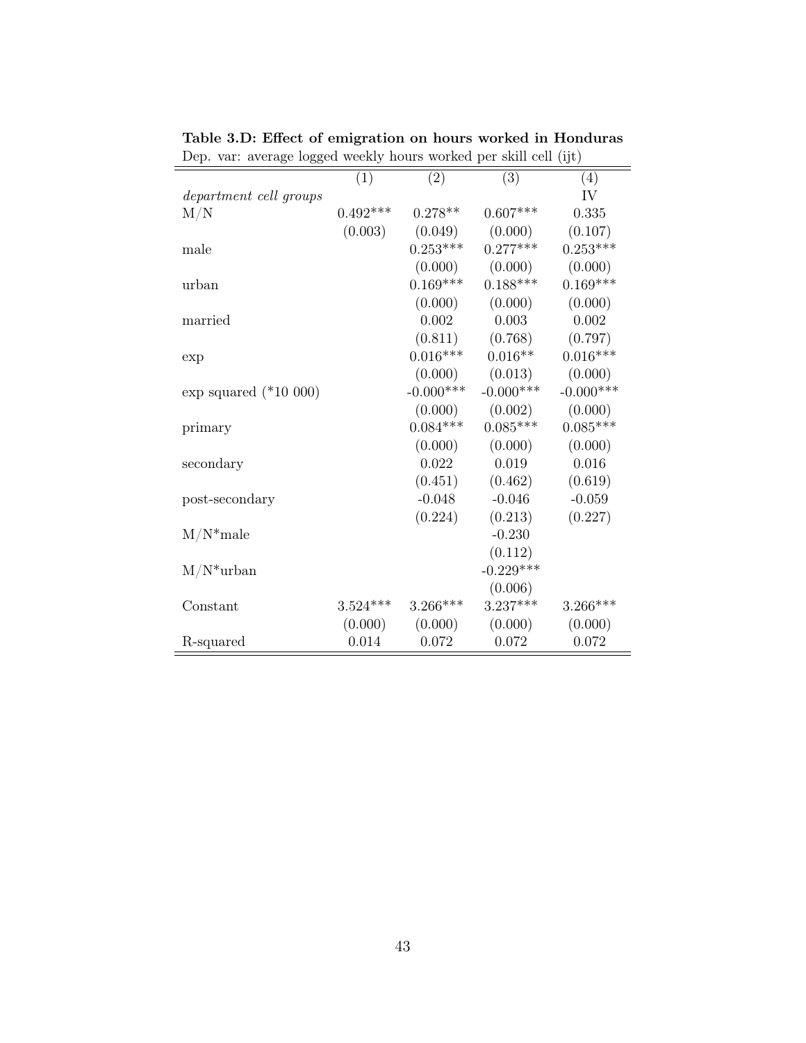**Table 3.D: Effect of emigration on hours worked in Honduras**

Dep. var: average logged weekly hours worked per skill cell (ijt)

| | (1) | (2) | (3) | (4) |
|---|---|---|---|---|
| *department cell groups* | | | | IV |
| M/N | 0.492*** | 0.278** | 0.607*** | 0.335 |
| | (0.003) | (0.049) | (0.000) | (0.107) |
| male | | 0.253*** | 0.277*** | 0.253*** |
| | | (0.000) | (0.000) | (0.000) |
| urban | | 0.169*** | 0.188*** | 0.169*** |
| | | (0.000) | (0.000) | (0.000) |
| married | | 0.002 | 0.003 | 0.002 |
| | | (0.811) | (0.768) | (0.797) |
| exp | | 0.016*** | 0.016** | 0.016*** |
| | | (0.000) | (0.013) | (0.000) |
| exp squared (*10 000) | | -0.000*** | -0.000*** | -0.000*** |
| | | (0.000) | (0.002) | (0.000) |
| primary | | 0.084*** | 0.085*** | 0.085*** |
| | | (0.000) | (0.000) | (0.000) |
| secondary | | 0.022 | 0.019 | 0.016 |
| | | (0.451) | (0.462) | (0.619) |
| post-secondary | | -0.048 | -0.046 | -0.059 |
| | | (0.224) | (0.213) | (0.227) |
| M/N*male | | | -0.230 | |
| | | | (0.112) | |
| M/N*urban | | | -0.229*** | |
| | | | (0.006) | |
| Constant | 3.524*** | 3.266*** | 3.237*** | 3.266*** |
| | (0.000) | (0.000) | (0.000) | (0.000) |
| R-squared | 0.014 | 0.072 | 0.072 | 0.072 |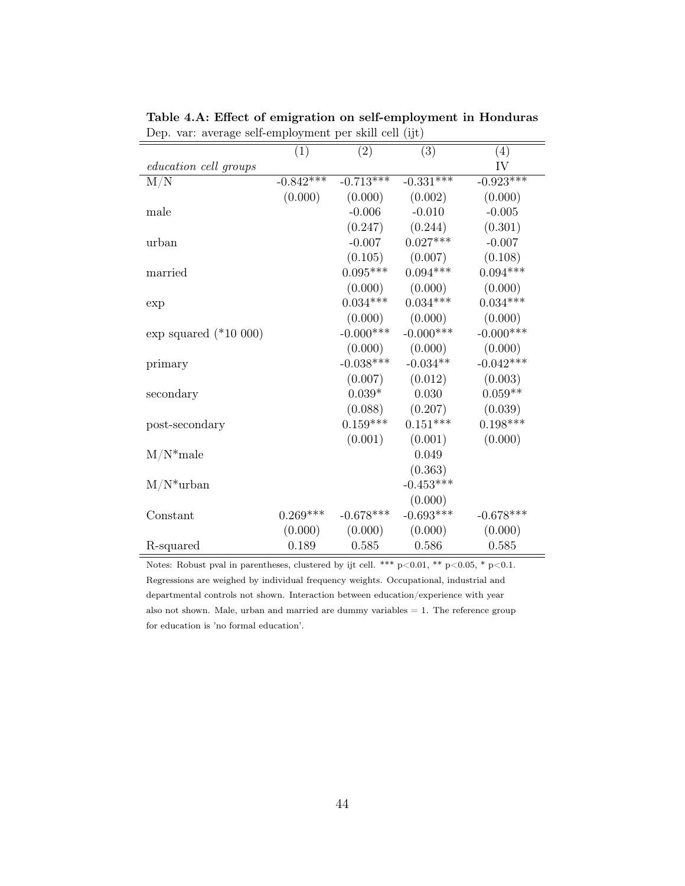**Table 4.A: Effect of emigration on self-employment in Honduras**

Dep. var: average self-employment per skill cell (ijt)

| | (1) | (2) | (3) | (4) |
|---|---|---|---|---|
| *education cell groups* | | | | IV |
| M/N | -0.842*** | -0.713*** | -0.331*** | -0.923*** |
| | (0.000) | (0.000) | (0.002) | (0.000) |
| male | | -0.006 | -0.010 | -0.005 |
| | | (0.247) | (0.244) | (0.301) |
| urban | | -0.007 | 0.027*** | -0.007 |
| | | (0.105) | (0.007) | (0.108) |
| married | | 0.095*** | 0.094*** | 0.094*** |
| | | (0.000) | (0.000) | (0.000) |
| exp | | 0.034*** | 0.034*** | 0.034*** |
| | | (0.000) | (0.000) | (0.000) |
| exp squared (*10 000) | | -0.000*** | -0.000*** | -0.000*** |
| | | (0.000) | (0.000) | (0.000) |
| primary | | -0.038*** | -0.034** | -0.042*** |
| | | (0.007) | (0.012) | (0.003) |
| secondary | | 0.039* | 0.030 | 0.059** |
| | | (0.088) | (0.207) | (0.039) |
| post-secondary | | 0.159*** | 0.151*** | 0.198*** |
| | | (0.001) | (0.001) | (0.000) |
| M/N*male | | | 0.049 | |
| | | | (0.363) | |
| M/N*urban | | | -0.453*** | |
| | | | (0.000) | |
| Constant | 0.269*** | -0.678*** | -0.693*** | -0.678*** |
| | (0.000) | (0.000) | (0.000) | (0.000) |
| R-squared | 0.189 | 0.585 | 0.586 | 0.585 |

Notes: Robust pval in parentheses, clustered by ijt cell. *** p<0.01, ** p<0.05, * p<0.1. Regressions are weighed by individual frequency weights. Occupational, industrial and departmental controls not shown. Interaction between education/experience with year also not shown. Male, urban and married are dummy variables = 1. The reference group for education is 'no formal education'.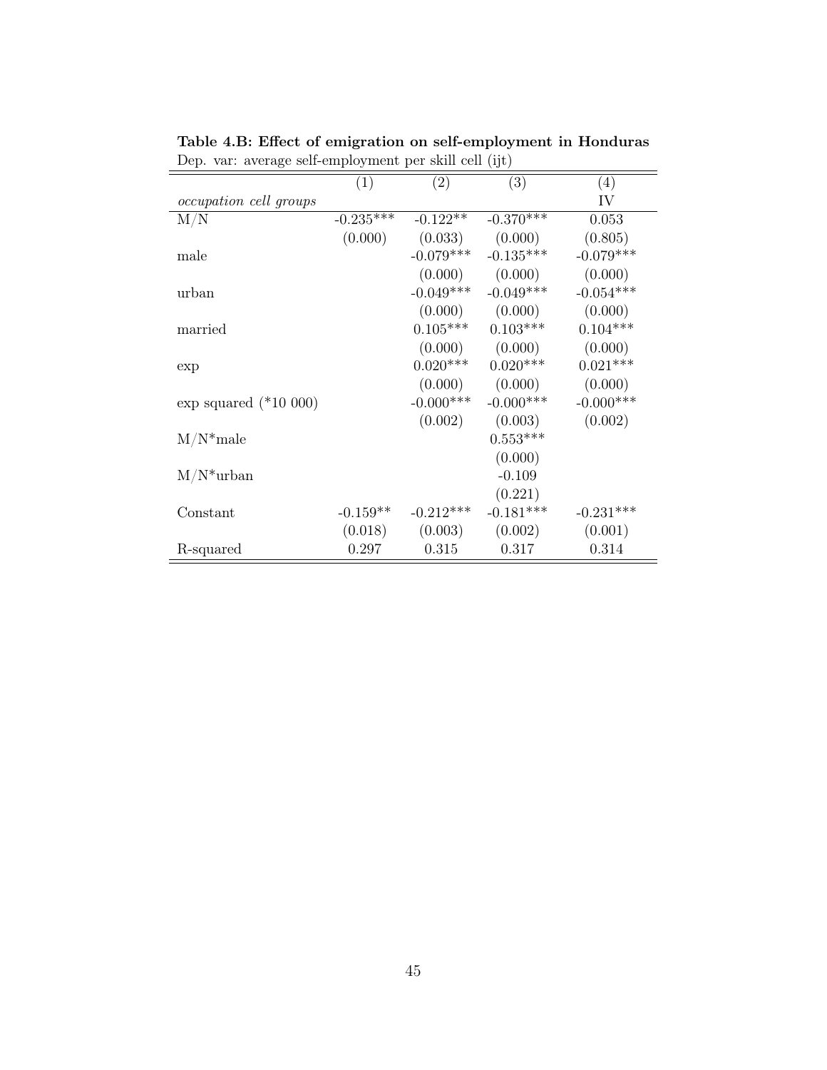**Table 4.B: Effect of emigration on self-employment in Honduras**

Dep. var: average self-employment per skill cell (ijt)

| | (1) | (2) | (3) | (4) |
|---|---|---|---|---|
| *occupation cell groups* | | | | IV |
| M/N | -0.235*** | -0.122** | -0.370*** | 0.053 |
| | (0.000) | (0.033) | (0.000) | (0.805) |
| male | | -0.079*** | -0.135*** | -0.079*** |
| | | (0.000) | (0.000) | (0.000) |
| urban | | -0.049*** | -0.049*** | -0.054*** |
| | | (0.000) | (0.000) | (0.000) |
| married | | 0.105*** | 0.103*** | 0.104*** |
| | | (0.000) | (0.000) | (0.000) |
| exp | | 0.020*** | 0.020*** | 0.021*** |
| | | (0.000) | (0.000) | (0.000) |
| exp squared (*10 000) | | -0.000*** | -0.000*** | -0.000*** |
| | | (0.002) | (0.003) | (0.002) |
| M/N*male | | | 0.553*** | |
| | | | (0.000) | |
| M/N*urban | | | -0.109 | |
| | | | (0.221) | |
| Constant | -0.159** | -0.212*** | -0.181*** | -0.231*** |
| | (0.018) | (0.003) | (0.002) | (0.001) |
| R-squared | 0.297 | 0.315 | 0.317 | 0.314 |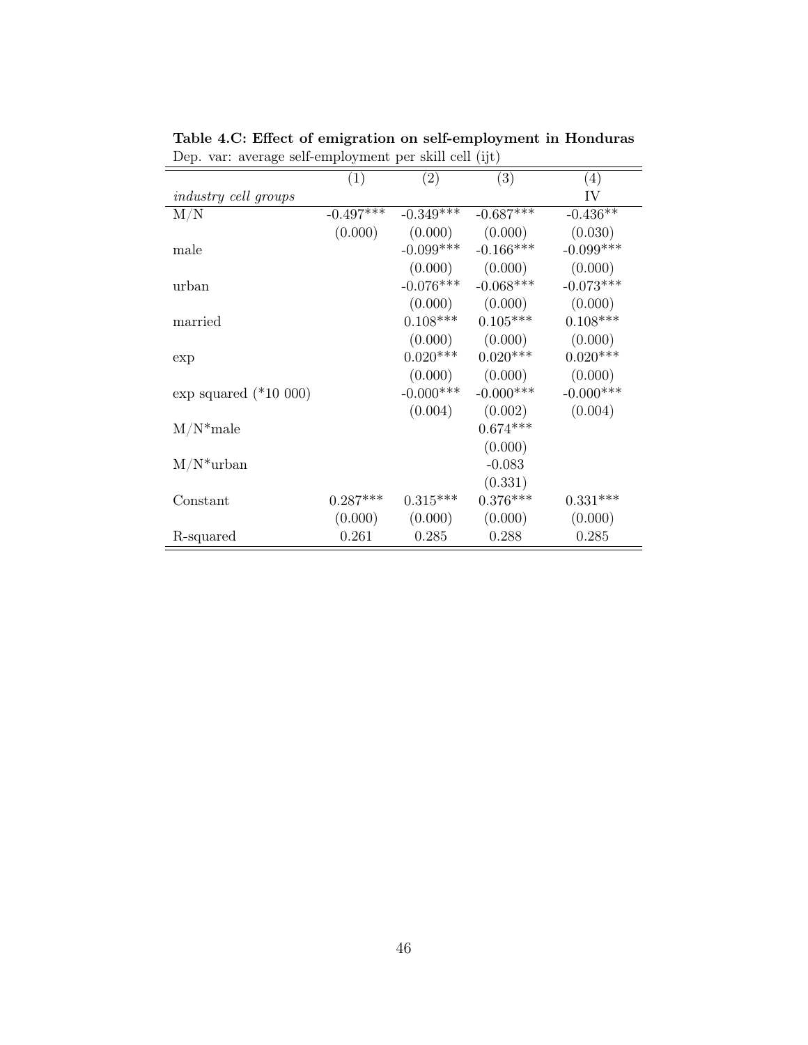**Table 4.C: Effect of emigration on self-employment in Honduras**

Dep. var: average self-employment per skill cell (ijt)

| | (1) | (2) | (3) | (4) |
|---|---|---|---|---|
| *industry cell groups* | | | | IV |
| M/N | -0.497*** | -0.349*** | -0.687*** | -0.436** |
| | (0.000) | (0.000) | (0.000) | (0.030) |
| male | | -0.099*** | -0.166*** | -0.099*** |
| | | (0.000) | (0.000) | (0.000) |
| urban | | -0.076*** | -0.068*** | -0.073*** |
| | | (0.000) | (0.000) | (0.000) |
| married | | 0.108*** | 0.105*** | 0.108*** |
| | | (0.000) | (0.000) | (0.000) |
| exp | | 0.020*** | 0.020*** | 0.020*** |
| | | (0.000) | (0.000) | (0.000) |
| exp squared (*10 000) | | -0.000*** | -0.000*** | -0.000*** |
| | | (0.004) | (0.002) | (0.004) |
| M/N*male | | | 0.674*** | |
| | | | (0.000) | |
| M/N*urban | | | -0.083 | |
| | | | (0.331) | |
| Constant | 0.287*** | 0.315*** | 0.376*** | 0.331*** |
| | (0.000) | (0.000) | (0.000) | (0.000) |
| R-squared | 0.261 | 0.285 | 0.288 | 0.285 |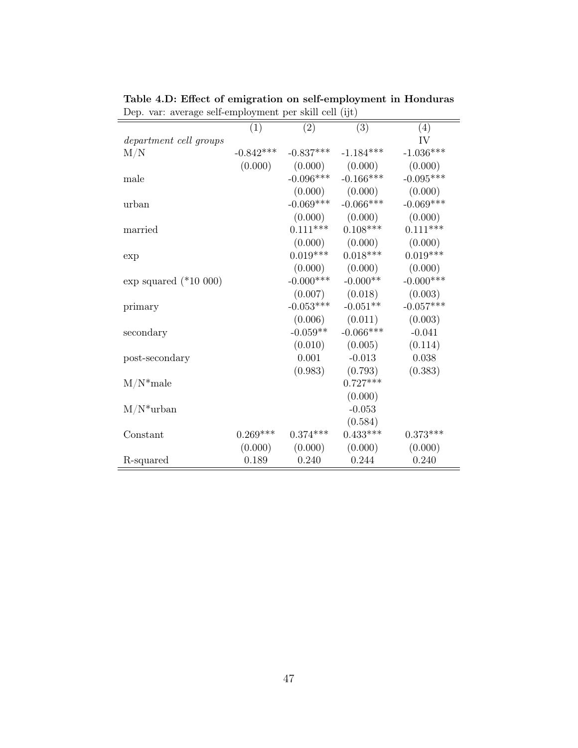**Table 4.D: Effect of emigration on self-employment in Honduras**

Dep. var: average self-employment per skill cell (ijt)

| | (1) | (2) | (3) | (4) |
|---|---|---|---|---|
| *department cell groups* | | | | IV |
| M/N | -0.842*** | -0.837*** | -1.184*** | -1.036*** |
| | (0.000) | (0.000) | (0.000) | (0.000) |
| male | | -0.096*** | -0.166*** | -0.095*** |
| | | (0.000) | (0.000) | (0.000) |
| urban | | -0.069*** | -0.066*** | -0.069*** |
| | | (0.000) | (0.000) | (0.000) |
| married | | 0.111*** | 0.108*** | 0.111*** |
| | | (0.000) | (0.000) | (0.000) |
| exp | | 0.019*** | 0.018*** | 0.019*** |
| | | (0.000) | (0.000) | (0.000) |
| exp squared (*10 000) | | -0.000*** | -0.000** | -0.000*** |
| | | (0.007) | (0.018) | (0.003) |
| primary | | -0.053*** | -0.051** | -0.057*** |
| | | (0.006) | (0.011) | (0.003) |
| secondary | | -0.059** | -0.066*** | -0.041 |
| | | (0.010) | (0.005) | (0.114) |
| post-secondary | | 0.001 | -0.013 | 0.038 |
| | | (0.983) | (0.793) | (0.383) |
| M/N*male | | | 0.727*** | |
| | | | (0.000) | |
| M/N*urban | | | -0.053 | |
| | | | (0.584) | |
| Constant | 0.269*** | 0.374*** | 0.433*** | 0.373*** |
| | (0.000) | (0.000) | (0.000) | (0.000) |
| R-squared | 0.189 | 0.240 | 0.244 | 0.240 |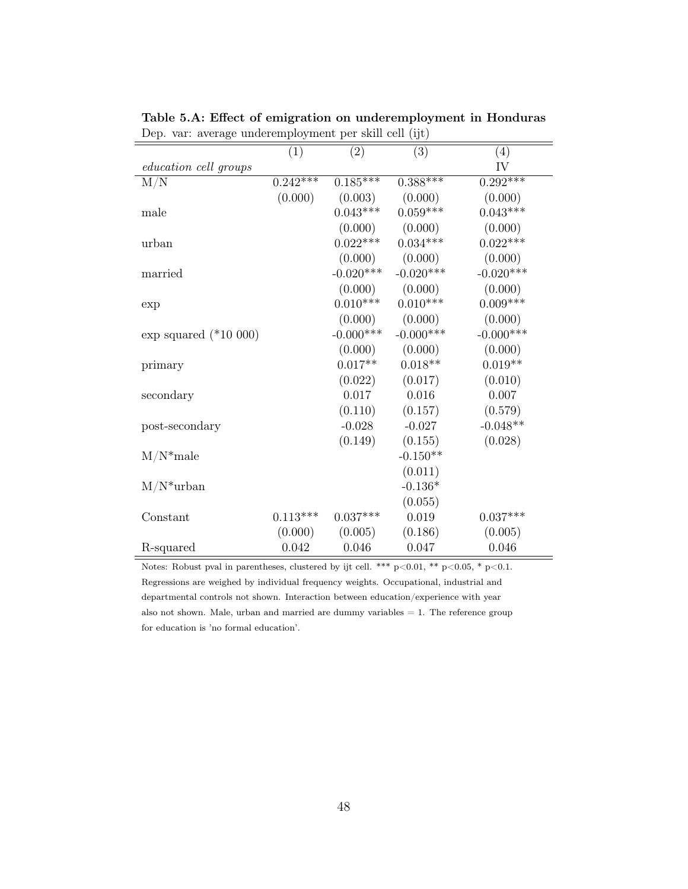**Table 5.A: Effect of emigration on underemployment in Honduras**

Dep. var: average underemployment per skill cell (ijt)

| | (1) | (2) | (3) | (4) |
|---|---|---|---|---|
| *education cell groups* | | | | IV |
| M/N | 0.242*** | 0.185*** | 0.388*** | 0.292*** |
| | (0.000) | (0.003) | (0.000) | (0.000) |
| male | | 0.043*** | 0.059*** | 0.043*** |
| | | (0.000) | (0.000) | (0.000) |
| urban | | 0.022*** | 0.034*** | 0.022*** |
| | | (0.000) | (0.000) | (0.000) |
| married | | -0.020*** | -0.020*** | -0.020*** |
| | | (0.000) | (0.000) | (0.000) |
| exp | | 0.010*** | 0.010*** | 0.009*** |
| | | (0.000) | (0.000) | (0.000) |
| exp squared (*10 000) | | -0.000*** | -0.000*** | -0.000*** |
| | | (0.000) | (0.000) | (0.000) |
| primary | | 0.017** | 0.018** | 0.019** |
| | | (0.022) | (0.017) | (0.010) |
| secondary | | 0.017 | 0.016 | 0.007 |
| | | (0.110) | (0.157) | (0.579) |
| post-secondary | | -0.028 | -0.027 | -0.048** |
| | | (0.149) | (0.155) | (0.028) |
| M/N*male | | | -0.150** | |
| | | | (0.011) | |
| M/N*urban | | | -0.136* | |
| | | | (0.055) | |
| Constant | 0.113*** | 0.037*** | 0.019 | 0.037*** |
| | (0.000) | (0.005) | (0.186) | (0.005) |
| R-squared | 0.042 | 0.046 | 0.047 | 0.046 |

Notes: Robust pval in parentheses, clustered by ijt cell. *** p<0.01, ** p<0.05, * p<0.1. Regressions are weighed by individual frequency weights. Occupational, industrial and departmental controls not shown. Interaction between education/experience with year also not shown. Male, urban and married are dummy variables = 1. The reference group for education is 'no formal education'.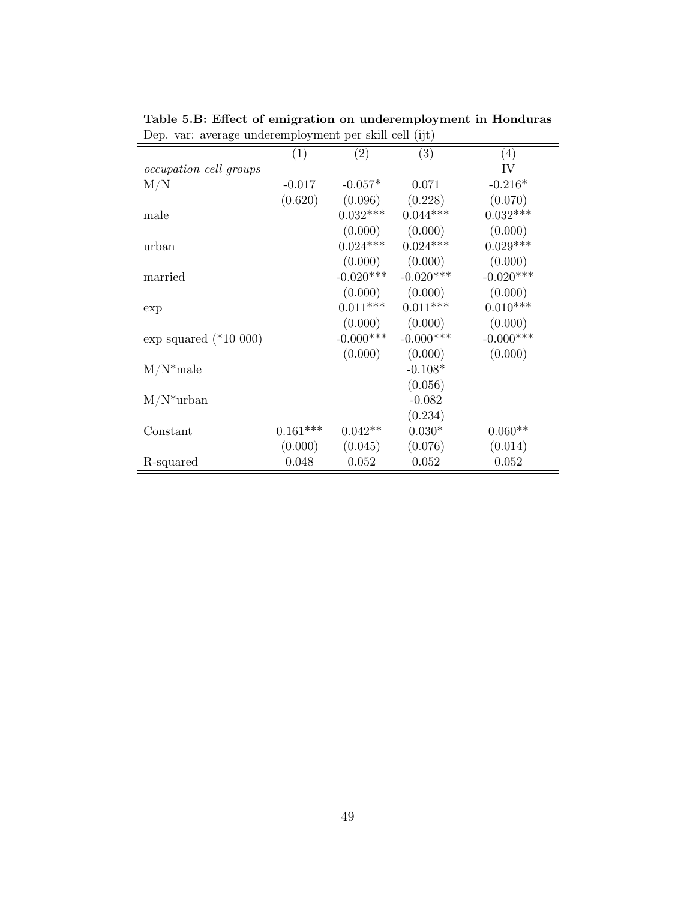**Table 5.B: Effect of emigration on underemployment in Honduras**

Dep. var: average underemployment per skill cell (ijt)

| | (1) | (2) | (3) | (4) |
|---|---|---|---|---|
| *occupation cell groups* | | | | IV |
| M/N | -0.017 | -0.057* | 0.071 | -0.216* |
| | (0.620) | (0.096) | (0.228) | (0.070) |
| male | | 0.032*** | 0.044*** | 0.032*** |
| | | (0.000) | (0.000) | (0.000) |
| urban | | 0.024*** | 0.024*** | 0.029*** |
| | | (0.000) | (0.000) | (0.000) |
| married | | -0.020*** | -0.020*** | -0.020*** |
| | | (0.000) | (0.000) | (0.000) |
| exp | | 0.011*** | 0.011*** | 0.010*** |
| | | (0.000) | (0.000) | (0.000) |
| exp squared (*10 000) | | -0.000*** | -0.000*** | -0.000*** |
| | | (0.000) | (0.000) | (0.000) |
| M/N*male | | | -0.108* | |
| | | | (0.056) | |
| M/N*urban | | | -0.082 | |
| | | | (0.234) | |
| Constant | 0.161*** | 0.042** | 0.030* | 0.060** |
| | (0.000) | (0.045) | (0.076) | (0.014) |
| R-squared | 0.048 | 0.052 | 0.052 | 0.052 |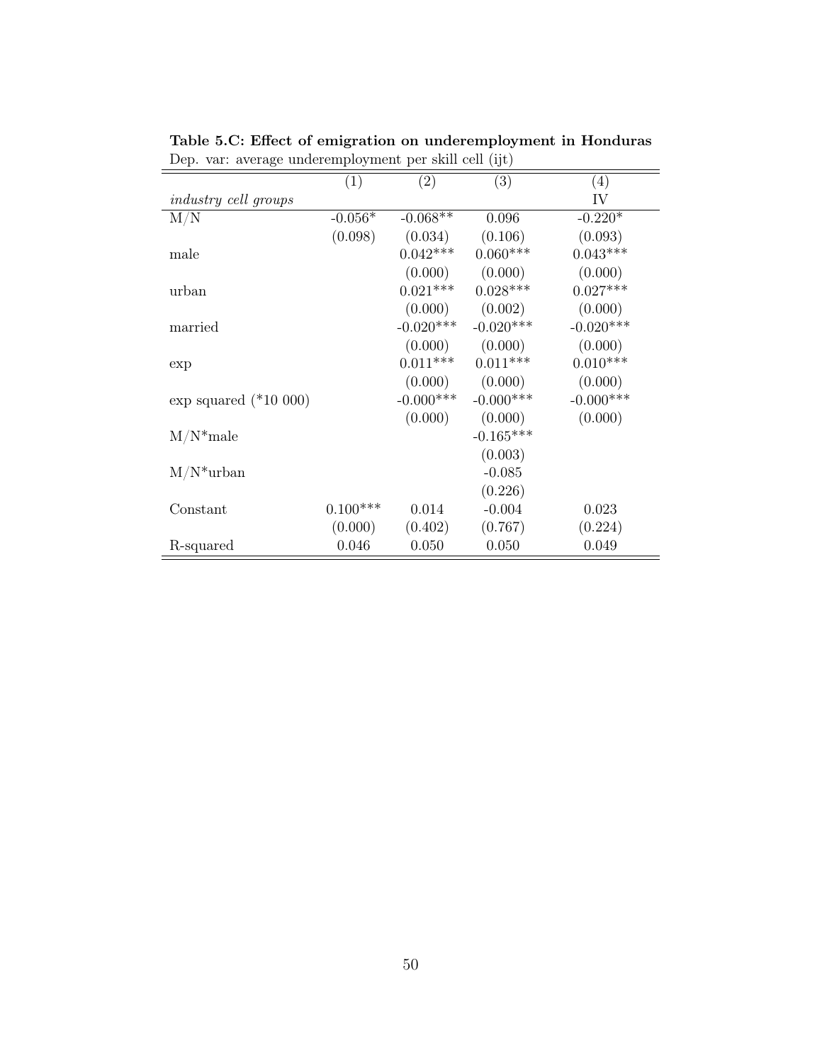**Table 5.C: Effect of emigration on underemployment in Honduras**

Dep. var: average underemployment per skill cell (ijt)

| | (1) | (2) | (3) | (4) |
|---|---|---|---|---|
| *industry cell groups* | | | | IV |
| M/N | -0.056* | -0.068** | 0.096 | -0.220* |
| | (0.098) | (0.034) | (0.106) | (0.093) |
| male | | 0.042*** | 0.060*** | 0.043*** |
| | | (0.000) | (0.000) | (0.000) |
| urban | | 0.021*** | 0.028*** | 0.027*** |
| | | (0.000) | (0.002) | (0.000) |
| married | | -0.020*** | -0.020*** | -0.020*** |
| | | (0.000) | (0.000) | (0.000) |
| exp | | 0.011*** | 0.011*** | 0.010*** |
| | | (0.000) | (0.000) | (0.000) |
| exp squared (*10 000) | | -0.000*** | -0.000*** | -0.000*** |
| | | (0.000) | (0.000) | (0.000) |
| M/N*male | | | -0.165*** | |
| | | | (0.003) | |
| M/N*urban | | | -0.085 | |
| | | | (0.226) | |
| Constant | 0.100*** | 0.014 | -0.004 | 0.023 |
| | (0.000) | (0.402) | (0.767) | (0.224) |
| R-squared | 0.046 | 0.050 | 0.050 | 0.049 |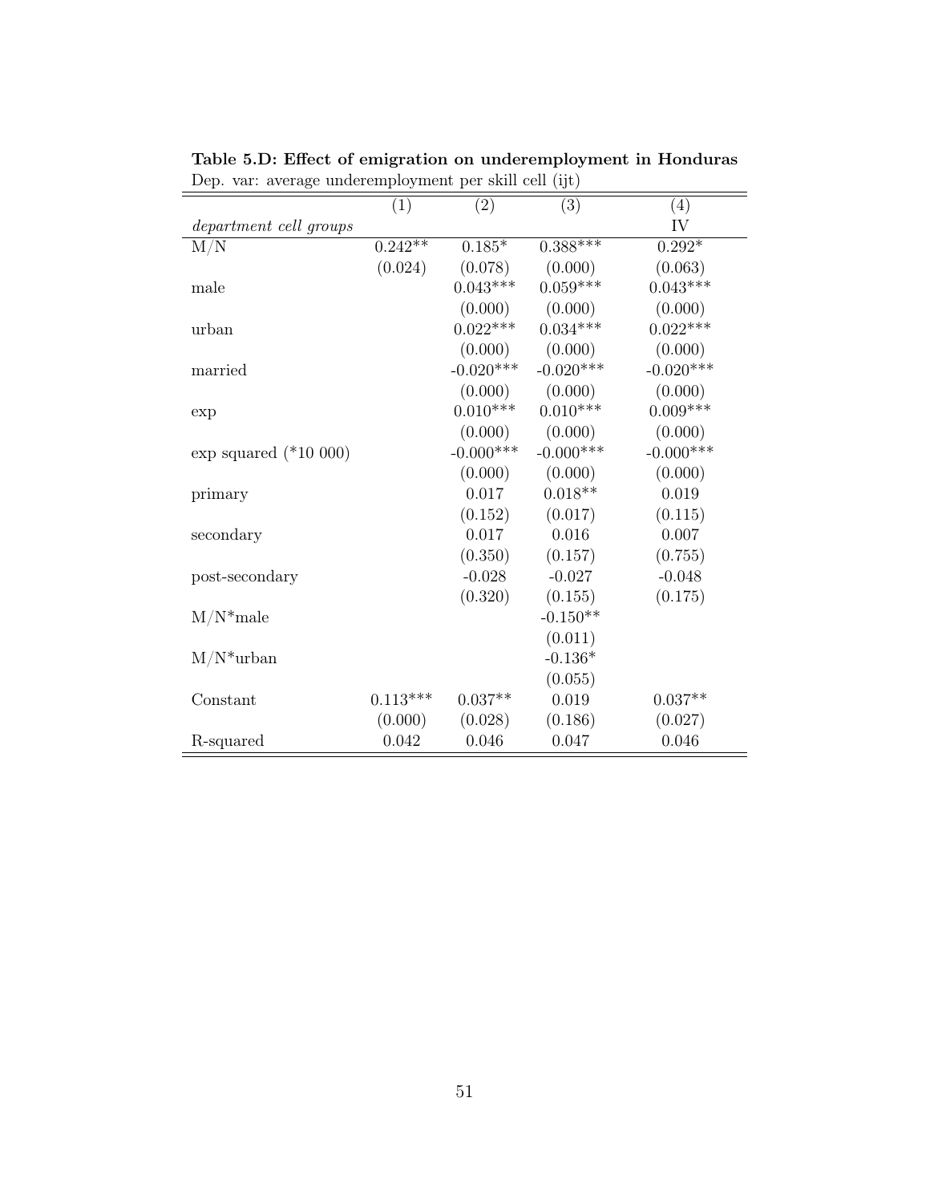**Table 5.D: Effect of emigration on underemployment in Honduras**

Dep. var: average underemployment per skill cell (ijt)

| | (1) | (2) | (3) | (4) |
|---|---|---|---|---|
| *department cell groups* | | | | IV |
| M/N | 0.242** | 0.185* | 0.388*** | 0.292* |
| | (0.024) | (0.078) | (0.000) | (0.063) |
| male | | 0.043*** | 0.059*** | 0.043*** |
| | | (0.000) | (0.000) | (0.000) |
| urban | | 0.022*** | 0.034*** | 0.022*** |
| | | (0.000) | (0.000) | (0.000) |
| married | | -0.020*** | -0.020*** | -0.020*** |
| | | (0.000) | (0.000) | (0.000) |
| exp | | 0.010*** | 0.010*** | 0.009*** |
| | | (0.000) | (0.000) | (0.000) |
| exp squared (*10 000) | | -0.000*** | -0.000*** | -0.000*** |
| | | (0.000) | (0.000) | (0.000) |
| primary | | 0.017 | 0.018** | 0.019 |
| | | (0.152) | (0.017) | (0.115) |
| secondary | | 0.017 | 0.016 | 0.007 |
| | | (0.350) | (0.157) | (0.755) |
| post-secondary | | -0.028 | -0.027 | -0.048 |
| | | (0.320) | (0.155) | (0.175) |
| M/N*male | | | -0.150** | |
| | | | (0.011) | |
| M/N*urban | | | -0.136* | |
| | | | (0.055) | |
| Constant | 0.113*** | 0.037** | 0.019 | 0.037** |
| | (0.000) | (0.028) | (0.186) | (0.027) |
| R-squared | 0.042 | 0.046 | 0.047 | 0.046 |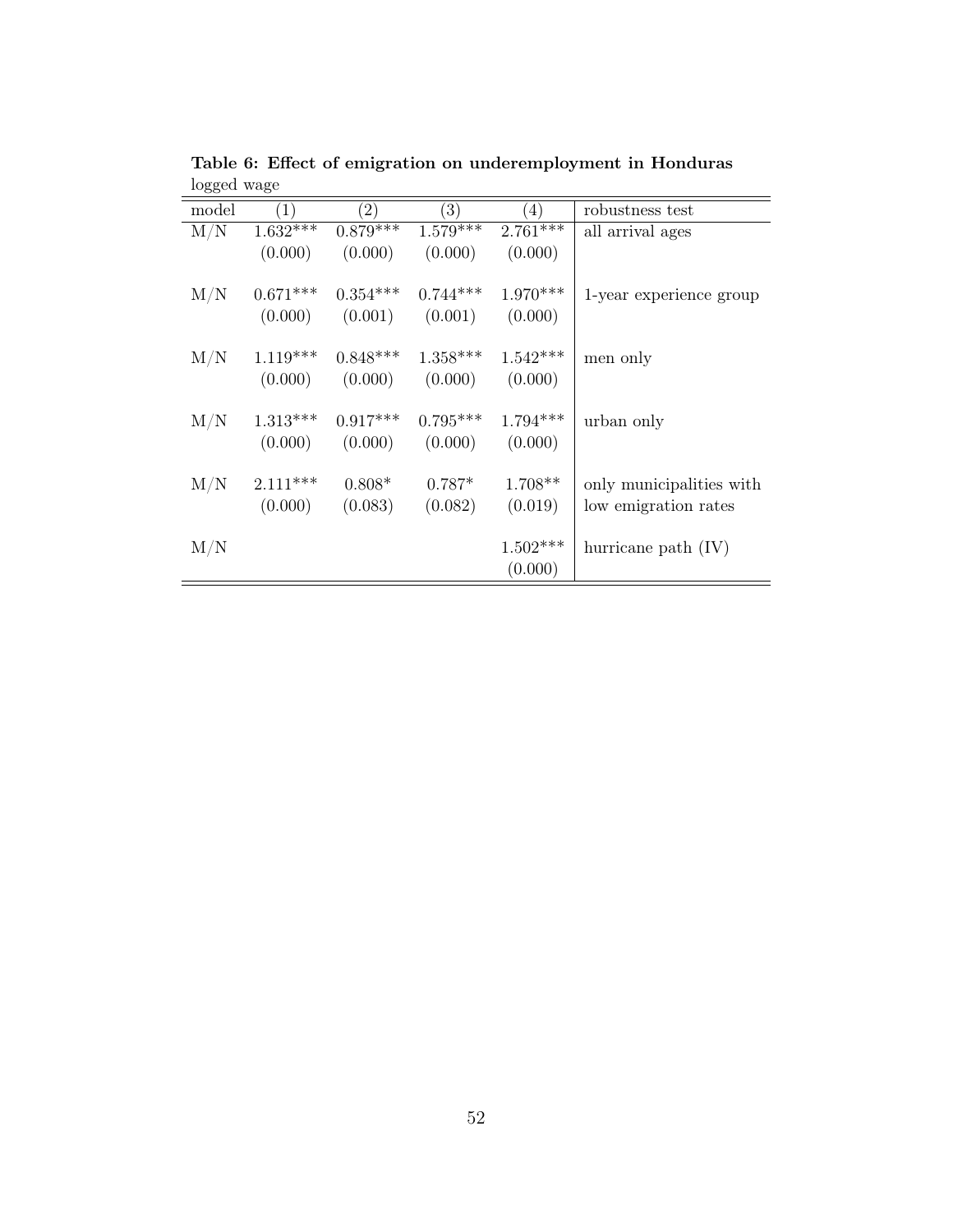**Table 6: Effect of emigration on underemployment in Honduras**

logged wage

| model | (1) | (2) | (3) | (4) | robustness test |
|---|---|---|---|---|---|
| M/N | 1.632*** | 0.879*** | 1.579*** | 2.761*** | all arrival ages |
| | (0.000) | (0.000) | (0.000) | (0.000) | |
| M/N | 0.671*** | 0.354*** | 0.744*** | 1.970*** | 1-year experience group |
| | (0.000) | (0.001) | (0.001) | (0.000) | |
| M/N | 1.119*** | 0.848*** | 1.358*** | 1.542*** | men only |
| | (0.000) | (0.000) | (0.000) | (0.000) | |
| M/N | 1.313*** | 0.917*** | 0.795*** | 1.794*** | urban only |
| | (0.000) | (0.000) | (0.000) | (0.000) | |
| M/N | 2.111*** | 0.808* | 0.787* | 1.708** | only municipalities with low emigration rates |
| | (0.000) | (0.083) | (0.082) | (0.019) | |
| M/N | | | | 1.502*** | hurricane path (IV) |
| | | | | (0.000) | |